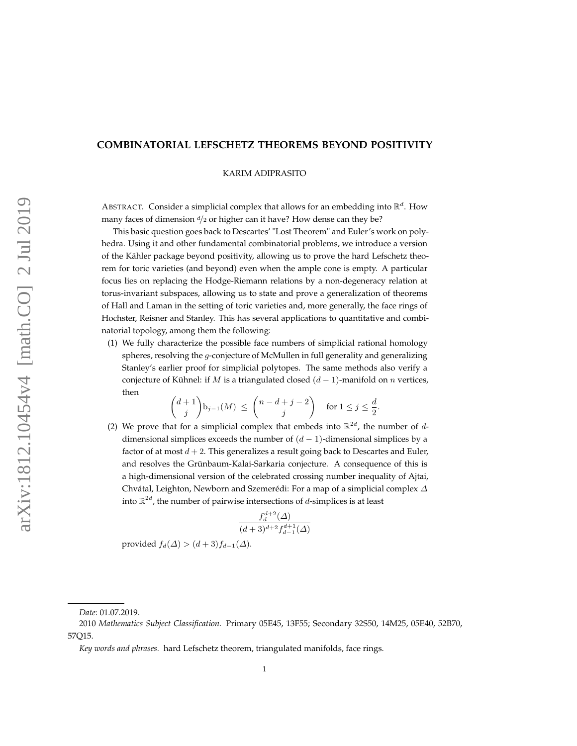# COMBINATORIAL LEFSCHETZ THEOREMS BEYOND POSITIVITY

KARIM ADIPRASITO

ABSTRACT. Consider a simplicial complex that allows for an embedding into $\mathbb{R}^d$. How many faces of dimension $d/2$ or higher can it have? How dense can they be?

This basic question goes back to Descartes' "Lost Theorem" and Euler's work on polyhedra. Using it and other fundamental combinatorial problems, we introduce a version of the Kähler package beyond positivity, allowing us to prove the hard Lefschetz theorem for toric varieties (and beyond) even when the ample cone is empty. A particular focus lies on replacing the Hodge-Riemann relations by a non-degeneracy relation at torus-invariant subspaces, allowing us to state and prove a generalization of theorems of Hall and Laman in the setting of toric varieties and, more generally, the face rings of Hochster, Reisner and Stanley. This has several applications to quantitative and combinatorial topology, among them the following:

(1) We fully characterize the possible face numbers of simplicial rational homology spheres, resolving the $g$-conjecture of McMullen in full generality and generalizing Stanley's earlier proof for simplicial polytopes. The same methods also verify a conjecture of Kühnel: if $M$ is a triangulated closed $(d-1)$-manifold on $n$ vertices, then

$$\binom{d+1}{j}\mathrm{b}_{j-1}(M) \;\leq\; \binom{n-d+j-2}{j} \qquad \text{for } 1 \leq j \leq \frac{d}{2}.$$

(2) We prove that for a simplicial complex that embeds into $\mathbb{R}^{2d}$, the number of $d$-dimensional simplices exceeds the number of $(d-1)$-dimensional simplices by a factor of at most $d+2$. This generalizes a result going back to Descartes and Euler, and resolves the Grünbaum-Kalai-Sarkaria conjecture. A consequence of this is a high-dimensional version of the celebrated crossing number inequality of Ajtai, Chvátal, Leighton, Newborn and Szemerédi: For a map of a simplicial complex $\Delta$ into $\mathbb{R}^{2d}$, the number of pairwise intersections of $d$-simplices is at least

$$\frac{f_d^{d+2}(\Delta)}{(d+3)^{d+2} f_{d-1}^{d+1}(\Delta)}$$

provided $f_d(\Delta) > (d+3) f_{d-1}(\Delta)$.

*Date*: 01.07.2019.

2010 *Mathematics Subject Classification.* Primary 05E45, 13F55; Secondary 32S50, 14M25, 05E40, 52B70, 57Q15.

*Key words and phrases.* hard Lefschetz theorem, triangulated manifolds, face rings.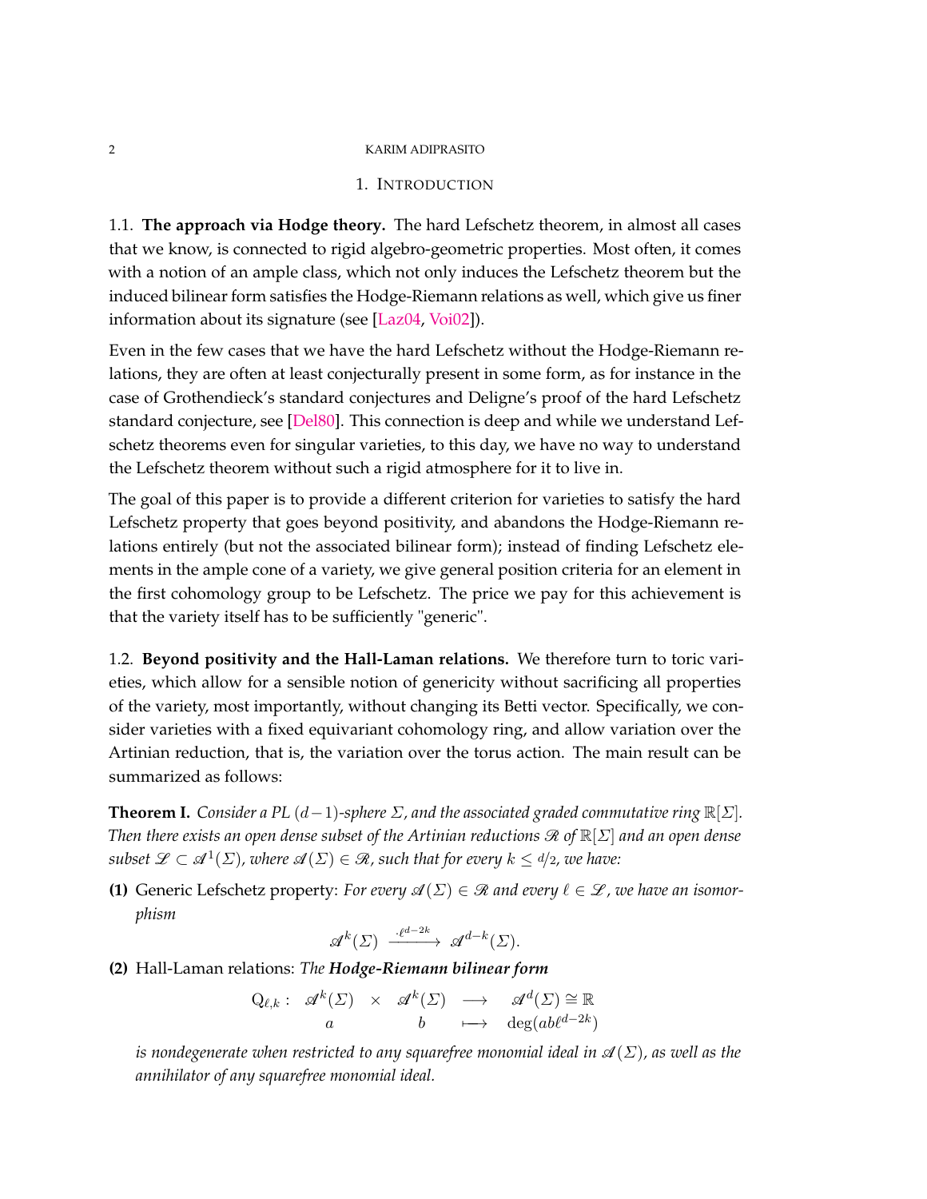## 1. Introduction

### 1.1. **The approach via Hodge theory.**

The hard Lefschetz theorem, in almost all cases that we know, is connected to rigid algebro-geometric properties. Most often, it comes with a notion of an ample class, which not only induces the Lefschetz theorem but the induced bilinear form satisfies the Hodge-Riemann relations as well, which give us finer information about its signature (see [Laz04, Voi02]).

Even in the few cases that we have the hard Lefschetz without the Hodge-Riemann relations, they are often at least conjecturally present in some form, as for instance in the case of Grothendieck's standard conjectures and Deligne's proof of the hard Lefschetz standard conjecture, see [Del80]. This connection is deep and while we understand Lefschetz theorems even for singular varieties, to this day, we have no way to understand the Lefschetz theorem without such a rigid atmosphere for it to live in.

The goal of this paper is to provide a different criterion for varieties to satisfy the hard Lefschetz property that goes beyond positivity, and abandons the Hodge-Riemann relations entirely (but not the associated bilinear form); instead of finding Lefschetz elements in the ample cone of a variety, we give general position criteria for an element in the first cohomology group to be Lefschetz. The price we pay for this achievement is that the variety itself has to be sufficiently "generic".

### 1.2. **Beyond positivity and the Hall-Laman relations.**

We therefore turn to toric varieties, which allow for a sensible notion of genericity without sacrificing all properties of the variety, most importantly, without changing its Betti vector. Specifically, we consider varieties with a fixed equivariant cohomology ring, and allow variation over the Artinian reduction, that is, the variation over the torus action. The main result can be summarized as follows:

**Theorem I.** *Consider a PL $(d-1)$-sphere $\Sigma$, and the associated graded commutative ring $\mathbb{R}[\Sigma]$. Then there exists an open dense subset of the Artinian reductions $\mathscr{R}$ of $\mathbb{R}[\Sigma]$ and an open dense subset $\mathscr{L} \subset \mathscr{A}^1(\Sigma)$, where $\mathscr{A}(\Sigma) \in \mathscr{R}$, such that for every $k \leq d/2$, we have:*

**(1)** Generic Lefschetz property: *For every $\mathscr{A}(\Sigma) \in \mathscr{R}$ and every $\ell \in \mathscr{L}$, we have an isomorphism*

$$\mathscr{A}^k(\Sigma) \xrightarrow{\ \cdot \ell^{d-2k}\ } \mathscr{A}^{d-k}(\Sigma).$$

**(2)** Hall-Laman relations: *The* ***Hodge-Riemann bilinear form***

$$\begin{array}{rccccc} \mathrm{Q}_{\ell,k}: & \mathscr{A}^k(\Sigma) & \times & \mathscr{A}^k(\Sigma) & \longrightarrow & \mathscr{A}^d(\Sigma) \cong \mathbb{R} \\ & a & & b & \longmapsto & \deg(ab\ell^{d-2k}) \end{array}$$

*is nondegenerate when restricted to any squarefree monomial ideal in $\mathscr{A}(\Sigma)$, as well as the annihilator of any squarefree monomial ideal.*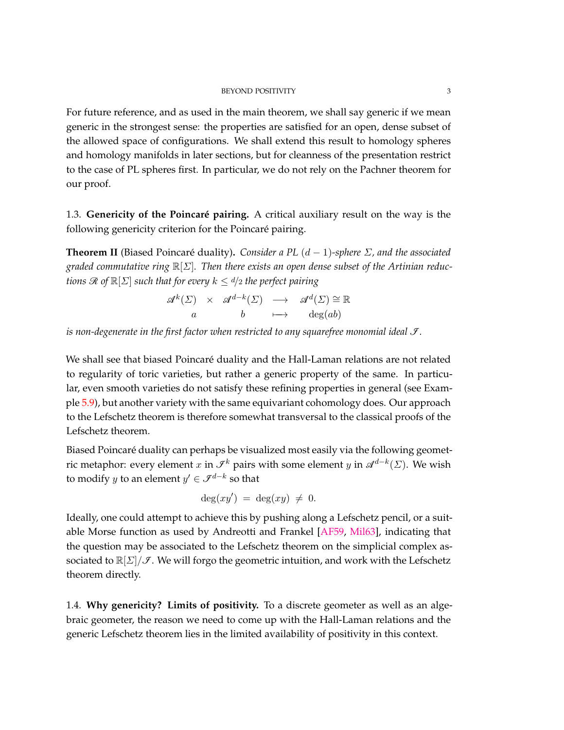For future reference, and as used in the main theorem, we shall say generic if we mean generic in the strongest sense: the properties are satisfied for an open, dense subset of the allowed space of configurations. We shall extend this result to homology spheres and homology manifolds in later sections, but for cleanness of the presentation restrict to the case of PL spheres first. In particular, we do not rely on the Pachner theorem for our proof.

### 1.3. **Genericity of the Poincaré pairing.** 

A critical auxiliary result on the way is the following genericity criterion for the Poincaré pairing.

**Theorem II** (Biased Poincaré duality)**.** *Consider a PL $(d-1)$-sphere $\Sigma$, and the associated graded commutative ring $\mathbb{R}[\Sigma]$. Then there exists an open dense subset of the Artinian reductions $\mathscr{R}$ of $\mathbb{R}[\Sigma]$ such that for every $k \le d/2$ the perfect pairing*

$$\begin{array}{ccccc} \mathscr{A}^k(\Sigma) & \times & \mathscr{A}^{d-k}(\Sigma) & \longrightarrow & \mathscr{A}^d(\Sigma) \cong \mathbb{R} \\ a & & b & \longmapsto & \deg(ab) \end{array}$$

*is non-degenerate in the first factor when restricted to any squarefree monomial ideal $\mathscr{I}$.*

We shall see that biased Poincaré duality and the Hall-Laman relations are not related to regularity of toric varieties, but rather a generic property of the same. In particular, even smooth varieties do not satisfy these refining properties in general (see Example 5.9), but another variety with the same equivariant cohomology does. Our approach to the Lefschetz theorem is therefore somewhat transversal to the classical proofs of the Lefschetz theorem.

Biased Poincaré duality can perhaps be visualized most easily via the following geometric metaphor: every element $x$ in $\mathscr{I}^k$ pairs with some element $y$ in $\mathscr{A}^{d-k}(\Sigma)$. We wish to modify $y$ to an element $y' \in \mathscr{I}^{d-k}$ so that

$$\deg(xy') \ = \ \deg(xy) \ \neq \ 0.$$

Ideally, one could attempt to achieve this by pushing along a Lefschetz pencil, or a suitable Morse function as used by Andreotti and Frankel [AF59, Mil63], indicating that the question may be associated to the Lefschetz theorem on the simplicial complex associated to $\mathbb{R}[\Sigma]/\mathscr{I}$. We will forgo the geometric intuition, and work with the Lefschetz theorem directly.

### 1.4. **Why genericity? Limits of positivity.** 

To a discrete geometer as well as an algebraic geometer, the reason we need to come up with the Hall-Laman relations and the generic Lefschetz theorem lies in the limited availability of positivity in this context.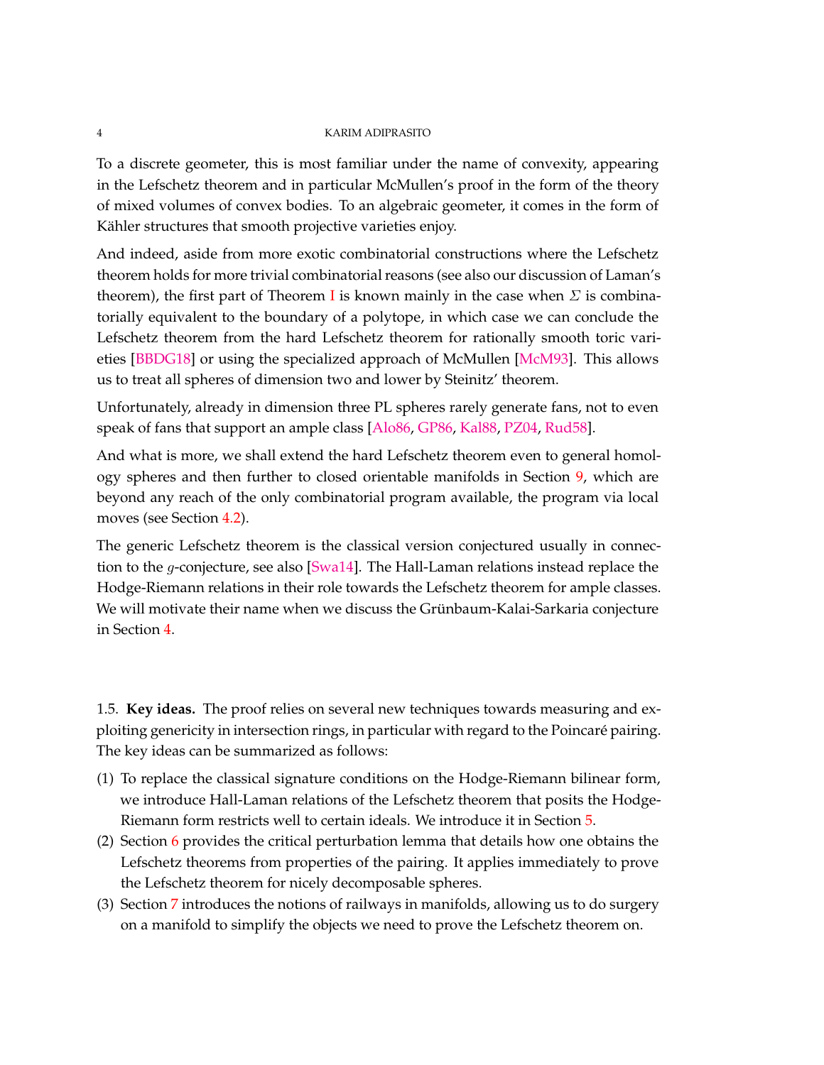To a discrete geometer, this is most familiar under the name of convexity, appearing in the Lefschetz theorem and in particular McMullen's proof in the form of the theory of mixed volumes of convex bodies. To an algebraic geometer, it comes in the form of Kähler structures that smooth projective varieties enjoy.

And indeed, aside from more exotic combinatorial constructions where the Lefschetz theorem holds for more trivial combinatorial reasons (see also our discussion of Laman's theorem), the first part of Theorem I is known mainly in the case when $\Sigma$ is combinatorially equivalent to the boundary of a polytope, in which case we can conclude the Lefschetz theorem from the hard Lefschetz theorem for rationally smooth toric varieties [BBDG18] or using the specialized approach of McMullen [McM93]. This allows us to treat all spheres of dimension two and lower by Steinitz' theorem.

Unfortunately, already in dimension three PL spheres rarely generate fans, not to even speak of fans that support an ample class [Alo86, GP86, Kal88, PZ04, Rud58].

And what is more, we shall extend the hard Lefschetz theorem even to general homology spheres and then further to closed orientable manifolds in Section 9, which are beyond any reach of the only combinatorial program available, the program via local moves (see Section 4.2).

The generic Lefschetz theorem is the classical version conjectured usually in connection to the $g$-conjecture, see also [Swa14]. The Hall-Laman relations instead replace the Hodge-Riemann relations in their role towards the Lefschetz theorem for ample classes. We will motivate their name when we discuss the Grünbaum-Kalai-Sarkaria conjecture in Section 4.

1.5. **Key ideas.** The proof relies on several new techniques towards measuring and exploiting genericity in intersection rings, in particular with regard to the Poincaré pairing. The key ideas can be summarized as follows:

(1) To replace the classical signature conditions on the Hodge-Riemann bilinear form, we introduce Hall-Laman relations of the Lefschetz theorem that posits the Hodge-Riemann form restricts well to certain ideals. We introduce it in Section 5.
(2) Section 6 provides the critical perturbation lemma that details how one obtains the Lefschetz theorems from properties of the pairing. It applies immediately to prove the Lefschetz theorem for nicely decomposable spheres.
(3) Section 7 introduces the notions of railways in manifolds, allowing us to do surgery on a manifold to simplify the objects we need to prove the Lefschetz theorem on.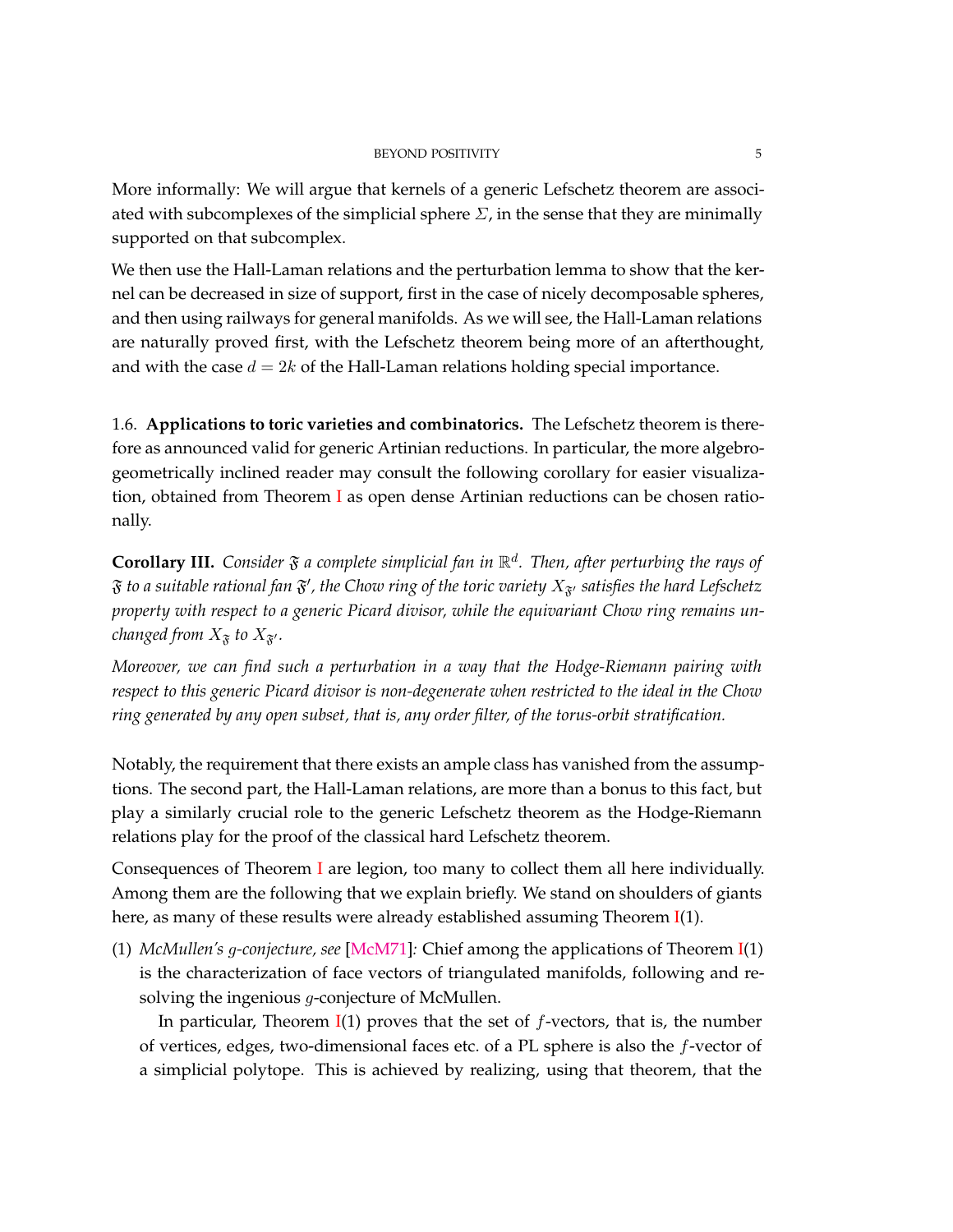More informally: We will argue that kernels of a generic Lefschetz theorem are associated with subcomplexes of the simplicial sphere $\Sigma$, in the sense that they are minimally supported on that subcomplex.

We then use the Hall-Laman relations and the perturbation lemma to show that the kernel can be decreased in size of support, first in the case of nicely decomposable spheres, and then using railways for general manifolds. As we will see, the Hall-Laman relations are naturally proved first, with the Lefschetz theorem being more of an afterthought, and with the case $d = 2k$ of the Hall-Laman relations holding special importance.

### 1.6. Applications to toric varieties and combinatorics.

The Lefschetz theorem is therefore as announced valid for generic Artinian reductions. In particular, the more algebro-geometrically inclined reader may consult the following corollary for easier visualization, obtained from Theorem I as open dense Artinian reductions can be chosen rationally.

**Corollary III.** *Consider $\mathfrak{F}$ a complete simplicial fan in $\mathbb{R}^d$. Then, after perturbing the rays of $\mathfrak{F}$ to a suitable rational fan $\mathfrak{F}'$, the Chow ring of the toric variety $X_{\mathfrak{F}'}$ satisfies the hard Lefschetz property with respect to a generic Picard divisor, while the equivariant Chow ring remains unchanged from $X_{\mathfrak{F}}$ to $X_{\mathfrak{F}'}$.*

*Moreover, we can find such a perturbation in a way that the Hodge-Riemann pairing with respect to this generic Picard divisor is non-degenerate when restricted to the ideal in the Chow ring generated by any open subset, that is, any order filter, of the torus-orbit stratification.*

Notably, the requirement that there exists an ample class has vanished from the assumptions. The second part, the Hall-Laman relations, are more than a bonus to this fact, but play a similarly crucial role to the generic Lefschetz theorem as the Hodge-Riemann relations play for the proof of the classical hard Lefschetz theorem.

Consequences of Theorem I are legion, too many to collect them all here individually. Among them are the following that we explain briefly. We stand on shoulders of giants here, as many of these results were already established assuming Theorem I(1).

(1) *McMullen's $g$-conjecture, see* [McM71]*:* Chief among the applications of Theorem I(1) is the characterization of face vectors of triangulated manifolds, following and resolving the ingenious $g$-conjecture of McMullen.

    In particular, Theorem I(1) proves that the set of $f$-vectors, that is, the number of vertices, edges, two-dimensional faces etc. of a PL sphere is also the $f$-vector of a simplicial polytope. This is achieved by realizing, using that theorem, that the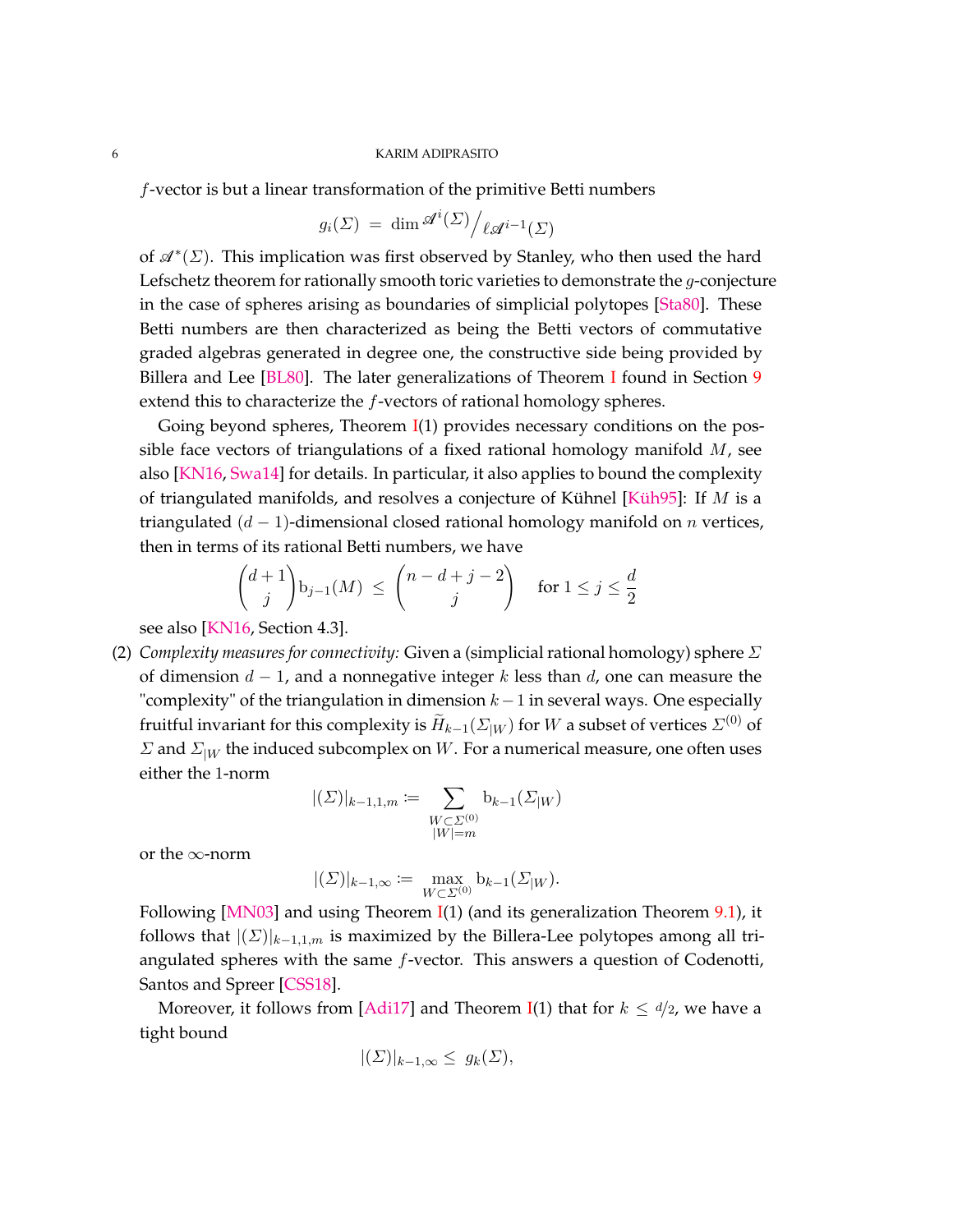$f$-vector is but a linear transformation of the primitive Betti numbers

$$g_i(\Sigma) \ = \ \dim \mathscr{A}^i(\Sigma) \big/ \ell \mathscr{A}^{i-1}(\Sigma)$$

of $\mathscr{A}^*(\Sigma)$. This implication was first observed by Stanley, who then used the hard Lefschetz theorem for rationally smooth toric varieties to demonstrate the $g$-conjecture in the case of spheres arising as boundaries of simplicial polytopes [Sta80]. These Betti numbers are then characterized as being the Betti vectors of commutative graded algebras generated in degree one, the constructive side being provided by Billera and Lee [BL80]. The later generalizations of Theorem I found in Section 9 extend this to characterize the $f$-vectors of rational homology spheres.

Going beyond spheres, Theorem I(1) provides necessary conditions on the possible face vectors of triangulations of a fixed rational homology manifold $M$, see also [KN16, Swa14] for details. In particular, it also applies to bound the complexity of triangulated manifolds, and resolves a conjecture of Kühnel [Küh95]: If $M$ is a triangulated $(d-1)$-dimensional closed rational homology manifold on $n$ vertices, then in terms of its rational Betti numbers, we have

$$\binom{d+1}{j} \mathrm{b}_{j-1}(M) \ \leq \ \binom{n-d+j-2}{j} \quad \text{for } 1 \leq j \leq \frac{d}{2}$$

see also [KN16, Section 4.3].

(2) *Complexity measures for connectivity:* Given a (simplicial rational homology) sphere $\Sigma$ of dimension $d-1$, and a nonnegative integer $k$ less than $d$, one can measure the "complexity" of the triangulation in dimension $k-1$ in several ways. One especially fruitful invariant for this complexity is $\widetilde{H}_{k-1}(\Sigma_{|W})$ for $W$ a subset of vertices $\Sigma^{(0)}$ of $\Sigma$ and $\Sigma_{|W}$ the induced subcomplex on $W$. For a numerical measure, one often uses either the 1-norm

$$|(\Sigma)|_{k-1,1,m} \coloneqq \sum_{\substack{W \subset \Sigma^{(0)} \\ |W|=m}} \mathrm{b}_{k-1}(\Sigma_{|W})$$

or the $\infty$-norm

$$|(\Sigma)|_{k-1,\infty} \coloneqq \max_{W \subset \Sigma^{(0)}} \mathrm{b}_{k-1}(\Sigma_{|W}).$$

Following [MN03] and using Theorem I(1) (and its generalization Theorem 9.1), it follows that $|(\Sigma)|_{k-1,1,m}$ is maximized by the Billera-Lee polytopes among all triangulated spheres with the same $f$-vector. This answers a question of Codenotti, Santos and Spreer [CSS18].

Moreover, it follows from [Adi17] and Theorem I(1) that for $k \leq d/2$, we have a tight bound

$$|(\Sigma)|_{k-1,\infty} \leq \ g_k(\Sigma),$$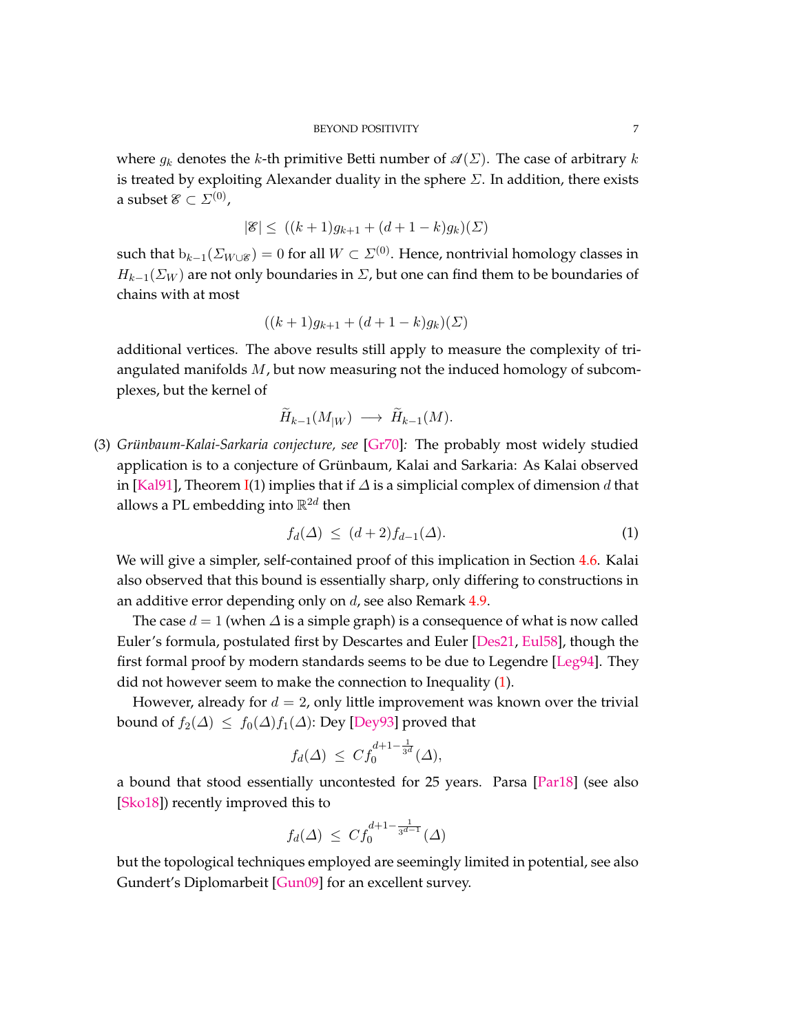where $g_k$ denotes the $k$-th primitive Betti number of $\mathscr{A}(\Sigma)$. The case of arbitrary $k$ is treated by exploiting Alexander duality in the sphere $\Sigma$. In addition, there exists a subset $\mathscr{E} \subset \Sigma^{(0)}$,

$$|\mathscr{E}| \leq \ ((k+1)g_{k+1} + (d+1-k)g_k)(\Sigma)$$

such that $\mathrm{b}_{k-1}(\Sigma_{W \cup \mathscr{E}}) = 0$ for all $W \subset \Sigma^{(0)}$. Hence, nontrivial homology classes in $H_{k-1}(\Sigma_W)$ are not only boundaries in $\Sigma$, but one can find them to be boundaries of chains with at most

$$((k+1)g_{k+1} + (d+1-k)g_k)(\Sigma)$$

additional vertices. The above results still apply to measure the complexity of triangulated manifolds $M$, but now measuring not the induced homology of subcomplexes, but the kernel of

$$\widetilde{H}_{k-1}(M_{|W}) \ \longrightarrow \ \widetilde{H}_{k-1}(M).$$

(3) *Grünbaum-Kalai-Sarkaria conjecture, see* [Gr70]*:* The probably most widely studied application is to a conjecture of Grünbaum, Kalai and Sarkaria: As Kalai observed in [Kal91], Theorem I(1) implies that if $\Delta$ is a simplicial complex of dimension $d$ that allows a PL embedding into $\mathbb{R}^{2d}$ then

$$f_d(\Delta) \ \leq \ (d+2)f_{d-1}(\Delta). \tag{1}$$

We will give a simpler, self-contained proof of this implication in Section 4.6. Kalai also observed that this bound is essentially sharp, only differing to constructions in an additive error depending only on $d$, see also Remark 4.9.

The case $d = 1$ (when $\Delta$ is a simple graph) is a consequence of what is now called Euler's formula, postulated first by Descartes and Euler [Des21, Eul58], though the first formal proof by modern standards seems to be due to Legendre [Leg94]. They did not however seem to make the connection to Inequality (1).

However, already for $d = 2$, only little improvement was known over the trivial bound of $f_2(\Delta) \ \leq \ f_0(\Delta)f_1(\Delta)$: Dey [Dey93] proved that

$$f_d(\Delta) \ \leq \ C f_0^{d+1-\frac{1}{3^d}}(\Delta),$$

a bound that stood essentially uncontested for 25 years. Parsa [Par18] (see also [Sko18]) recently improved this to

$$f_d(\Delta) \ \leq \ C f_0^{d+1-\frac{1}{3^{d-1}}}(\Delta)$$

but the topological techniques employed are seemingly limited in potential, see also Gundert's Diplomarbeit [Gun09] for an excellent survey.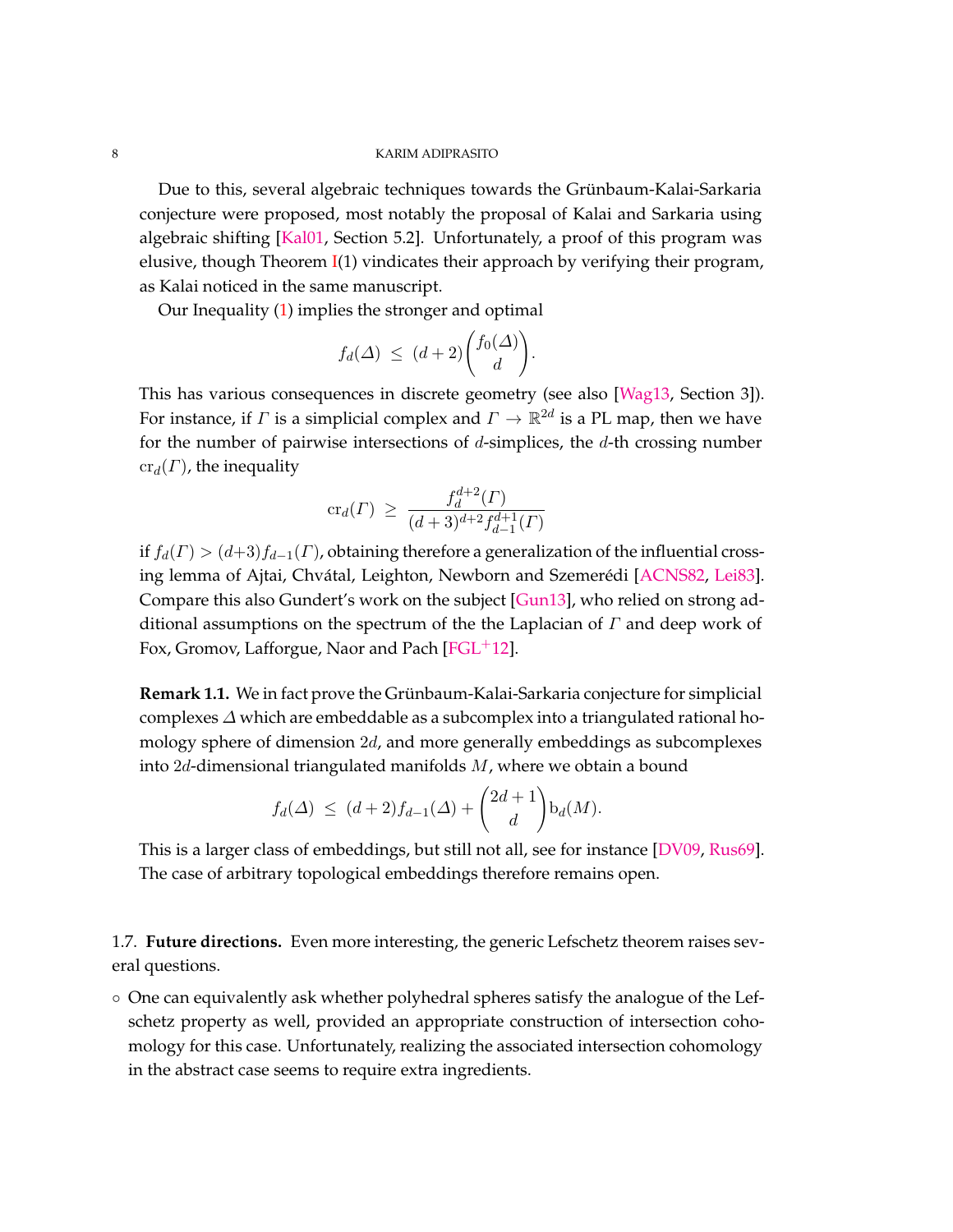Due to this, several algebraic techniques towards the Grünbaum-Kalai-Sarkaria conjecture were proposed, most notably the proposal of Kalai and Sarkaria using algebraic shifting [Kal01, Section 5.2]. Unfortunately, a proof of this program was elusive, though Theorem I(1) vindicates their approach by verifying their program, as Kalai noticed in the same manuscript.

Our Inequality (1) implies the stronger and optimal

$$f_d(\Delta) \ \leq \ (d+2)\binom{f_0(\Delta)}{d}.$$

This has various consequences in discrete geometry (see also [Wag13, Section 3]). For instance, if $\Gamma$ is a simplicial complex and $\Gamma \to \mathbb{R}^{2d}$ is a PL map, then we have for the number of pairwise intersections of $d$-simplices, the $d$-th crossing number $\mathrm{cr}_d(\Gamma)$, the inequality

$$\mathrm{cr}_d(\Gamma) \ \geq \ \frac{f_d^{d+2}(\Gamma)}{(d+3)^{d+2} f_{d-1}^{d+1}(\Gamma)}$$

if $f_d(\Gamma) > (d+3)f_{d-1}(\Gamma)$, obtaining therefore a generalization of the influential crossing lemma of Ajtai, Chvátal, Leighton, Newborn and Szemerédi [ACNS82, Lei83]. Compare this also Gundert's work on the subject [Gun13], who relied on strong additional assumptions on the spectrum of the the Laplacian of $\Gamma$ and deep work of Fox, Gromov, Lafforgue, Naor and Pach [FGL+12].

**Remark 1.1.** We in fact prove the Grünbaum-Kalai-Sarkaria conjecture for simplicial complexes $\Delta$ which are embeddable as a subcomplex into a triangulated rational homology sphere of dimension $2d$, and more generally embeddings as subcomplexes into $2d$-dimensional triangulated manifolds $M$, where we obtain a bound

$$f_d(\Delta) \ \leq \ (d+2)f_{d-1}(\Delta) + \binom{2d+1}{d}\mathrm{b}_d(M).$$

This is a larger class of embeddings, but still not all, see for instance [DV09, Rus69]. The case of arbitrary topological embeddings therefore remains open.

### 1.7. Future directions.

Even more interesting, the generic Lefschetz theorem raises several questions.

- One can equivalently ask whether polyhedral spheres satisfy the analogue of the Lefschetz property as well, provided an appropriate construction of intersection cohomology for this case. Unfortunately, realizing the associated intersection cohomology in the abstract case seems to require extra ingredients.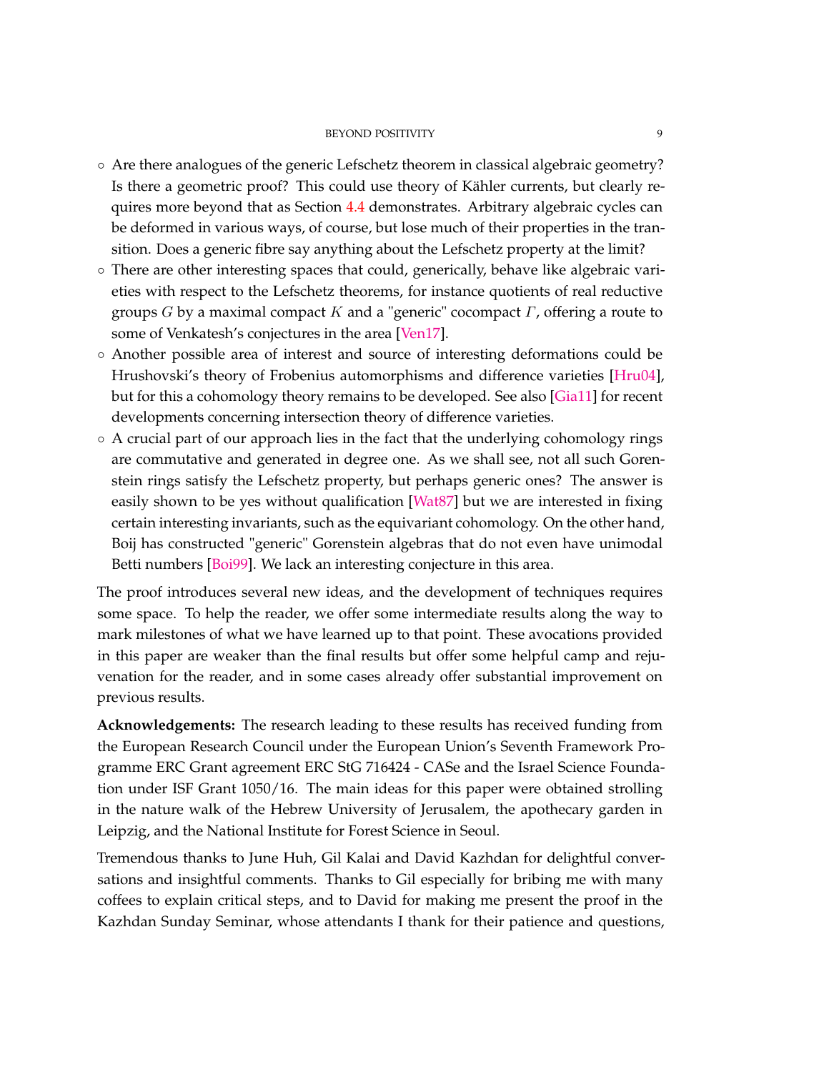- Are there analogues of the generic Lefschetz theorem in classical algebraic geometry? Is there a geometric proof? This could use theory of Kähler currents, but clearly requires more beyond that as Section 4.4 demonstrates. Arbitrary algebraic cycles can be deformed in various ways, of course, but lose much of their properties in the transition. Does a generic fibre say anything about the Lefschetz property at the limit?
- There are other interesting spaces that could, generically, behave like algebraic varieties with respect to the Lefschetz theorems, for instance quotients of real reductive groups $G$ by a maximal compact $K$ and a "generic" cocompact $\Gamma$, offering a route to some of Venkatesh's conjectures in the area [Ven17].
- Another possible area of interest and source of interesting deformations could be Hrushovski's theory of Frobenius automorphisms and difference varieties [Hru04], but for this a cohomology theory remains to be developed. See also [Gia11] for recent developments concerning intersection theory of difference varieties.
- A crucial part of our approach lies in the fact that the underlying cohomology rings are commutative and generated in degree one. As we shall see, not all such Gorenstein rings satisfy the Lefschetz property, but perhaps generic ones? The answer is easily shown to be yes without qualification [Wat87] but we are interested in fixing certain interesting invariants, such as the equivariant cohomology. On the other hand, Boij has constructed "generic" Gorenstein algebras that do not even have unimodal Betti numbers [Boi99]. We lack an interesting conjecture in this area.

The proof introduces several new ideas, and the development of techniques requires some space. To help the reader, we offer some intermediate results along the way to mark milestones of what we have learned up to that point. These avocations provided in this paper are weaker than the final results but offer some helpful camp and rejuvenation for the reader, and in some cases already offer substantial improvement on previous results.

**Acknowledgements:** The research leading to these results has received funding from the European Research Council under the European Union's Seventh Framework Programme ERC Grant agreement ERC StG 716424 - CASe and the Israel Science Foundation under ISF Grant 1050/16. The main ideas for this paper were obtained strolling in the nature walk of the Hebrew University of Jerusalem, the apothecary garden in Leipzig, and the National Institute for Forest Science in Seoul.

Tremendous thanks to June Huh, Gil Kalai and David Kazhdan for delightful conversations and insightful comments. Thanks to Gil especially for bribing me with many coffees to explain critical steps, and to David for making me present the proof in the Kazhdan Sunday Seminar, whose attendants I thank for their patience and questions,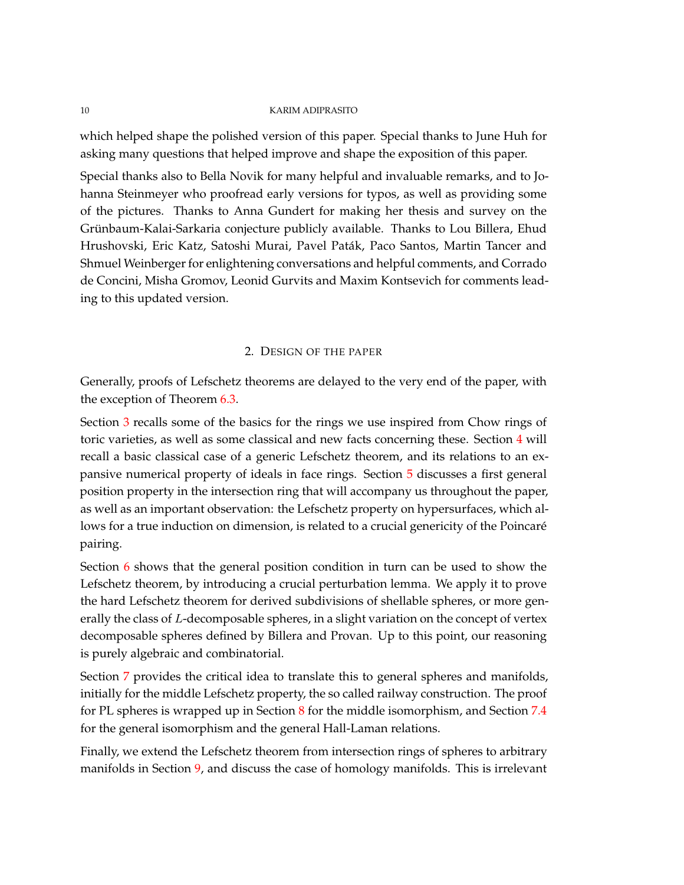which helped shape the polished version of this paper. Special thanks to June Huh for asking many questions that helped improve and shape the exposition of this paper.

Special thanks also to Bella Novik for many helpful and invaluable remarks, and to Johanna Steinmeyer who proofread early versions for typos, as well as providing some of the pictures. Thanks to Anna Gundert for making her thesis and survey on the Grünbaum-Kalai-Sarkaria conjecture publicly available. Thanks to Lou Billera, Ehud Hrushovski, Eric Katz, Satoshi Murai, Pavel Paták, Paco Santos, Martin Tancer and Shmuel Weinberger for enlightening conversations and helpful comments, and Corrado de Concini, Misha Gromov, Leonid Gurvits and Maxim Kontsevich for comments leading to this updated version.

## 2. Design of the paper

Generally, proofs of Lefschetz theorems are delayed to the very end of the paper, with the exception of Theorem 6.3.

Section 3 recalls some of the basics for the rings we use inspired from Chow rings of toric varieties, as well as some classical and new facts concerning these. Section 4 will recall a basic classical case of a generic Lefschetz theorem, and its relations to an expansive numerical property of ideals in face rings. Section 5 discusses a first general position property in the intersection ring that will accompany us throughout the paper, as well as an important observation: the Lefschetz property on hypersurfaces, which allows for a true induction on dimension, is related to a crucial genericity of the Poincaré pairing.

Section 6 shows that the general position condition in turn can be used to show the Lefschetz theorem, by introducing a crucial perturbation lemma. We apply it to prove the hard Lefschetz theorem for derived subdivisions of shellable spheres, or more generally the class of $L$-decomposable spheres, in a slight variation on the concept of vertex decomposable spheres defined by Billera and Provan. Up to this point, our reasoning is purely algebraic and combinatorial.

Section 7 provides the critical idea to translate this to general spheres and manifolds, initially for the middle Lefschetz property, the so called railway construction. The proof for PL spheres is wrapped up in Section 8 for the middle isomorphism, and Section 7.4 for the general isomorphism and the general Hall-Laman relations.

Finally, we extend the Lefschetz theorem from intersection rings of spheres to arbitrary manifolds in Section 9, and discuss the case of homology manifolds. This is irrelevant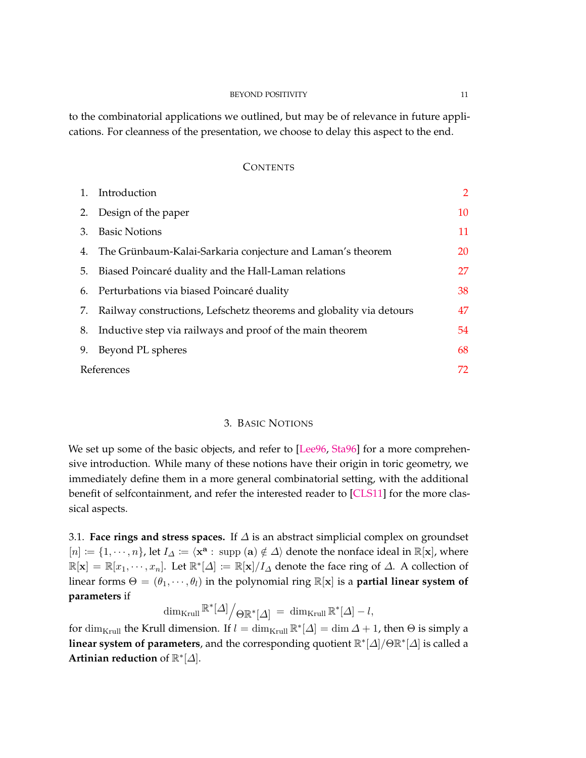to the combinatorial applications we outlined, but may be of relevance in future applications. For cleanness of the presentation, we choose to delay this aspect to the end.

## Contents

1. Introduction — 2
2. Design of the paper — 10
3. Basic Notions — 11
4. The Grünbaum-Kalai-Sarkaria conjecture and Laman's theorem — 20
5. Biased Poincaré duality and the Hall-Laman relations — 27
6. Perturbations via biased Poincaré duality — 38
7. Railway constructions, Lefschetz theorems and globality via detours — 47
8. Inductive step via railways and proof of the main theorem — 54
9. Beyond PL spheres — 68

References — 72

## 3. Basic Notions

We set up some of the basic objects, and refer to [Lee96, Sta96] for a more comprehensive introduction. While many of these notions have their origin in toric geometry, we immediately define them in a more general combinatorial setting, with the additional benefit of selfcontainment, and refer the interested reader to [CLS11] for the more classical aspects.

### 3.1. Face rings and stress spaces.

If $\varDelta$ is an abstract simplicial complex on groundset $[n] \coloneqq \{1, \cdots, n\}$, let $I_\varDelta \coloneqq \langle \mathbf{x}^\mathbf{a} : \ \mathrm{supp}\ (\mathbf{a}) \notin \varDelta \rangle$ denote the nonface ideal in $\mathbb{R}[\mathbf{x}]$, where $\mathbb{R}[\mathbf{x}] = \mathbb{R}[x_1, \cdots, x_n]$. Let $\mathbb{R}^*[\varDelta] \coloneqq \mathbb{R}[\mathbf{x}]/I_\varDelta$ denote the face ring of $\varDelta$. A collection of linear forms $\Theta = (\theta_1, \cdots, \theta_l)$ in the polynomial ring $\mathbb{R}[\mathbf{x}]$ is a **partial linear system of parameters** if

$$\dim_{\mathrm{Krull}} \mathbb{R}^*[\varDelta] \big/ \Theta \mathbb{R}^*[\varDelta] \ = \ \dim_{\mathrm{Krull}} \mathbb{R}^*[\varDelta] - l,$$

for $\dim_{\mathrm{Krull}}$ the Krull dimension. If $l = \dim_{\mathrm{Krull}} \mathbb{R}^*[\varDelta] = \dim \varDelta + 1$, then $\Theta$ is simply a **linear system of parameters**, and the corresponding quotient $\mathbb{R}^*[\varDelta]/\Theta\mathbb{R}^*[\varDelta]$ is called a **Artinian reduction** of $\mathbb{R}^*[\varDelta]$.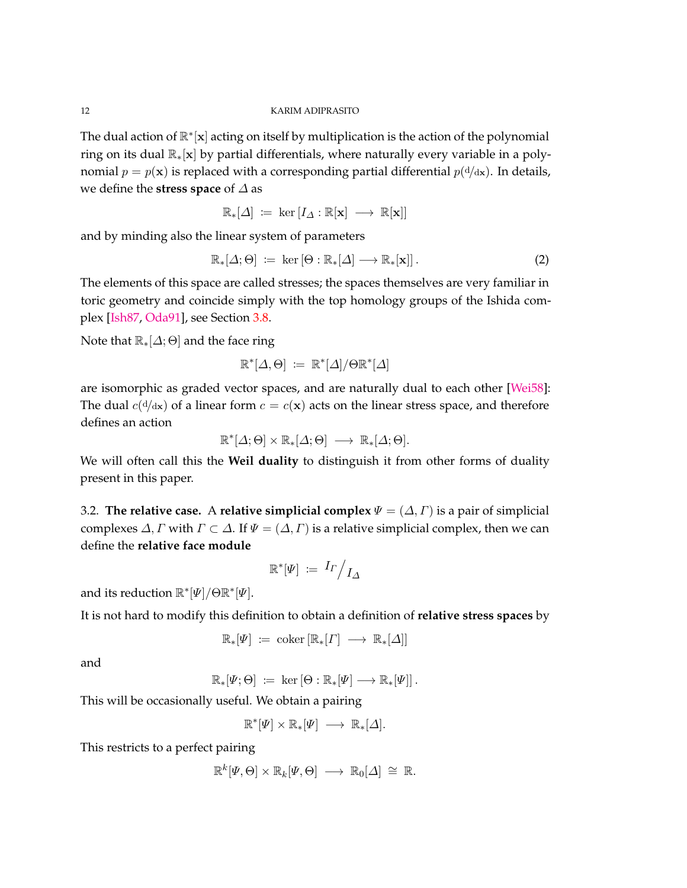The dual action of $\mathbb{R}^*[\mathbf{x}]$ acting on itself by multiplication is the action of the polynomial ring on its dual $\mathbb{R}_*[\mathbf{x}]$ by partial differentials, where naturally every variable in a polynomial $p = p(\mathbf{x})$ is replaced with a corresponding partial differential $p({}^{\mathrm{d}}/_{\mathrm{d}\mathbf{x}})$. In details, we define the **stress space** of $\Delta$ as

$$\mathbb{R}_*[\Delta] \;\coloneqq\; \ker\left[I_\Delta : \mathbb{R}[\mathbf{x}] \;\longrightarrow\; \mathbb{R}[\mathbf{x}]\right]$$

and by minding also the linear system of parameters

$$\mathbb{R}_*[\Delta;\Theta] \;\coloneqq\; \ker\left[\Theta : \mathbb{R}_*[\Delta] \longrightarrow \mathbb{R}_*[\mathbf{x}]\right]. \tag{2}$$

The elements of this space are called stresses; the spaces themselves are very familiar in toric geometry and coincide simply with the top homology groups of the Ishida complex [Ish87, Oda91], see Section 3.8.

Note that $\mathbb{R}_*[\Delta;\Theta]$ and the face ring

$$\mathbb{R}^*[\Delta,\Theta] \;\coloneqq\; \mathbb{R}^*[\Delta]/\Theta\mathbb{R}^*[\Delta]$$

are isomorphic as graded vector spaces, and are naturally dual to each other [Wei58]: The dual $c({}^{\mathrm{d}}/_{\mathrm{d}\mathbf{x}})$ of a linear form $c = c(\mathbf{x})$ acts on the linear stress space, and therefore defines an action

$$\mathbb{R}^*[\Delta;\Theta] \times \mathbb{R}_*[\Delta;\Theta] \;\longrightarrow\; \mathbb{R}_*[\Delta;\Theta].$$

We will often call this the **Weil duality** to distinguish it from other forms of duality present in this paper.

3.2. **The relative case.** A **relative simplicial complex** $\Psi = (\Delta, \Gamma)$ is a pair of simplicial complexes $\Delta, \Gamma$ with $\Gamma \subset \Delta$. If $\Psi = (\Delta, \Gamma)$ is a relative simplicial complex, then we can define the **relative face module**

$$\mathbb{R}^*[\Psi] \;\coloneqq\; {}^{I_\Gamma}\big/_{I_\Delta}$$

and its reduction $\mathbb{R}^*[\Psi]/\Theta\mathbb{R}^*[\Psi]$.

It is not hard to modify this definition to obtain a definition of **relative stress spaces** by

$$\mathbb{R}_*[\Psi] \;\coloneqq\; \operatorname{coker}\left[\mathbb{R}_*[\Gamma] \;\longrightarrow\; \mathbb{R}_*[\Delta]\right]$$

and

$$\mathbb{R}_*[\Psi;\Theta] \;\coloneqq\; \ker\left[\Theta : \mathbb{R}_*[\Psi] \longrightarrow \mathbb{R}_*[\Psi]\right].$$

This will be occasionally useful. We obtain a pairing

$$\mathbb{R}^*[\Psi] \times \mathbb{R}_*[\Psi] \;\longrightarrow\; \mathbb{R}_*[\Delta].$$

This restricts to a perfect pairing

$$\mathbb{R}^k[\Psi,\Theta] \times \mathbb{R}_k[\Psi,\Theta] \;\longrightarrow\; \mathbb{R}_0[\Delta] \;\cong\; \mathbb{R}.$$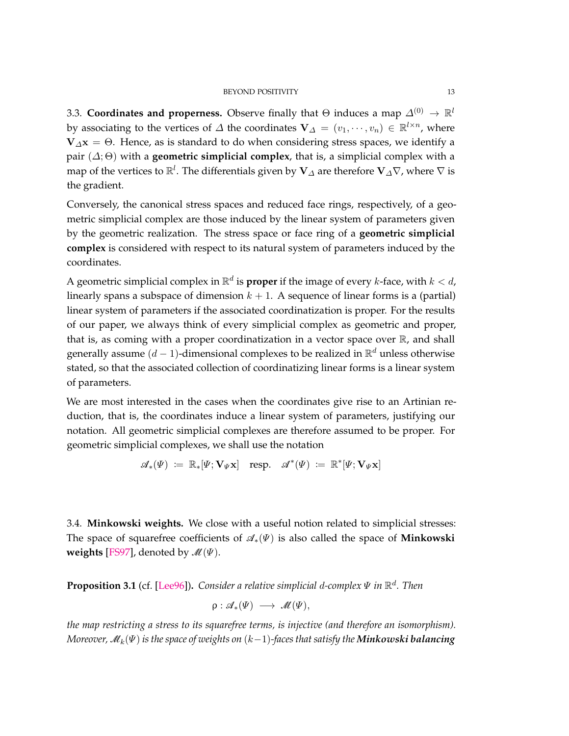### 3.3. Coordinates and properness.

Observe finally that $\Theta$ induces a map $\Delta^{(0)} \to \mathbb{R}^l$ by associating to the vertices of $\Delta$ the coordinates $\mathbf{V}_\Delta = (v_1, \cdots, v_n) \in \mathbb{R}^{l\times n}$, where $\mathbf{V}_\Delta \mathbf{x} = \Theta$. Hence, as is standard to do when considering stress spaces, we identify a pair $(\Delta; \Theta)$ with a **geometric simplicial complex**, that is, a simplicial complex with a map of the vertices to $\mathbb{R}^l$. The differentials given by $\mathbf{V}_\Delta$ are therefore $\mathbf{V}_\Delta \nabla$, where $\nabla$ is the gradient.

Conversely, the canonical stress spaces and reduced face rings, respectively, of a geometric simplicial complex are those induced by the linear system of parameters given by the geometric realization. The stress space or face ring of a **geometric simplicial complex** is considered with respect to its natural system of parameters induced by the coordinates.

A geometric simplicial complex in $\mathbb{R}^d$ is **proper** if the image of every $k$-face, with $k < d$, linearly spans a subspace of dimension $k+1$. A sequence of linear forms is a (partial) linear system of parameters if the associated coordinatization is proper. For the results of our paper, we always think of every simplicial complex as geometric and proper, that is, as coming with a proper coordinatization in a vector space over $\mathbb{R}$, and shall generally assume $(d-1)$-dimensional complexes to be realized in $\mathbb{R}^d$ unless otherwise stated, so that the associated collection of coordinatizing linear forms is a linear system of parameters.

We are most interested in the cases when the coordinates give rise to an Artinian reduction, that is, the coordinates induce a linear system of parameters, justifying our notation. All geometric simplicial complexes are therefore assumed to be proper. For geometric simplicial complexes, we shall use the notation

$$\mathscr{A}_*(\Psi) \coloneqq \mathbb{R}_*[\Psi; \mathbf{V}_\Psi \mathbf{x}] \quad \text{resp.} \quad \mathscr{A}^*(\Psi) \coloneqq \mathbb{R}^*[\Psi; \mathbf{V}_\Psi \mathbf{x}]$$

### 3.4. Minkowski weights.

We close with a useful notion related to simplicial stresses: The space of squarefree coefficients of $\mathscr{A}_*(\Psi)$ is also called the space of **Minkowski weights** [FS97], denoted by $\mathscr{M}(\Psi)$.

**Proposition 3.1** (cf. [Lee96])**.** *Consider a relative simplicial $d$-complex $\Psi$ in $\mathbb{R}^d$. Then*

$$\rho : \mathscr{A}_*(\Psi) \longrightarrow \mathscr{M}(\Psi),$$

*the map restricting a stress to its squarefree terms, is injective (and therefore an isomorphism). Moreover, $\mathscr{M}_k(\Psi)$ is the space of weights on $(k-1)$-faces that satisfy the **Minkowski balancing***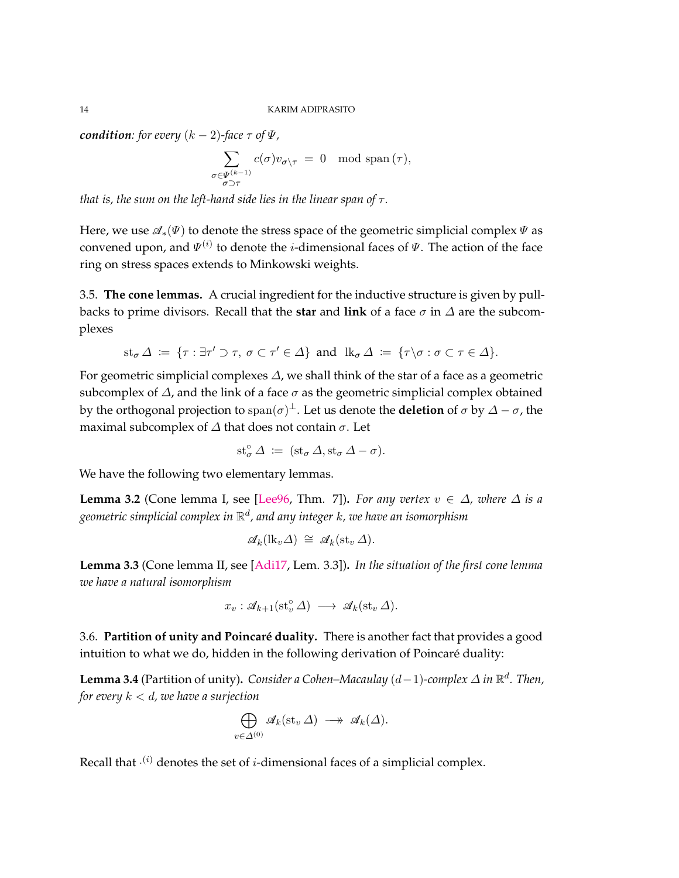***condition**: for every $(k-2)$-face $\tau$ of $\Psi$,*

$$\sum_{\substack{\sigma \in \Psi^{(k-1)} \\ \sigma \supset \tau}} c(\sigma) v_{\sigma \setminus \tau} \ = \ 0 \quad \mathrm{mod}\ \mathrm{span}\,(\tau),$$

*that is, the sum on the left-hand side lies in the linear span of $\tau$.*

Here, we use $\mathscr{A}_*(\Psi)$ to denote the stress space of the geometric simplicial complex $\Psi$ as convened upon, and $\Psi^{(i)}$ to denote the $i$-dimensional faces of $\Psi$. The action of the face ring on stress spaces extends to Minkowski weights.

### 3.5. The cone lemmas.

A crucial ingredient for the inductive structure is given by pullbacks to prime divisors. Recall that the **star** and **link** of a face $\sigma$ in $\Delta$ are the subcomplexes

$$\mathrm{st}_\sigma\, \Delta \ \coloneqq\ \{\tau : \exists \tau' \supset \tau,\ \sigma \subset \tau' \in \Delta\} \ \text{ and } \ \mathrm{lk}_\sigma\, \Delta \ \coloneqq\ \{\tau \setminus \sigma : \sigma \subset \tau \in \Delta\}.$$

For geometric simplicial complexes $\Delta$, we shall think of the star of a face as a geometric subcomplex of $\Delta$, and the link of a face $\sigma$ as the geometric simplicial complex obtained by the orthogonal projection to $\mathrm{span}(\sigma)^\perp$. Let us denote the **deletion** of $\sigma$ by $\Delta - \sigma$, the maximal subcomplex of $\Delta$ that does not contain $\sigma$. Let

$$\mathrm{st}^\circ_\sigma\, \Delta \ \coloneqq\ (\mathrm{st}_\sigma\, \Delta, \mathrm{st}_\sigma\, \Delta - \sigma).$$

We have the following two elementary lemmas.

**Lemma 3.2** (Cone lemma I, see [Lee96, Thm. 7]). *For any vertex $v \in \Delta$, where $\Delta$ is a geometric simplicial complex in $\mathbb{R}^d$, and any integer $k$, we have an isomorphism*

$$\mathscr{A}_k(\mathrm{lk}_v \Delta) \ \cong\ \mathscr{A}_k(\mathrm{st}_v\, \Delta).$$

**Lemma 3.3** (Cone lemma II, see [Adi17, Lem. 3.3]). *In the situation of the first cone lemma we have a natural isomorphism*

$$x_v : \mathscr{A}_{k+1}(\mathrm{st}^\circ_v\, \Delta) \ \longrightarrow\ \mathscr{A}_k(\mathrm{st}_v\, \Delta).$$

### 3.6. Partition of unity and Poincaré duality.

There is another fact that provides a good intuition to what we do, hidden in the following derivation of Poincaré duality:

**Lemma 3.4** (Partition of unity). *Consider a Cohen–Macaulay $(d-1)$-complex $\Delta$ in $\mathbb{R}^d$. Then, for every $k < d$, we have a surjection*

$$\bigoplus_{v \in \Delta^{(0)}} \mathscr{A}_k(\mathrm{st}_v\, \Delta) \ \twoheadrightarrow\ \mathscr{A}_k(\Delta).$$

Recall that $\cdot^{(i)}$ denotes the set of $i$-dimensional faces of a simplicial complex.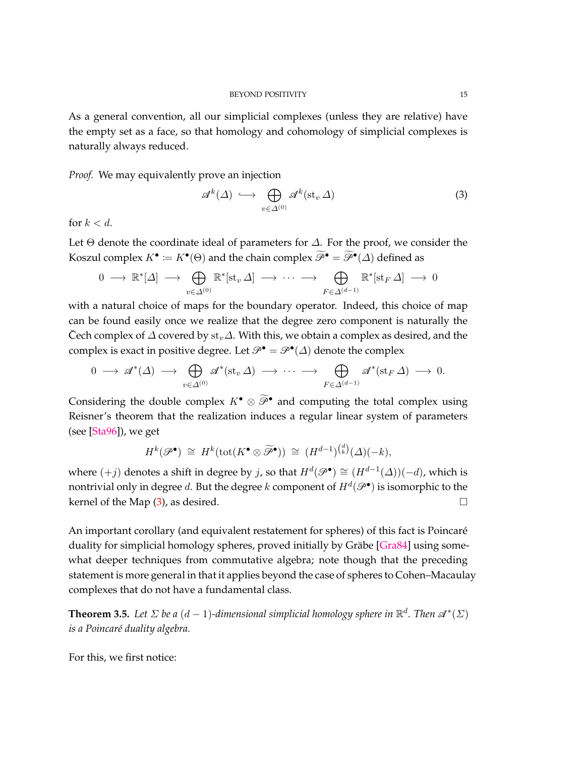As a general convention, all our simplicial complexes (unless they are relative) have the empty set as a face, so that homology and cohomology of simplicial complexes is naturally always reduced.

*Proof.* We may equivalently prove an injection

$$\mathscr{A}^k(\Delta) \longrightarrow \bigoplus_{v \in \Delta^{(0)}} \mathscr{A}^k(\mathrm{st}_v\, \Delta) \tag{3}$$

for $k < d$.

Let $\Theta$ denote the coordinate ideal of parameters for $\Delta$. For the proof, we consider the Koszul complex $K^\bullet := K^\bullet(\Theta)$ and the chain complex $\widetilde{\mathscr{P}}^\bullet = \widetilde{\mathscr{P}}^\bullet(\Delta)$ defined as

$$0 \longrightarrow \mathbb{R}^*[\Delta] \longrightarrow \bigoplus_{v \in \Delta^{(0)}} \mathbb{R}^*[\mathrm{st}_v\, \Delta] \longrightarrow \cdots \longrightarrow \bigoplus_{F \in \Delta^{(d-1)}} \mathbb{R}^*[\mathrm{st}_F\, \Delta] \longrightarrow 0$$

with a natural choice of maps for the boundary operator. Indeed, this choice of map can be found easily once we realize that the degree zero component is naturally the Čech complex of $\Delta$ covered by $\mathrm{st}_v \Delta$. With this, we obtain a complex as desired, and the complex is exact in positive degree. Let $\mathscr{P}^\bullet = \mathscr{P}^\bullet(\Delta)$ denote the complex

$$0 \longrightarrow \mathscr{A}^*(\Delta) \longrightarrow \bigoplus_{v \in \Delta^{(0)}} \mathscr{A}^*(\mathrm{st}_v\, \Delta) \longrightarrow \cdots \longrightarrow \bigoplus_{F \in \Delta^{(d-1)}} \mathscr{A}^*(\mathrm{st}_F\, \Delta) \longrightarrow 0.$$

Considering the double complex $K^\bullet \otimes \widetilde{\mathscr{P}}^\bullet$ and computing the total complex using Reisner's theorem that the realization induces a regular linear system of parameters (see [Sta96]), we get

$$H^k(\mathscr{P}^\bullet) \;\cong\; H^k(\mathrm{tot}(K^\bullet \otimes \widetilde{\mathscr{P}}^\bullet)) \;\cong\; (H^{d-1})^{\binom{d}{k}}(\Delta)(-k),$$

where $(+j)$ denotes a shift in degree by $j$, so that $H^d(\mathscr{P}^\bullet) \cong (H^{d-1}(\Delta))(-d)$, which is nontrivial only in degree $d$. But the degree $k$ component of $H^d(\mathscr{P}^\bullet)$ is isomorphic to the kernel of the Map (3), as desired. □

An important corollary (and equivalent restatement for spheres) of this fact is Poincaré duality for simplicial homology spheres, proved initially by Gräbe [Gra84] using somewhat deeper techniques from commutative algebra; note though that the preceding statement is more general in that it applies beyond the case of spheres to Cohen–Macaulay complexes that do not have a fundamental class.

**Theorem 3.5.** *Let $\Sigma$ be a $(d-1)$-dimensional simplicial homology sphere in $\mathbb{R}^d$. Then $\mathscr{A}^*(\Sigma)$ is a Poincaré duality algebra.*

For this, we first notice: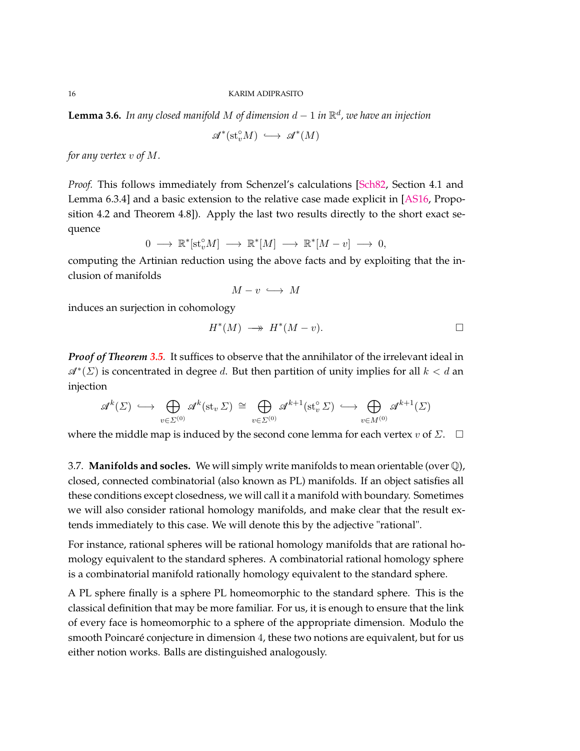**Lemma 3.6.** *In any closed manifold $M$ of dimension $d-1$ in $\mathbb{R}^d$, we have an injection*

$$\mathscr{A}^*(\mathrm{st}_v^\circ M) \ \longhookrightarrow \ \mathscr{A}^*(M)$$

*for any vertex $v$ of $M$.*

*Proof.* This follows immediately from Schenzel's calculations [Sch82, Section 4.1 and Lemma 6.3.4] and a basic extension to the relative case made explicit in [AS16, Proposition 4.2 and Theorem 4.8]). Apply the last two results directly to the short exact sequence

$$0 \ \longrightarrow \ \mathbb{R}^*[\mathrm{st}_v^\circ M] \ \longrightarrow \ \mathbb{R}^*[M] \ \longrightarrow \ \mathbb{R}^*[M - v] \ \longrightarrow \ 0,$$

computing the Artinian reduction using the above facts and by exploiting that the inclusion of manifolds

$$M - v \ \longhookrightarrow \ M$$

induces an surjection in cohomology

$$H^*(M) \ \longrightarrow\!\!\!\!\!\rightarrow \ H^*(M-v). \qquad \square$$

***Proof of Theorem 3.5.*** It suffices to observe that the annihilator of the irrelevant ideal in $\mathscr{A}^*(\Sigma)$ is concentrated in degree $d$. But then partition of unity implies for all $k < d$ an injection

$$\mathscr{A}^k(\Sigma) \ \longhookrightarrow \ \bigoplus_{v \in \Sigma^{(0)}} \mathscr{A}^k(\mathrm{st}_v\, \Sigma) \ \cong \ \bigoplus_{v \in \Sigma^{(0)}} \mathscr{A}^{k+1}(\mathrm{st}_v^\circ\, \Sigma) \ \longhookrightarrow \ \bigoplus_{v \in M^{(0)}} \mathscr{A}^{k+1}(\Sigma)$$

where the middle map is induced by the second cone lemma for each vertex $v$ of $\Sigma$. $\square$

3.7. **Manifolds and socles.** We will simply write manifolds to mean orientable (over $\mathbb{Q}$), closed, connected combinatorial (also known as PL) manifolds. If an object satisfies all these conditions except closedness, we will call it a manifold with boundary. Sometimes we will also consider rational homology manifolds, and make clear that the result extends immediately to this case. We will denote this by the adjective "rational".

For instance, rational spheres will be rational homology manifolds that are rational homology equivalent to the standard spheres. A combinatorial rational homology sphere is a combinatorial manifold rationally homology equivalent to the standard sphere.

A PL sphere finally is a sphere PL homeomorphic to the standard sphere. This is the classical definition that may be more familiar. For us, it is enough to ensure that the link of every face is homeomorphic to a sphere of the appropriate dimension. Modulo the smooth Poincaré conjecture in dimension $4$, these two notions are equivalent, but for us either notion works. Balls are distinguished analogously.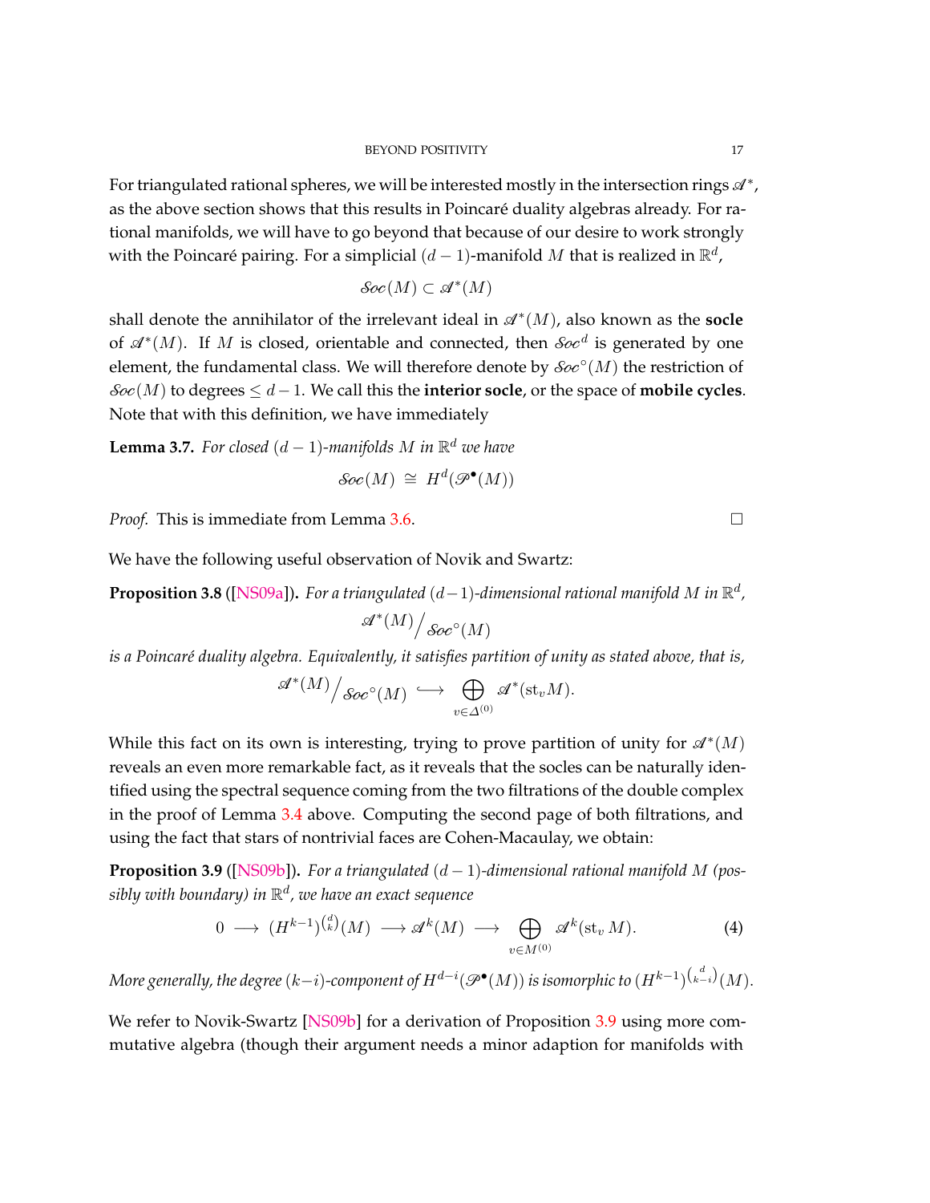For triangulated rational spheres, we will be interested mostly in the intersection rings $\mathscr{A}^*$, as the above section shows that this results in Poincaré duality algebras already. For rational manifolds, we will have to go beyond that because of our desire to work strongly with the Poincaré pairing. For a simplicial $(d-1)$-manifold $M$ that is realized in $\mathbb{R}^d$,

$$\mathscr{Soc}(M) \subset \mathscr{A}^*(M)$$

shall denote the annihilator of the irrelevant ideal in $\mathscr{A}^*(M)$, also known as the **socle** of $\mathscr{A}^*(M)$. If $M$ is closed, orientable and connected, then $\mathscr{Soc}^d$ is generated by one element, the fundamental class. We will therefore denote by $\mathscr{Soc}^\circ(M)$ the restriction of $\mathscr{Soc}(M)$ to degrees $\leq d-1$. We call this the **interior socle**, or the space of **mobile cycles**. Note that with this definition, we have immediately

**Lemma 3.7.** *For closed $(d-1)$-manifolds $M$ in $\mathbb{R}^d$ we have*

$$\mathscr{Soc}(M) \;\cong\; H^d(\mathscr{P}^\bullet(M))$$

*Proof.* This is immediate from Lemma 3.6. □

We have the following useful observation of Novik and Swartz:

**Proposition 3.8** ([NS09a]). *For a triangulated $(d-1)$-dimensional rational manifold $M$ in $\mathbb{R}^d$,*

$$\mathscr{A}^*(M)\big/\mathscr{Soc}^\circ(M)$$

*is a Poincaré duality algebra. Equivalently, it satisfies partition of unity as stated above, that is,*

$$\mathscr{A}^*(M)\big/\mathscr{Soc}^\circ(M) \;\longhookrightarrow\; \bigoplus_{v\in\Delta^{(0)}} \mathscr{A}^*(\mathrm{st}_v M).$$

While this fact on its own is interesting, trying to prove partition of unity for $\mathscr{A}^*(M)$ reveals an even more remarkable fact, as it reveals that the socles can be naturally identified using the spectral sequence coming from the two filtrations of the double complex in the proof of Lemma 3.4 above. Computing the second page of both filtrations, and using the fact that stars of nontrivial faces are Cohen-Macaulay, we obtain:

**Proposition 3.9** ([NS09b]). *For a triangulated $(d-1)$-dimensional rational manifold $M$ (possibly with boundary) in $\mathbb{R}^d$, we have an exact sequence*

$$0 \;\longrightarrow\; (H^{k-1})^{\binom{d}{k}}(M) \;\longrightarrow \mathscr{A}^k(M) \;\longrightarrow\; \bigoplus_{v\in M^{(0)}} \mathscr{A}^k(\mathrm{st}_v\, M). \tag{4}$$

*More generally, the degree $(k-i)$-component of $H^{d-i}(\mathscr{P}^\bullet(M))$ is isomorphic to $(H^{k-1})^{\binom{d}{k-i}}(M)$.*

We refer to Novik-Swartz [NS09b] for a derivation of Proposition 3.9 using more commutative algebra (though their argument needs a minor adaption for manifolds with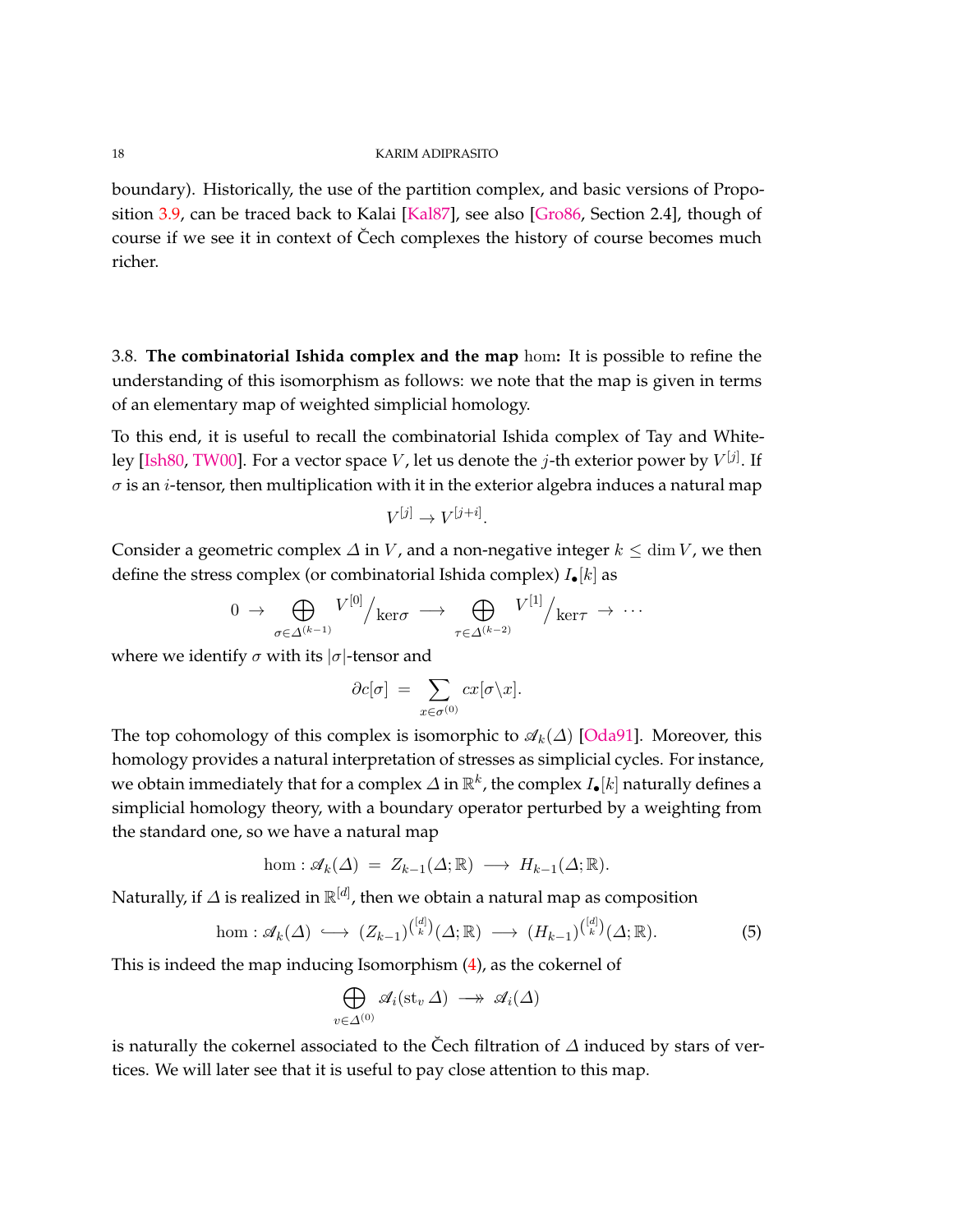boundary). Historically, the use of the partition complex, and basic versions of Proposition 3.9, can be traced back to Kalai [Kal87], see also [Gro86, Section 2.4], though of course if we see it in context of Čech complexes the history of course becomes much richer.

3.8. **The combinatorial Ishida complex and the map** hom**:** It is possible to refine the understanding of this isomorphism as follows: we note that the map is given in terms of an elementary map of weighted simplicial homology.

To this end, it is useful to recall the combinatorial Ishida complex of Tay and Whiteley [Ish80, TW00]. For a vector space $V$, let us denote the $j$-th exterior power by $V^{[j]}$. If $\sigma$ is an $i$-tensor, then multiplication with it in the exterior algebra induces a natural map

$$V^{[j]} \to V^{[j+i]}.$$

Consider a geometric complex $\Delta$ in $V$, and a non-negative integer $k \le \dim V$, we then define the stress complex (or combinatorial Ishida complex) $I_\bullet[k]$ as

$$0 \to \bigoplus_{\sigma \in \Delta^{(k-1)}} V^{[0]} \big/ \ker \sigma \longrightarrow \bigoplus_{\tau \in \Delta^{(k-2)}} V^{[1]} \big/ \ker \tau \to \cdots$$

where we identify $\sigma$ with its $|\sigma|$-tensor and

$$\partial c[\sigma] \ = \ \sum_{x \in \sigma^{(0)}} cx[\sigma \backslash x].$$

The top cohomology of this complex is isomorphic to $\mathscr{A}_k(\Delta)$ [Oda91]. Moreover, this homology provides a natural interpretation of stresses as simplicial cycles. For instance, we obtain immediately that for a complex $\Delta$ in $\mathbb{R}^k$, the complex $I_\bullet[k]$ naturally defines a simplicial homology theory, with a boundary operator perturbed by a weighting from the standard one, so we have a natural map

$$\hom : \mathscr{A}_k(\Delta) \ = \ Z_{k-1}(\Delta; \mathbb{R}) \ \longrightarrow \ H_{k-1}(\Delta; \mathbb{R}).$$

Naturally, if $\Delta$ is realized in $\mathbb{R}^{[d]}$, then we obtain a natural map as composition

$$\hom : \mathscr{A}_k(\Delta) \ \hookrightarrow \ (Z_{k-1})^{\binom{[d]}{k}}(\Delta; \mathbb{R}) \ \longrightarrow \ (H_{k-1})^{\binom{[d]}{k}}(\Delta; \mathbb{R}). \tag{5}$$

This is indeed the map inducing Isomorphism (4), as the cokernel of

$$\bigoplus_{v \in \Delta^{(0)}} \mathscr{A}_i(\operatorname{st}_v \Delta) \ \twoheadrightarrow \ \mathscr{A}_i(\Delta)$$

is naturally the cokernel associated to the Čech filtration of $\Delta$ induced by stars of vertices. We will later see that it is useful to pay close attention to this map.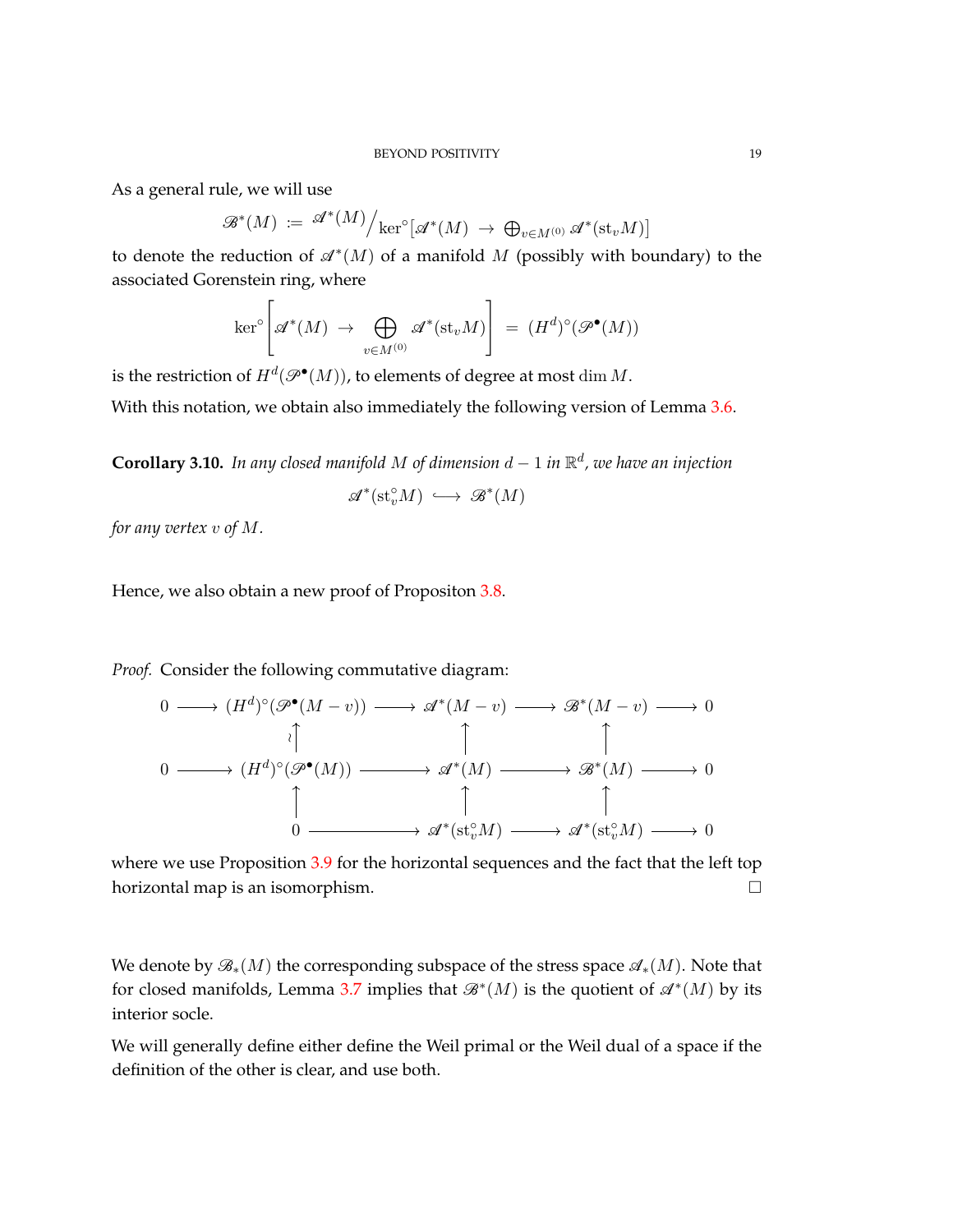As a general rule, we will use

$$\mathscr{B}^*(M) \;:=\; \mathscr{A}^*(M)\Big/\ker^\circ[\mathscr{A}^*(M) \;\to\; \textstyle\bigoplus_{v\in M^{(0)}} \mathscr{A}^*(\mathrm{st}_v M)]$$

to denote the reduction of $\mathscr{A}^*(M)$ of a manifold $M$ (possibly with boundary) to the associated Gorenstein ring, where

$$\ker^\circ\left[\mathscr{A}^*(M) \;\to\; \bigoplus_{v\in M^{(0)}} \mathscr{A}^*(\mathrm{st}_v M)\right] \;=\; (H^d)^\circ(\mathscr{P}^\bullet(M))$$

is the restriction of $H^d(\mathscr{P}^\bullet(M))$, to elements of degree at most $\dim M$.

With this notation, we obtain also immediately the following version of Lemma 3.6.

**Corollary 3.10.** *In any closed manifold $M$ of dimension $d-1$ in $\mathbb{R}^d$, we have an injection*

$$\mathscr{A}^*(\mathrm{st}_v^\circ M) \;\longhookrightarrow\; \mathscr{B}^*(M)$$

*for any vertex $v$ of $M$.*

Hence, we also obtain a new proof of Propositon 3.8.

*Proof.* Consider the following commutative diagram:

$$\begin{array}{ccccccccc}
0 & \longrightarrow & (H^d)^\circ(\mathscr{P}^\bullet(M-v)) & \longrightarrow & \mathscr{A}^*(M-v) & \longrightarrow & \mathscr{B}^*(M-v) & \longrightarrow & 0 \\
 & & \wr\uparrow & & \uparrow & & \uparrow & & \\
0 & \longrightarrow & (H^d)^\circ(\mathscr{P}^\bullet(M)) & \longrightarrow & \mathscr{A}^*(M) & \longrightarrow & \mathscr{B}^*(M) & \longrightarrow & 0 \\
 & & \uparrow & & \uparrow & & \uparrow & & \\
 & & 0 & \longrightarrow & \mathscr{A}^*(\mathrm{st}_v^\circ M) & \longrightarrow & \mathscr{A}^*(\mathrm{st}_v^\circ M) & \longrightarrow & 0
\end{array}$$

where we use Proposition 3.9 for the horizontal sequences and the fact that the left top horizontal map is an isomorphism. $\square$

We denote by $\mathscr{B}_*(M)$ the corresponding subspace of the stress space $\mathscr{A}_*(M)$. Note that for closed manifolds, Lemma 3.7 implies that $\mathscr{B}^*(M)$ is the quotient of $\mathscr{A}^*(M)$ by its interior socle.

We will generally define either define the Weil primal or the Weil dual of a space if the definition of the other is clear, and use both.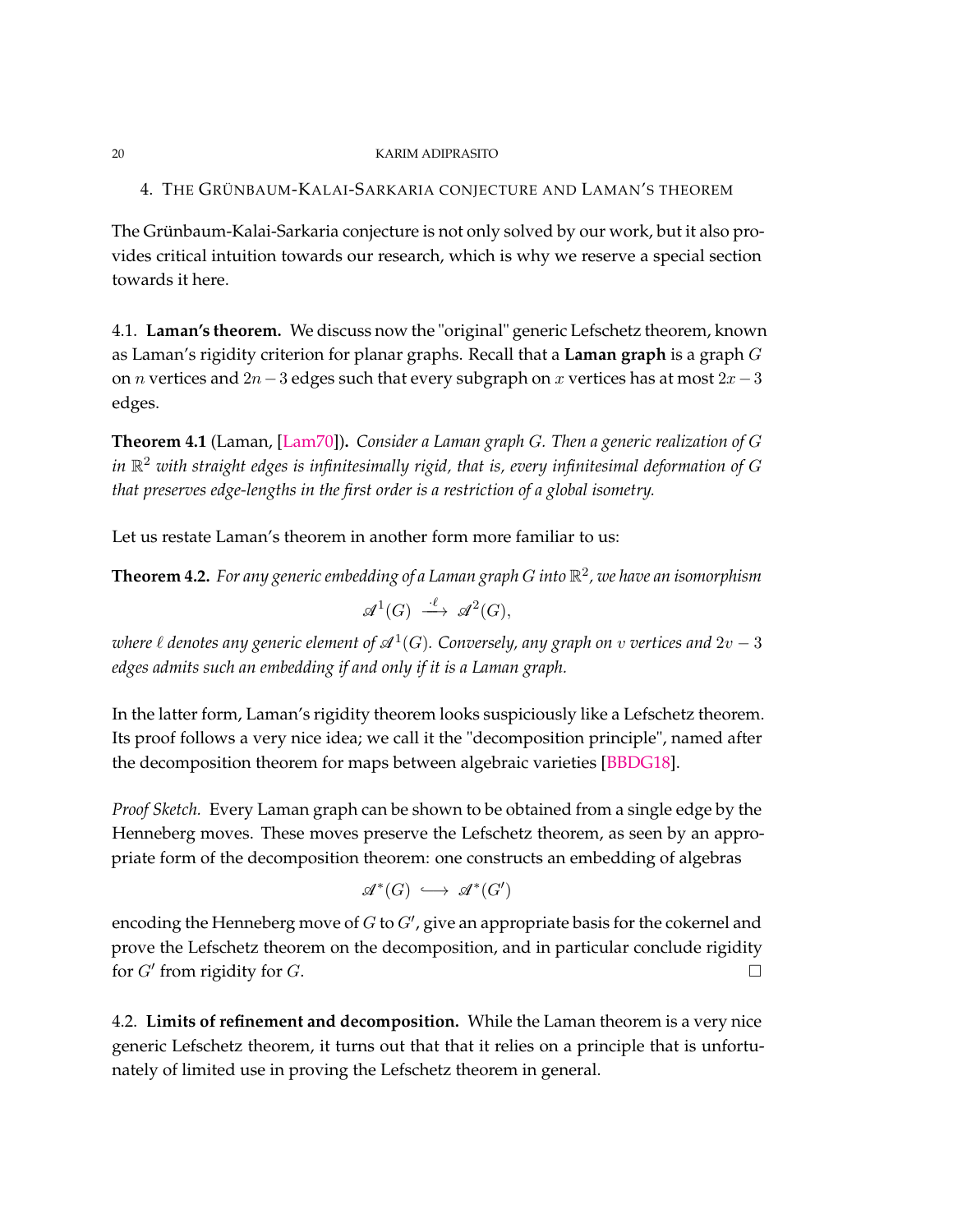## 4. The Grünbaum-Kalai-Sarkaria conjecture and Laman's theorem

The Grünbaum-Kalai-Sarkaria conjecture is not only solved by our work, but it also provides critical intuition towards our research, which is why we reserve a special section towards it here.

### 4.1. Laman's theorem.

We discuss now the "original" generic Lefschetz theorem, known as Laman's rigidity criterion for planar graphs. Recall that a **Laman graph** is a graph $G$ on $n$ vertices and $2n-3$ edges such that every subgraph on $x$ vertices has at most $2x-3$ edges.

**Theorem 4.1** (Laman, [Lam70])**.** *Consider a Laman graph $G$. Then a generic realization of $G$ in $\mathbb{R}^2$ with straight edges is infinitesimally rigid, that is, every infinitesimal deformation of $G$ that preserves edge-lengths in the first order is a restriction of a global isometry.*

Let us restate Laman's theorem in another form more familiar to us:

**Theorem 4.2.** *For any generic embedding of a Laman graph $G$ into $\mathbb{R}^2$, we have an isomorphism*

$$\mathscr{A}^1(G) \xrightarrow{\ \cdot\ell\ } \mathscr{A}^2(G),$$

*where $\ell$ denotes any generic element of $\mathscr{A}^1(G)$. Conversely, any graph on $v$ vertices and $2v-3$ edges admits such an embedding if and only if it is a Laman graph.*

In the latter form, Laman's rigidity theorem looks suspiciously like a Lefschetz theorem. Its proof follows a very nice idea; we call it the "decomposition principle", named after the decomposition theorem for maps between algebraic varieties [BBDG18].

*Proof Sketch.* Every Laman graph can be shown to be obtained from a single edge by the Henneberg moves. These moves preserve the Lefschetz theorem, as seen by an appropriate form of the decomposition theorem: one constructs an embedding of algebras

$$\mathscr{A}^*(G) \longhookrightarrow \mathscr{A}^*(G')$$

encoding the Henneberg move of $G$ to $G'$, give an appropriate basis for the cokernel and prove the Lefschetz theorem on the decomposition, and in particular conclude rigidity for $G'$ from rigidity for $G$. □

### 4.2. Limits of refinement and decomposition.

While the Laman theorem is a very nice generic Lefschetz theorem, it turns out that that it relies on a principle that is unfortunately of limited use in proving the Lefschetz theorem in general.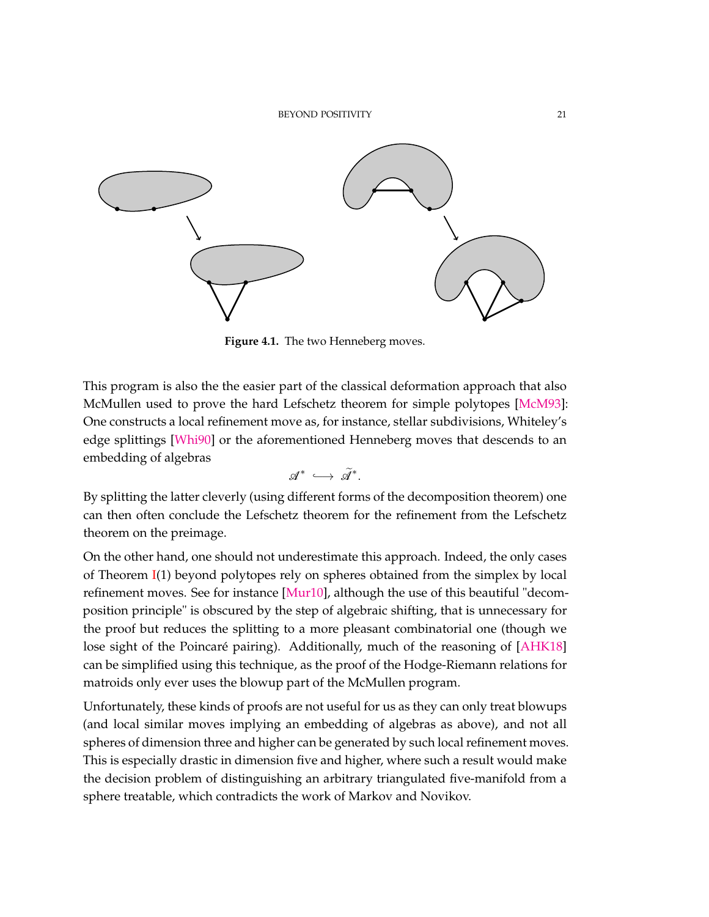**Figure 4.1.** The two Henneberg moves.

This program is also the the easier part of the classical deformation approach that also McMullen used to prove the hard Lefschetz theorem for simple polytopes [McM93]: One constructs a local refinement move as, for instance, stellar subdivisions, Whiteley's edge splittings [Whi90] or the aforementioned Henneberg moves that descends to an embedding of algebras

$$\mathscr{A}^* \hookrightarrow \widetilde{\mathscr{A}}^*.$$

By splitting the latter cleverly (using different forms of the decomposition theorem) one can then often conclude the Lefschetz theorem for the refinement from the Lefschetz theorem on the preimage.

On the other hand, one should not underestimate this approach. Indeed, the only cases of Theorem I(1) beyond polytopes rely on spheres obtained from the simplex by local refinement moves. See for instance [Mur10], although the use of this beautiful "decomposition principle" is obscured by the step of algebraic shifting, that is unnecessary for the proof but reduces the splitting to a more pleasant combinatorial one (though we lose sight of the Poincaré pairing). Additionally, much of the reasoning of [AHK18] can be simplified using this technique, as the proof of the Hodge-Riemann relations for matroids only ever uses the blowup part of the McMullen program.

Unfortunately, these kinds of proofs are not useful for us as they can only treat blowups (and local similar moves implying an embedding of algebras as above), and not all spheres of dimension three and higher can be generated by such local refinement moves. This is especially drastic in dimension five and higher, where such a result would make the decision problem of distinguishing an arbitrary triangulated five-manifold from a sphere treatable, which contradicts the work of Markov and Novikov.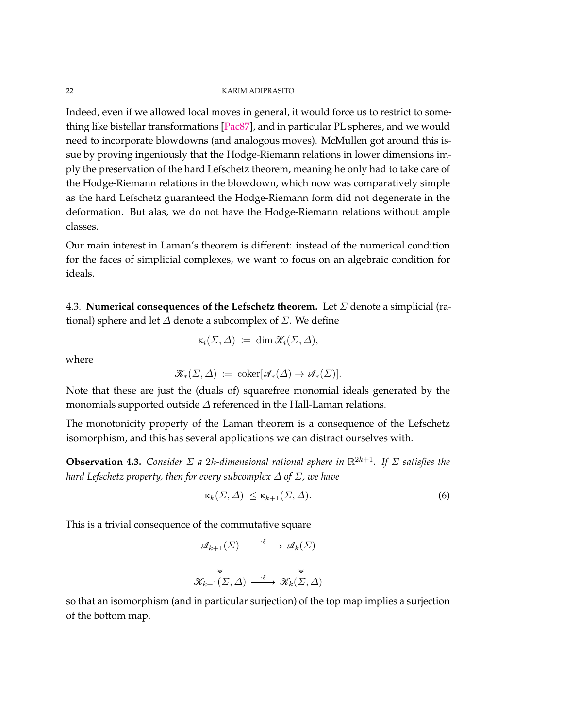Indeed, even if we allowed local moves in general, it would force us to restrict to something like bistellar transformations [Pac87], and in particular PL spheres, and we would need to incorporate blowdowns (and analogous moves). McMullen got around this issue by proving ingeniously that the Hodge-Riemann relations in lower dimensions imply the preservation of the hard Lefschetz theorem, meaning he only had to take care of the Hodge-Riemann relations in the blowdown, which now was comparatively simple as the hard Lefschetz guaranteed the Hodge-Riemann form did not degenerate in the deformation. But alas, we do not have the Hodge-Riemann relations without ample classes.

Our main interest in Laman's theorem is different: instead of the numerical condition for the faces of simplicial complexes, we want to focus on an algebraic condition for ideals.

### 4.3. Numerical consequences of the Lefschetz theorem.

Let $\Sigma$ denote a simplicial (rational) sphere and let $\Delta$ denote a subcomplex of $\Sigma$. We define

$$\mathsf{k}_i(\Sigma, \Delta) \ \coloneqq \ \dim \mathscr{K}_i(\Sigma, \Delta),$$

where

$$\mathscr{K}_*(\Sigma, \Delta) \ \coloneqq \ \operatorname{coker}[\mathscr{A}_*(\Delta) \to \mathscr{A}_*(\Sigma)].$$

Note that these are just the (duals of) squarefree monomial ideals generated by the monomials supported outside $\Delta$ referenced in the Hall-Laman relations.

The monotonicity property of the Laman theorem is a consequence of the Lefschetz isomorphism, and this has several applications we can distract ourselves with.

**Observation 4.3.** *Consider $\Sigma$ a $2k$-dimensional rational sphere in $\mathbb{R}^{2k+1}$. If $\Sigma$ satisfies the hard Lefschetz property, then for every subcomplex $\Delta$ of $\Sigma$, we have*

$$\mathsf{k}_k(\Sigma, \Delta) \ \le \mathsf{k}_{k+1}(\Sigma, \Delta). \tag{6}$$

This is a trivial consequence of the commutative square

$$\begin{array}{ccc}
\mathscr{A}_{k+1}(\Sigma) & \xrightarrow{\ \cdot \ell\ } & \mathscr{A}_k(\Sigma) \\
\big\downarrow & & \big\downarrow \\
\mathscr{K}_{k+1}(\Sigma, \Delta) & \xrightarrow{\ \cdot \ell\ } & \mathscr{K}_k(\Sigma, \Delta)
\end{array}$$

so that an isomorphism (and in particular surjection) of the top map implies a surjection of the bottom map.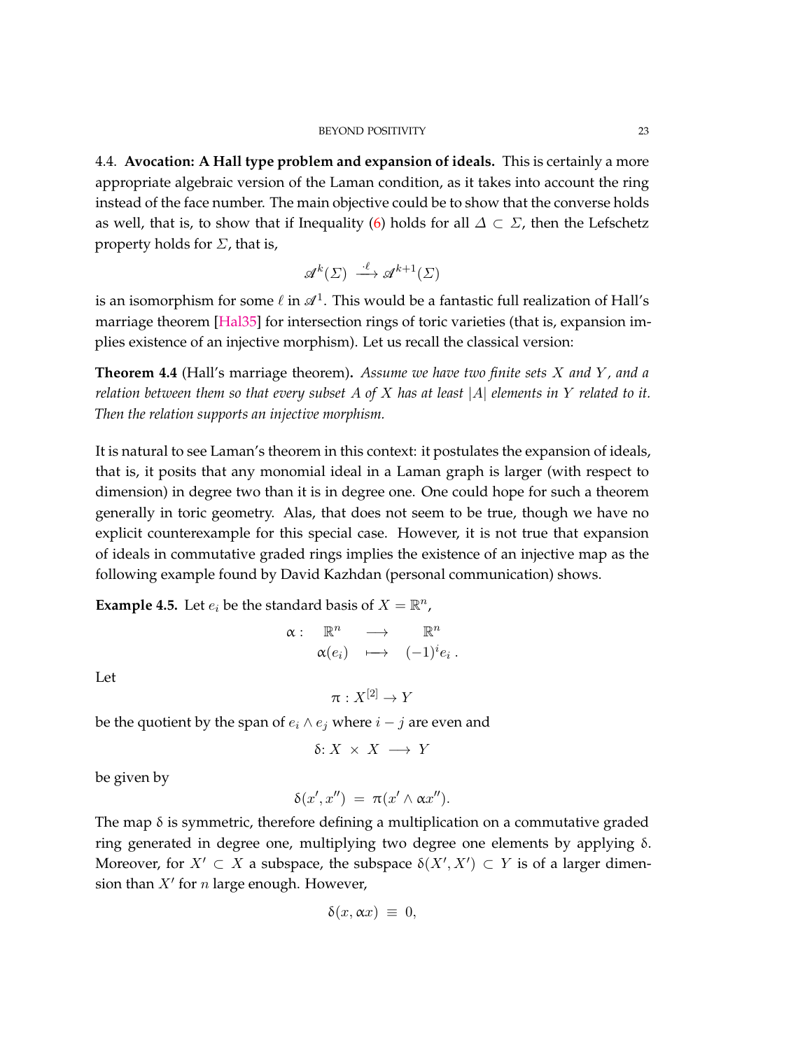### 4.4. **Avocation: A Hall type problem and expansion of ideals.**

This is certainly a more appropriate algebraic version of the Laman condition, as it takes into account the ring instead of the face number. The main objective could be to show that the converse holds as well, that is, to show that if Inequality (6) holds for all $\Delta \subset \Sigma$, then the Lefschetz property holds for $\Sigma$, that is,

$$\mathscr{A}^k(\Sigma) \xrightarrow{\cdot \ell} \mathscr{A}^{k+1}(\Sigma)$$

is an isomorphism for some $\ell$ in $\mathscr{A}^1$. This would be a fantastic full realization of Hall's marriage theorem [Hal35] for intersection rings of toric varieties (that is, expansion implies existence of an injective morphism). Let us recall the classical version:

**Theorem 4.4** (Hall's marriage theorem)**.** *Assume we have two finite sets $X$ and $Y$, and a relation between them so that every subset $A$ of $X$ has at least $|A|$ elements in $Y$ related to it. Then the relation supports an injective morphism.*

It is natural to see Laman's theorem in this context: it postulates the expansion of ideals, that is, it posits that any monomial ideal in a Laman graph is larger (with respect to dimension) in degree two than it is in degree one. One could hope for such a theorem generally in toric geometry. Alas, that does not seem to be true, though we have no explicit counterexample for this special case. However, it is not true that expansion of ideals in commutative graded rings implies the existence of an injective map as the following example found by David Kazhdan (personal communication) shows.

**Example 4.5.** Let $e_i$ be the standard basis of $X = \mathbb{R}^n$,

$$\begin{array}{rccc} \alpha: & \mathbb{R}^n & \longrightarrow & \mathbb{R}^n \\ & \alpha(e_i) & \longmapsto & (-1)^i e_i\,. \end{array}$$

Let

$$\pi : X^{[2]} \to Y$$

be the quotient by the span of $e_i \wedge e_j$ where $i - j$ are even and

$$\delta\colon X \times X \longrightarrow Y$$

be given by

$$\delta(x', x'') \;=\; \pi(x' \wedge \alpha x'').$$

The map $\delta$ is symmetric, therefore defining a multiplication on a commutative graded ring generated in degree one, multiplying two degree one elements by applying $\delta$. Moreover, for $X' \subset X$ a subspace, the subspace $\delta(X', X') \subset Y$ is of a larger dimension than $X'$ for $n$ large enough. However,

$$\delta(x, \alpha x) \;\equiv\; 0,$$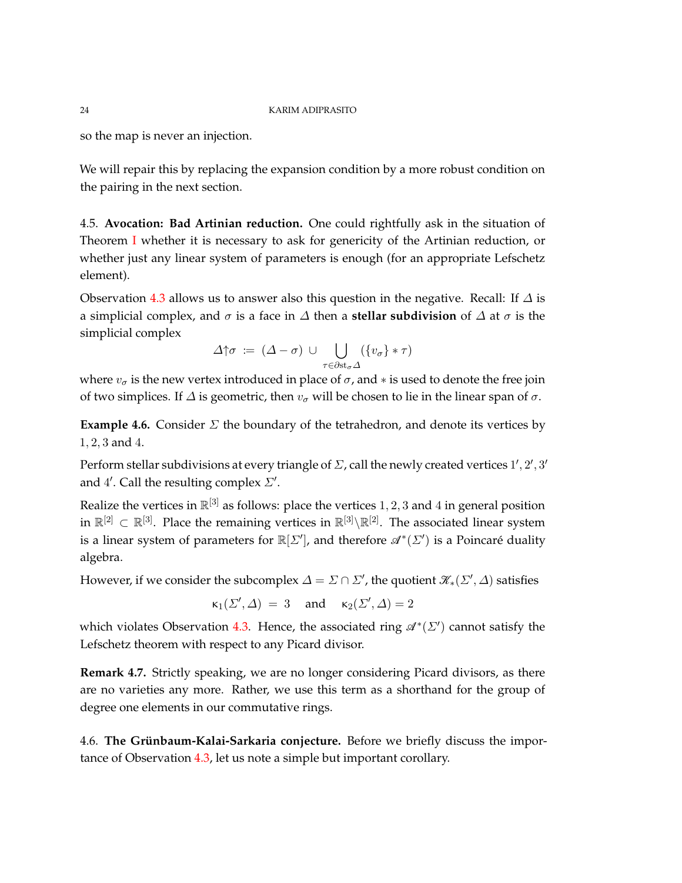so the map is never an injection.

We will repair this by replacing the expansion condition by a more robust condition on the pairing in the next section.

4.5. **Avocation: Bad Artinian reduction.** One could rightfully ask in the situation of Theorem I whether it is necessary to ask for genericity of the Artinian reduction, or whether just any linear system of parameters is enough (for an appropriate Lefschetz element).

Observation 4.3 allows us to answer also this question in the negative. Recall: If $\varDelta$ is a simplicial complex, and $\sigma$ is a face in $\varDelta$ then a **stellar subdivision** of $\varDelta$ at $\sigma$ is the simplicial complex

$$\varDelta{\uparrow}\sigma \ := \ (\varDelta - \sigma) \ \cup \bigcup_{\tau \in \partial \mathrm{st}_\sigma \varDelta} (\{v_\sigma\} * \tau)$$

where $v_\sigma$ is the new vertex introduced in place of $\sigma$, and $*$ is used to denote the free join of two simplices. If $\varDelta$ is geometric, then $v_\sigma$ will be chosen to lie in the linear span of $\sigma$.

**Example 4.6.** Consider $\varSigma$ the boundary of the tetrahedron, and denote its vertices by $1, 2, 3$ and $4$.

Perform stellar subdivisions at every triangle of $\varSigma$, call the newly created vertices $1', 2', 3'$ and $4'$. Call the resulting complex $\varSigma'$.

Realize the vertices in $\mathbb{R}^{[3]}$ as follows: place the vertices $1, 2, 3$ and $4$ in general position in $\mathbb{R}^{[2]} \subset \mathbb{R}^{[3]}$. Place the remaining vertices in $\mathbb{R}^{[3]} \backslash \mathbb{R}^{[2]}$. The associated linear system is a linear system of parameters for $\mathbb{R}[\varSigma']$, and therefore $\mathscr{A}^*(\varSigma')$ is a Poincaré duality algebra.

However, if we consider the subcomplex $\varDelta = \varSigma \cap \varSigma'$, the quotient $\mathscr{K}_*(\varSigma', \varDelta)$ satisfies

$$\kappa_1(\varSigma', \varDelta) \ = \ 3 \quad \text{ and } \quad \kappa_2(\varSigma', \varDelta) = 2$$

which violates Observation 4.3. Hence, the associated ring $\mathscr{A}^*(\varSigma')$ cannot satisfy the Lefschetz theorem with respect to any Picard divisor.

**Remark 4.7.** Strictly speaking, we are no longer considering Picard divisors, as there are no varieties any more. Rather, we use this term as a shorthand for the group of degree one elements in our commutative rings.

4.6. **The Grünbaum-Kalai-Sarkaria conjecture.** Before we briefly discuss the importance of Observation 4.3, let us note a simple but important corollary.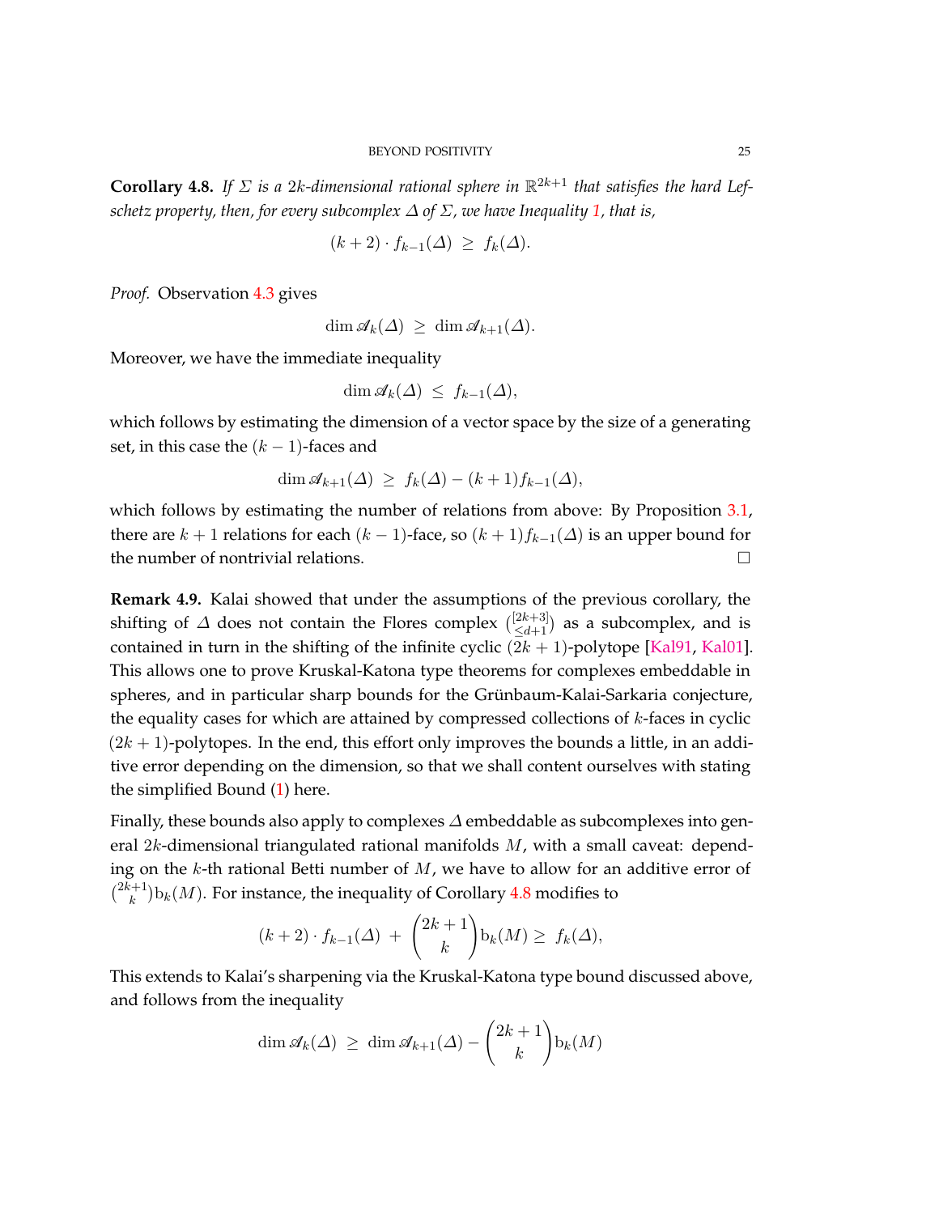**Corollary 4.8.** *If $\Sigma$ is a $2k$-dimensional rational sphere in $\mathbb{R}^{2k+1}$ that satisfies the hard Lefschetz property, then, for every subcomplex $\Delta$ of $\Sigma$, we have Inequality 1, that is,*

$$(k+2)\cdot f_{k-1}(\Delta) \ \geq \ f_k(\Delta).$$

*Proof.* Observation 4.3 gives

$$\dim \mathscr{A}_k(\Delta) \ \geq \ \dim \mathscr{A}_{k+1}(\Delta).$$

Moreover, we have the immediate inequality

$$\dim \mathscr{A}_k(\Delta) \ \leq \ f_{k-1}(\Delta),$$

which follows by estimating the dimension of a vector space by the size of a generating set, in this case the $(k-1)$-faces and

$$\dim \mathscr{A}_{k+1}(\Delta) \ \geq \ f_k(\Delta) - (k+1)f_{k-1}(\Delta),$$

which follows by estimating the number of relations from above: By Proposition 3.1, there are $k+1$ relations for each $(k-1)$-face, so $(k+1)f_{k-1}(\Delta)$ is an upper bound for the number of nontrivial relations. $\square$

**Remark 4.9.** Kalai showed that under the assumptions of the previous corollary, the shifting of $\Delta$ does not contain the Flores complex $\binom{[2k+3]}{\leq d+1}$ as a subcomplex, and is contained in turn in the shifting of the infinite cyclic $(2k+1)$-polytope [Kal91, Kal01]. This allows one to prove Kruskal-Katona type theorems for complexes embeddable in spheres, and in particular sharp bounds for the Grünbaum-Kalai-Sarkaria conjecture, the equality cases for which are attained by compressed collections of $k$-faces in cyclic $(2k+1)$-polytopes. In the end, this effort only improves the bounds a little, in an additive error depending on the dimension, so that we shall content ourselves with stating the simplified Bound (1) here.

Finally, these bounds also apply to complexes $\Delta$ embeddable as subcomplexes into general $2k$-dimensional triangulated rational manifolds $M$, with a small caveat: depending on the $k$-th rational Betti number of $M$, we have to allow for an additive error of $\binom{2k+1}{k}\mathrm{b}_k(M)$. For instance, the inequality of Corollary 4.8 modifies to

$$(k+2)\cdot f_{k-1}(\Delta) \ + \ \binom{2k+1}{k}\mathrm{b}_k(M) \geq \ f_k(\Delta),$$

This extends to Kalai's sharpening via the Kruskal-Katona type bound discussed above, and follows from the inequality

$$\dim \mathscr{A}_k(\Delta) \ \geq \ \dim \mathscr{A}_{k+1}(\Delta) - \binom{2k+1}{k}\mathrm{b}_k(M)$$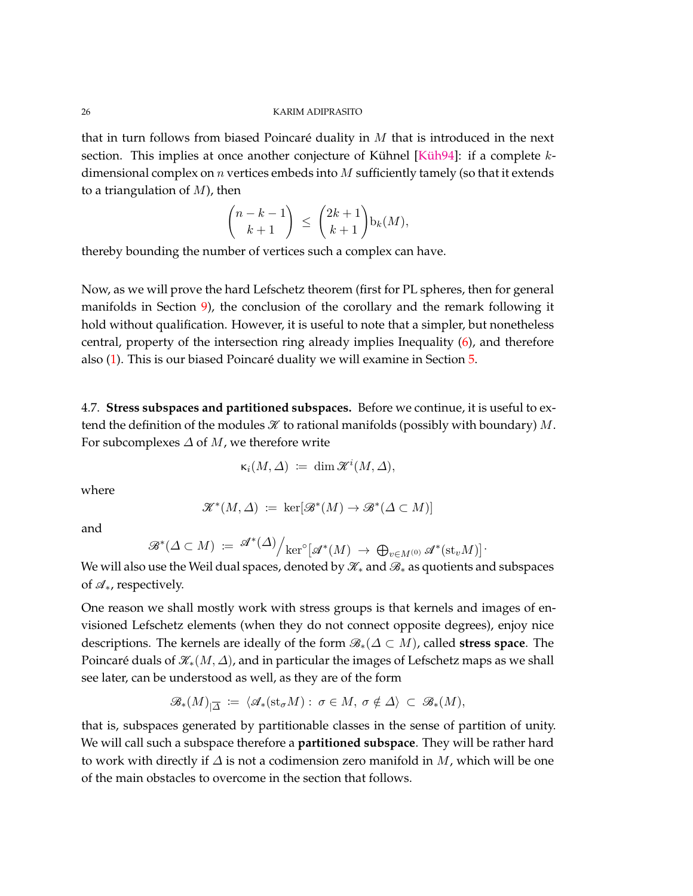that in turn follows from biased Poincaré duality in $M$ that is introduced in the next section. This implies at once another conjecture of Kühnel [Küh94]: if a complete $k$-dimensional complex on $n$ vertices embeds into $M$ sufficiently tamely (so that it extends to a triangulation of $M$), then

$$\binom{n-k-1}{k+1} \;\le\; \binom{2k+1}{k+1}\mathrm{b}_k(M),$$

thereby bounding the number of vertices such a complex can have.

Now, as we will prove the hard Lefschetz theorem (first for PL spheres, then for general manifolds in Section 9), the conclusion of the corollary and the remark following it hold without qualification. However, it is useful to note that a simpler, but nonetheless central, property of the intersection ring already implies Inequality (6), and therefore also (1). This is our biased Poincaré duality we will examine in Section 5.

4.7. **Stress subspaces and partitioned subspaces.** Before we continue, it is useful to extend the definition of the modules $\mathscr{K}$ to rational manifolds (possibly with boundary) $M$. For subcomplexes $\Delta$ of $M$, we therefore write

$$\kappa_i(M,\Delta) \;\coloneqq\; \dim \mathscr{K}^i(M,\Delta),$$

where

$$\mathscr{K}^*(M,\Delta) \;\coloneqq\; \ker[\mathscr{B}^*(M) \to \mathscr{B}^*(\Delta \subset M)]$$

and

$$\mathscr{B}^*(\Delta \subset M) \;\coloneqq\; {}^{\mathscr{A}^*(\Delta)}\Big/_{\ker^\circ\left[\mathscr{A}^*(M) \;\to\; \bigoplus_{v\in M^{(0)}} \mathscr{A}^*(\mathrm{st}_v M)\right]}.$$

We will also use the Weil dual spaces, denoted by $\mathscr{K}_*$ and $\mathscr{B}_*$ as quotients and subspaces of $\mathscr{A}_*$, respectively.

One reason we shall mostly work with stress groups is that kernels and images of envisioned Lefschetz elements (when they do not connect opposite degrees), enjoy nice descriptions. The kernels are ideally of the form $\mathscr{B}_*(\Delta \subset M)$, called **stress space**. The Poincaré duals of $\mathscr{K}_*(M,\Delta)$, and in particular the images of Lefschetz maps as we shall see later, can be understood as well, as they are of the form

$$\mathscr{B}_*(M)_{|\overline{\Delta}} \;\coloneqq\; \langle \mathscr{A}_*(\mathrm{st}_\sigma M) :\, \sigma \in M,\ \sigma \notin \Delta \rangle \;\subset\; \mathscr{B}_*(M),$$

that is, subspaces generated by partitionable classes in the sense of partition of unity. We will call such a subspace therefore a **partitioned subspace**. They will be rather hard to work with directly if $\Delta$ is not a codimension zero manifold in $M$, which will be one of the main obstacles to overcome in the section that follows.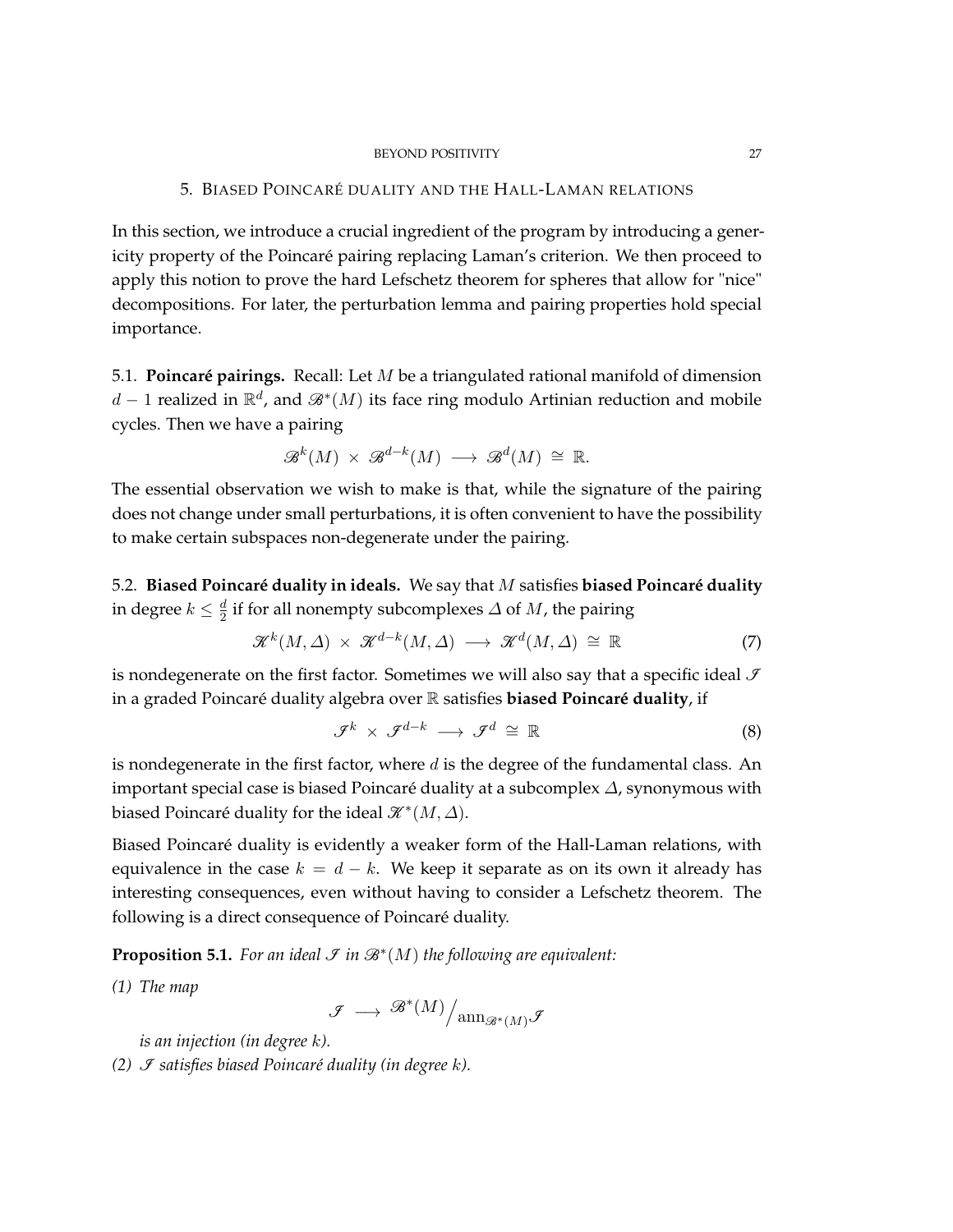## 5. Biased Poincaré duality and the Hall-Laman relations

In this section, we introduce a crucial ingredient of the program by introducing a genericity property of the Poincaré pairing replacing Laman's criterion. We then proceed to apply this notion to prove the hard Lefschetz theorem for spheres that allow for "nice" decompositions. For later, the perturbation lemma and pairing properties hold special importance.

5.1. **Poincaré pairings.** Recall: Let $M$ be a triangulated rational manifold of dimension $d-1$ realized in $\mathbb{R}^d$, and $\mathscr{B}^*(M)$ its face ring modulo Artinian reduction and mobile cycles. Then we have a pairing

$$\mathscr{B}^k(M) \times \mathscr{B}^{d-k}(M) \longrightarrow \mathscr{B}^d(M) \cong \mathbb{R}.$$

The essential observation we wish to make is that, while the signature of the pairing does not change under small perturbations, it is often convenient to have the possibility to make certain subspaces non-degenerate under the pairing.

5.2. **Biased Poincaré duality in ideals.** We say that $M$ satisfies **biased Poincaré duality** in degree $k \le \frac{d}{2}$ if for all nonempty subcomplexes $\Delta$ of $M$, the pairing

$$\mathscr{K}^k(M,\Delta) \times \mathscr{K}^{d-k}(M,\Delta) \longrightarrow \mathscr{K}^d(M,\Delta) \cong \mathbb{R} \tag{7}$$

is nondegenerate on the first factor. Sometimes we will also say that a specific ideal $\mathscr{I}$ in a graded Poincaré duality algebra over $\mathbb{R}$ satisfies **biased Poincaré duality**, if

$$\mathscr{I}^k \times \mathscr{I}^{d-k} \longrightarrow \mathscr{I}^d \cong \mathbb{R} \tag{8}$$

is nondegenerate in the first factor, where $d$ is the degree of the fundamental class. An important special case is biased Poincaré duality at a subcomplex $\Delta$, synonymous with biased Poincaré duality for the ideal $\mathscr{K}^*(M,\Delta)$.

Biased Poincaré duality is evidently a weaker form of the Hall-Laman relations, with equivalence in the case $k = d-k$. We keep it separate as on its own it already has interesting consequences, even without having to consider a Lefschetz theorem. The following is a direct consequence of Poincaré duality.

**Proposition 5.1.** *For an ideal $\mathscr{I}$ in $\mathscr{B}^*(M)$ the following are equivalent:*

*(1) The map*

$$\mathscr{I} \longrightarrow \mathscr{B}^*(M) \big/ \mathrm{ann}_{\mathscr{B}^*(M)}\mathscr{I}$$

*is an injection (in degree $k$).*

*(2) $\mathscr{I}$ satisfies biased Poincaré duality (in degree $k$).*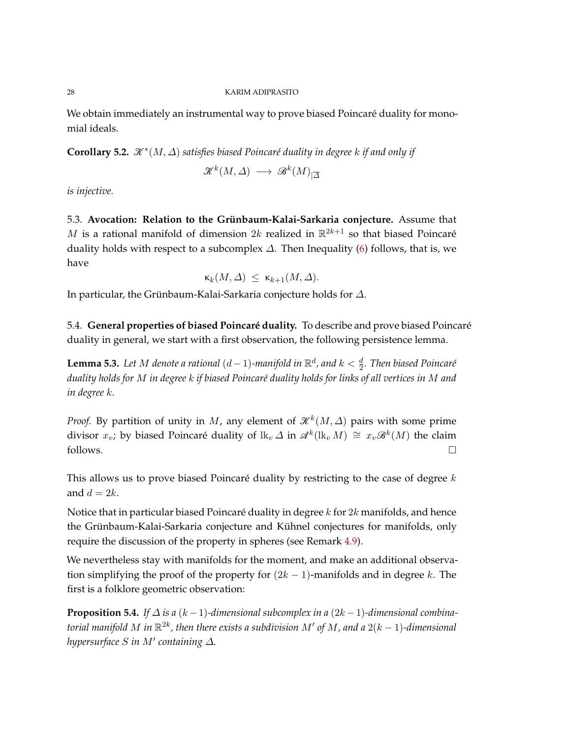We obtain immediately an instrumental way to prove biased Poincaré duality for monomial ideals.

**Corollary 5.2.** *$\mathscr{K}^*(M,\Delta)$ satisfies biased Poincaré duality in degree $k$ if and only if*

$$\mathscr{K}^k(M,\Delta) \longrightarrow \mathscr{B}^k(M)_{|\overline{\Delta}}$$

*is injective.*

5.3. **Avocation: Relation to the Grünbaum-Kalai-Sarkaria conjecture.** Assume that $M$ is a rational manifold of dimension $2k$ realized in $\mathbb{R}^{2k+1}$ so that biased Poincaré duality holds with respect to a subcomplex $\Delta$. Then Inequality (6) follows, that is, we have

$$\mathsf{K}_k(M,\Delta) \ \leq \ \mathsf{K}_{k+1}(M,\Delta).$$

In particular, the Grünbaum-Kalai-Sarkaria conjecture holds for $\Delta$.

5.4. **General properties of biased Poincaré duality.** To describe and prove biased Poincaré duality in general, we start with a first observation, the following persistence lemma.

**Lemma 5.3.** *Let $M$ denote a rational $(d-1)$-manifold in $\mathbb{R}^d$, and $k < \frac{d}{2}$. Then biased Poincaré duality holds for $M$ in degree $k$ if biased Poincaré duality holds for links of all vertices in $M$ and in degree $k$.*

*Proof.* By partition of unity in $M$, any element of $\mathscr{K}^k(M,\Delta)$ pairs with some prime divisor $x_v$; by biased Poincaré duality of $\mathrm{lk}_v\,\Delta$ in $\mathscr{A}^k(\mathrm{lk}_v\,M) \cong x_v\mathscr{B}^k(M)$ the claim follows. □

This allows us to prove biased Poincaré duality by restricting to the case of degree $k$ and $d = 2k$.

Notice that in particular biased Poincaré duality in degree $k$ for $2k$ manifolds, and hence the Grünbaum-Kalai-Sarkaria conjecture and Kühnel conjectures for manifolds, only require the discussion of the property in spheres (see Remark 4.9).

We nevertheless stay with manifolds for the moment, and make an additional observation simplifying the proof of the property for $(2k-1)$-manifolds and in degree $k$. The first is a folklore geometric observation:

**Proposition 5.4.** *If $\Delta$ is a $(k-1)$-dimensional subcomplex in a $(2k-1)$-dimensional combinatorial manifold $M$ in $\mathbb{R}^{2k}$, then there exists a subdivision $M'$ of $M$, and a $2(k-1)$-dimensional hypersurface $S$ in $M'$ containing $\Delta$.*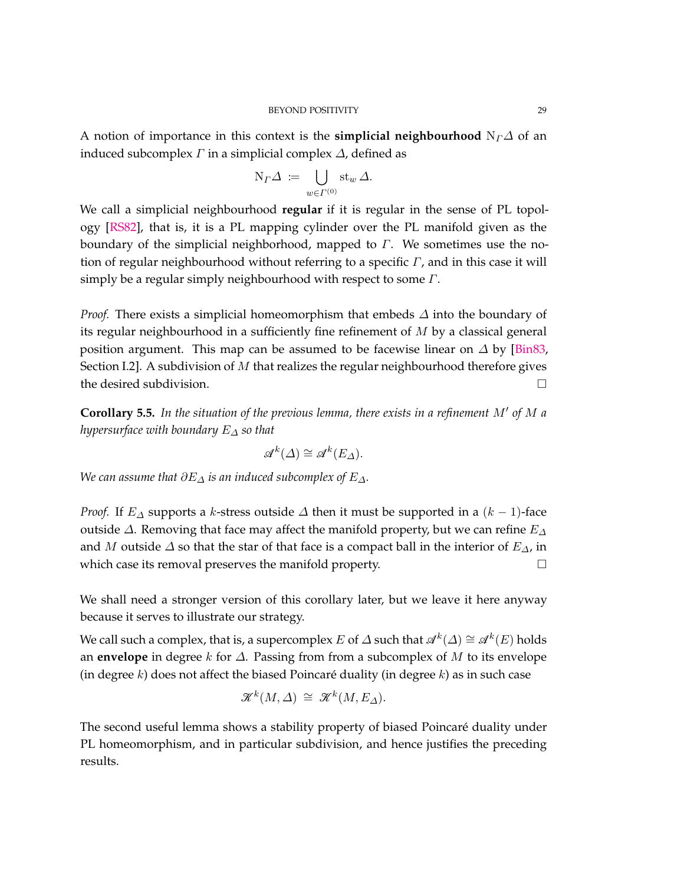A notion of importance in this context is the **simplicial neighbourhood** $\mathrm{N}_\Gamma \Delta$ of an induced subcomplex $\Gamma$ in a simplicial complex $\Delta$, defined as

$$\mathrm{N}_\Gamma \Delta \ \coloneqq \ \bigcup_{w \in \Gamma^{(0)}} \mathrm{st}_w \, \Delta.$$

We call a simplicial neighbourhood **regular** if it is regular in the sense of PL topology [RS82], that is, it is a PL mapping cylinder over the PL manifold given as the boundary of the simplicial neighborhood, mapped to $\Gamma$. We sometimes use the notion of regular neighbourhood without referring to a specific $\Gamma$, and in this case it will simply be a regular simply neighbourhood with respect to some $\Gamma$.

*Proof.* There exists a simplicial homeomorphism that embeds $\Delta$ into the boundary of its regular neighbourhood in a sufficiently fine refinement of $M$ by a classical general position argument. This map can be assumed to be facewise linear on $\Delta$ by [Bin83, Section I.2]. A subdivision of $M$ that realizes the regular neighbourhood therefore gives the desired subdivision. $\square$

**Corollary 5.5.** *In the situation of the previous lemma, there exists in a refinement $M'$ of $M$ a hypersurface with boundary $E_\Delta$ so that*

$$\mathscr{A}^k(\Delta) \cong \mathscr{A}^k(E_\Delta).$$

*We can assume that $\partial E_\Delta$ is an induced subcomplex of $E_\Delta$.*

*Proof.* If $E_\Delta$ supports a $k$-stress outside $\Delta$ then it must be supported in a $(k-1)$-face outside $\Delta$. Removing that face may affect the manifold property, but we can refine $E_\Delta$ and $M$ outside $\Delta$ so that the star of that face is a compact ball in the interior of $E_\Delta$, in which case its removal preserves the manifold property. $\square$

We shall need a stronger version of this corollary later, but we leave it here anyway because it serves to illustrate our strategy.

We call such a complex, that is, a supercomplex $E$ of $\Delta$ such that $\mathscr{A}^k(\Delta) \cong \mathscr{A}^k(E)$ holds an **envelope** in degree $k$ for $\Delta$. Passing from from a subcomplex of $M$ to its envelope (in degree $k$) does not affect the biased Poincaré duality (in degree $k$) as in such case

$$\mathscr{K}^k(M, \Delta) \ \cong \ \mathscr{K}^k(M, E_\Delta).$$

The second useful lemma shows a stability property of biased Poincaré duality under PL homeomorphism, and in particular subdivision, and hence justifies the preceding results.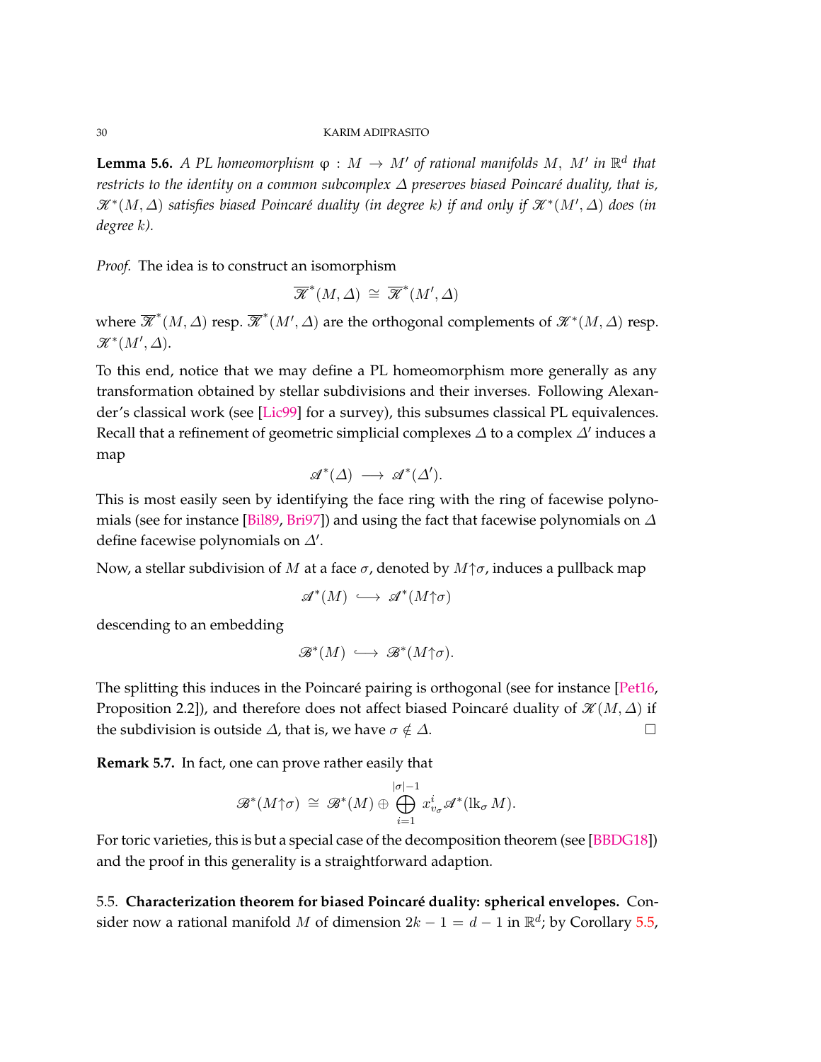**Lemma 5.6.** *A PL homeomorphism $\varphi : M \to M'$ of rational manifolds $M$, $M'$ in $\mathbb{R}^d$ that restricts to the identity on a common subcomplex $\Delta$ preserves biased Poincaré duality, that is, $\mathscr{K}^*(M,\Delta)$ satisfies biased Poincaré duality (in degree $k$) if and only if $\mathscr{K}^*(M',\Delta)$ does (in degree $k$).*

*Proof.* The idea is to construct an isomorphism

$$\overline{\mathscr{K}}^*(M,\Delta) \ \cong\ \overline{\mathscr{K}}^*(M',\Delta)$$

where $\overline{\mathscr{K}}^*(M,\Delta)$ resp. $\overline{\mathscr{K}}^*(M',\Delta)$ are the orthogonal complements of $\mathscr{K}^*(M,\Delta)$ resp. $\mathscr{K}^*(M',\Delta)$.

To this end, notice that we may define a PL homeomorphism more generally as any transformation obtained by stellar subdivisions and their inverses. Following Alexander's classical work (see [Lic99] for a survey), this subsumes classical PL equivalences. Recall that a refinement of geometric simplicial complexes $\Delta$ to a complex $\Delta'$ induces a map

$$\mathscr{A}^*(\Delta) \ \longrightarrow\ \mathscr{A}^*(\Delta').$$

This is most easily seen by identifying the face ring with the ring of facewise polynomials (see for instance [Bil89, Bri97]) and using the fact that facewise polynomials on $\Delta$ define facewise polynomials on $\Delta'$.

Now, a stellar subdivision of $M$ at a face $\sigma$, denoted by $M{\uparrow}\sigma$, induces a pullback map

$$\mathscr{A}^*(M) \ \hookrightarrow\ \mathscr{A}^*(M{\uparrow}\sigma)$$

descending to an embedding

$$\mathscr{B}^*(M) \ \hookrightarrow\ \mathscr{B}^*(M{\uparrow}\sigma).$$

The splitting this induces in the Poincaré pairing is orthogonal (see for instance [Pet16, Proposition 2.2]), and therefore does not affect biased Poincaré duality of $\mathscr{K}(M,\Delta)$ if the subdivision is outside $\Delta$, that is, we have $\sigma \notin \Delta$. $\square$

**Remark 5.7.** In fact, one can prove rather easily that

$$\mathscr{B}^*(M{\uparrow}\sigma) \ \cong\ \mathscr{B}^*(M) \oplus \bigoplus_{i=1}^{|\sigma|-1} x_{v_\sigma}^i \mathscr{A}^*(\mathrm{lk}_\sigma M).$$

For toric varieties, this is but a special case of the decomposition theorem (see [BBDG18]) and the proof in this generality is a straightforward adaption.

5.5. **Characterization theorem for biased Poincaré duality: spherical envelopes.** Consider now a rational manifold $M$ of dimension $2k-1 = d-1$ in $\mathbb{R}^d$; by Corollary 5.5,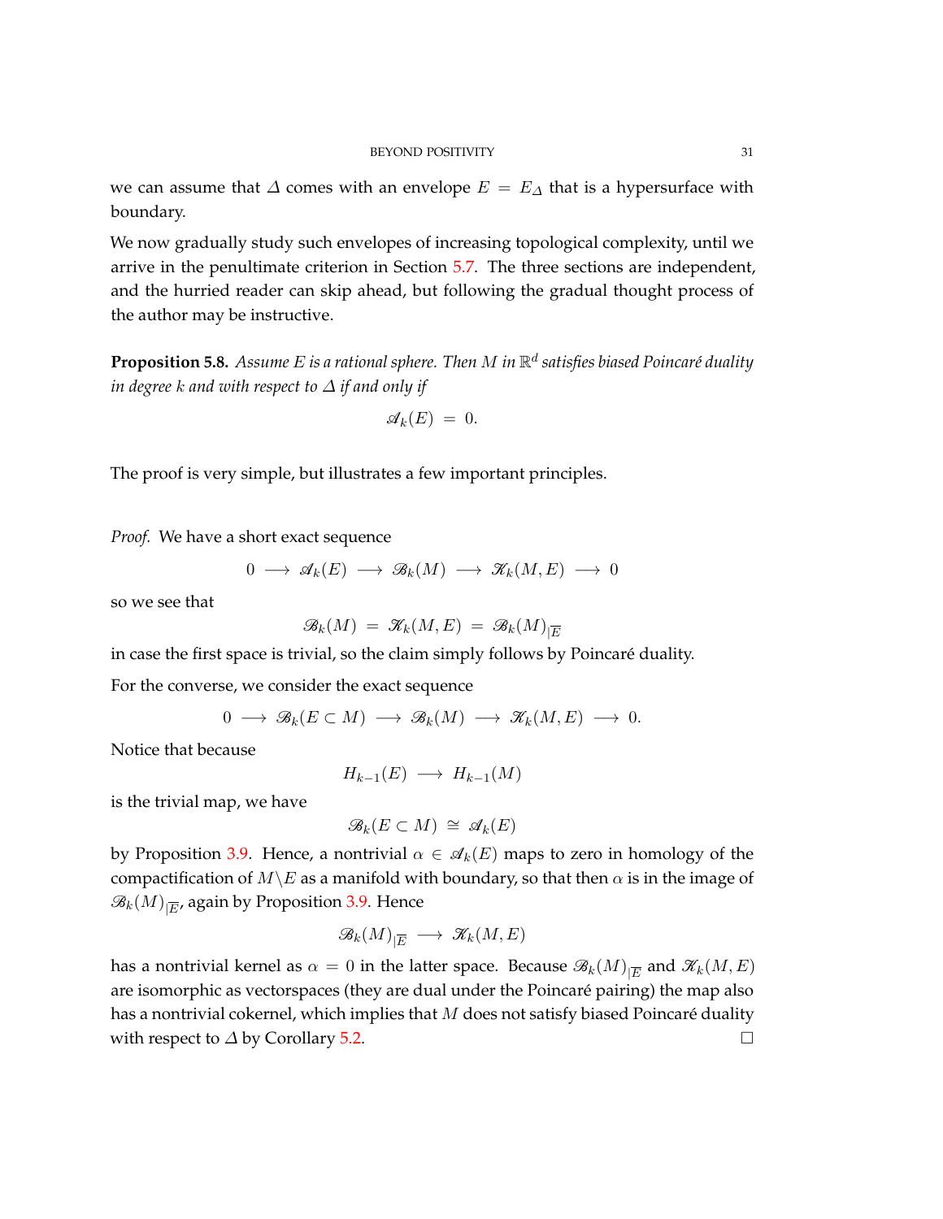we can assume that $\varDelta$ comes with an envelope $E = E_\varDelta$ that is a hypersurface with boundary.

We now gradually study such envelopes of increasing topological complexity, until we arrive in the penultimate criterion in Section 5.7. The three sections are independent, and the hurried reader can skip ahead, but following the gradual thought process of the author may be instructive.

**Proposition 5.8.** *Assume $E$ is a rational sphere. Then $M$ in $\mathbb{R}^d$ satisfies biased Poincaré duality in degree $k$ and with respect to $\varDelta$ if and only if*

$$\mathscr{A}_k(E) \ = \ 0.$$

The proof is very simple, but illustrates a few important principles.

*Proof.* We have a short exact sequence

$$0 \longrightarrow \mathscr{A}_k(E) \longrightarrow \mathscr{B}_k(M) \longrightarrow \mathscr{K}_k(M,E) \longrightarrow 0$$

so we see that

$$\mathscr{B}_k(M) \ = \ \mathscr{K}_k(M,E) \ = \ \mathscr{B}_k(M)_{|\overline{E}}$$

in case the first space is trivial, so the claim simply follows by Poincaré duality.

For the converse, we consider the exact sequence

$$0 \longrightarrow \mathscr{B}_k(E\subset M) \longrightarrow \mathscr{B}_k(M) \longrightarrow \mathscr{K}_k(M,E) \longrightarrow 0.$$

Notice that because

$$H_{k-1}(E) \longrightarrow H_{k-1}(M)$$

is the trivial map, we have

$$\mathscr{B}_k(E\subset M) \ \cong \ \mathscr{A}_k(E)$$

by Proposition 3.9. Hence, a nontrivial $\alpha \in \mathscr{A}_k(E)$ maps to zero in homology of the compactification of $M\backslash E$ as a manifold with boundary, so that then $\alpha$ is in the image of $\mathscr{B}_k(M)_{|\overline{E}}$, again by Proposition 3.9. Hence

$$\mathscr{B}_k(M)_{|\overline{E}} \longrightarrow \mathscr{K}_k(M,E)$$

has a nontrivial kernel as $\alpha = 0$ in the latter space. Because $\mathscr{B}_k(M)_{|\overline{E}}$ and $\mathscr{K}_k(M,E)$ are isomorphic as vectorspaces (they are dual under the Poincaré pairing) the map also has a nontrivial cokernel, which implies that $M$ does not satisfy biased Poincaré duality with respect to $\varDelta$ by Corollary 5.2. □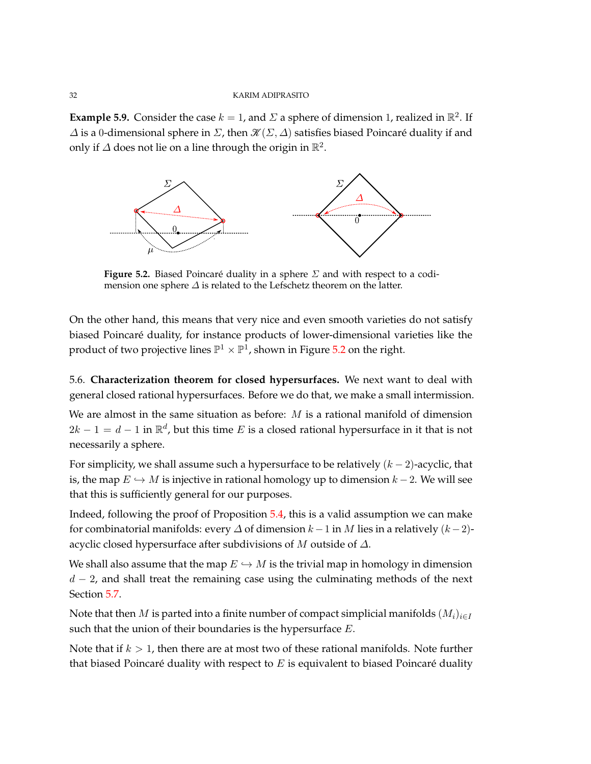**Example 5.9.** Consider the case $k = 1$, and $\Sigma$ a sphere of dimension 1, realized in $\mathbb{R}^2$. If $\Delta$ is a 0-dimensional sphere in $\Sigma$, then $\mathscr{K}(\Sigma, \Delta)$ satisfies biased Poincaré duality if and only if $\Delta$ does not lie on a line through the origin in $\mathbb{R}^2$.

**Figure 5.2.** Biased Poincaré duality in a sphere $\Sigma$ and with respect to a codimension one sphere $\Delta$ is related to the Lefschetz theorem on the latter.

On the other hand, this means that very nice and even smooth varieties do not satisfy biased Poincaré duality, for instance products of lower-dimensional varieties like the product of two projective lines $\mathbb{P}^1 \times \mathbb{P}^1$, shown in Figure 5.2 on the right.

5.6. **Characterization theorem for closed hypersurfaces.** We next want to deal with general closed rational hypersurfaces. Before we do that, we make a small intermission.

We are almost in the same situation as before: $M$ is a rational manifold of dimension $2k - 1 = d - 1$ in $\mathbb{R}^d$, but this time $E$ is a closed rational hypersurface in it that is not necessarily a sphere.

For simplicity, we shall assume such a hypersurface to be relatively $(k-2)$-acyclic, that is, the map $E \hookrightarrow M$ is injective in rational homology up to dimension $k - 2$. We will see that this is sufficiently general for our purposes.

Indeed, following the proof of Proposition 5.4, this is a valid assumption we can make for combinatorial manifolds: every $\Delta$ of dimension $k - 1$ in $M$ lies in a relatively $(k-2)$-acyclic closed hypersurface after subdivisions of $M$ outside of $\Delta$.

We shall also assume that the map $E \hookrightarrow M$ is the trivial map in homology in dimension $d - 2$, and shall treat the remaining case using the culminating methods of the next Section 5.7.

Note that then $M$ is parted into a finite number of compact simplicial manifolds $(M_i)_{i \in I}$ such that the union of their boundaries is the hypersurface $E$.

Note that if $k > 1$, then there are at most two of these rational manifolds. Note further that biased Poincaré duality with respect to $E$ is equivalent to biased Poincaré duality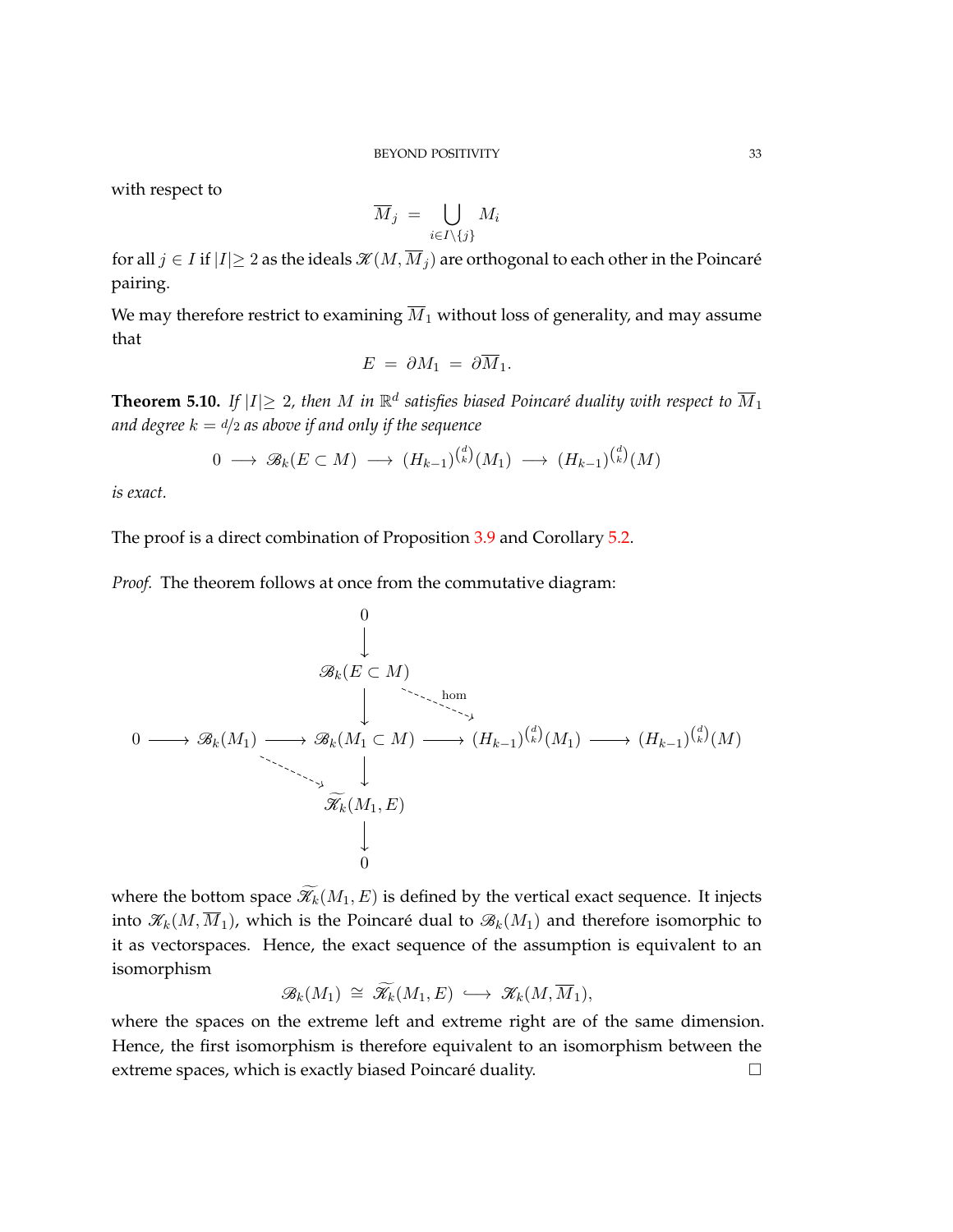with respect to

$$\overline{M}_j \;=\; \bigcup_{i\in I\setminus\{j\}} M_i$$

for all $j \in I$ if $|I|\geq 2$ as the ideals $\mathscr{K}(M,\overline{M}_j)$ are orthogonal to each other in the Poincaré pairing.

We may therefore restrict to examining $\overline{M}_1$ without loss of generality, and may assume that

$$E \;=\; \partial M_1 \;=\; \partial \overline{M}_1.$$

**Theorem 5.10.** *If $|I|\geq 2$, then $M$ in $\mathbb{R}^d$ satisfies biased Poincaré duality with respect to $\overline{M}_1$ and degree $k = d/2$ as above if and only if the sequence*

$$0 \longrightarrow \mathscr{B}_k(E\subset M) \longrightarrow (H_{k-1})^{\binom{d}{k}}(M_1) \longrightarrow (H_{k-1})^{\binom{d}{k}}(M)$$

*is exact.*

The proof is a direct combination of Proposition 3.9 and Corollary 5.2.

*Proof.* The theorem follows at once from the commutative diagram:

$$\begin{array}{ccccccccc}
 & & 0 & & & & & & \\
 & & \downarrow & & & & & & \\
 & & \mathscr{B}_k(E\subset M) & \overset{\text{hom}}{\dashrightarrow} & & & & & \\
 & & \downarrow & & & & & & \\
0 \longrightarrow & \mathscr{B}_k(M_1) & \longrightarrow \mathscr{B}_k(M_1\subset M) & \longrightarrow & (H_{k-1})^{\binom{d}{k}}(M_1) & \longrightarrow & (H_{k-1})^{\binom{d}{k}}(M) & & \\
 & & \downarrow & & & & & & \\
 & & \widetilde{\mathscr{K}}_k(M_1,E) & & & & & & \\
 & & \downarrow & & & & & & \\
 & & 0 & & & & & &
\end{array}$$

where the bottom space $\widetilde{\mathscr{K}}_k(M_1,E)$ is defined by the vertical exact sequence. It injects into $\mathscr{K}_k(M,\overline{M}_1)$, which is the Poincaré dual to $\mathscr{B}_k(M_1)$ and therefore isomorphic to it as vectorspaces. Hence, the exact sequence of the assumption is equivalent to an isomorphism

$$\mathscr{B}_k(M_1) \;\cong\; \widetilde{\mathscr{K}}_k(M_1,E) \;\hookrightarrow\; \mathscr{K}_k(M,\overline{M}_1),$$

where the spaces on the extreme left and extreme right are of the same dimension. Hence, the first isomorphism is therefore equivalent to an isomorphism between the extreme spaces, which is exactly biased Poincaré duality. □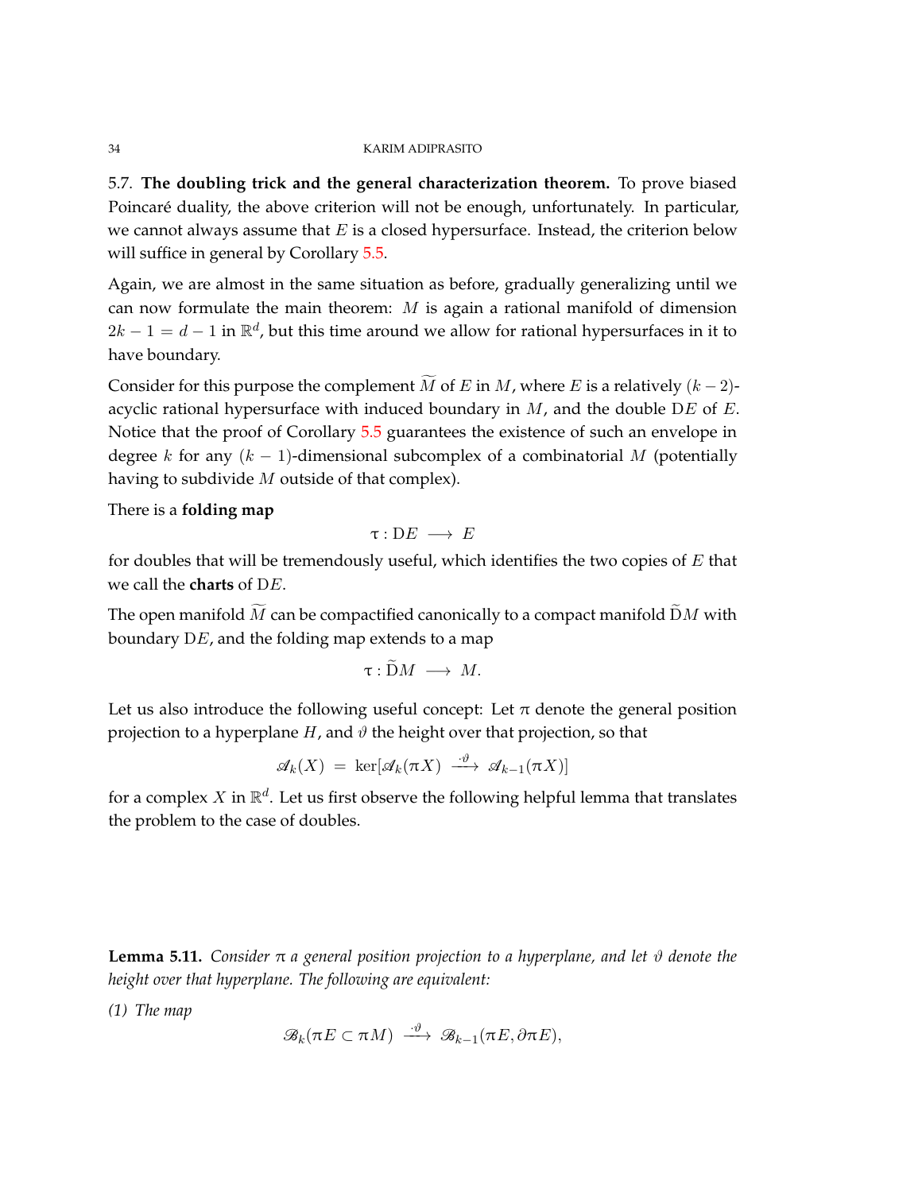5.7. **The doubling trick and the general characterization theorem.** To prove biased Poincaré duality, the above criterion will not be enough, unfortunately. In particular, we cannot always assume that $E$ is a closed hypersurface. Instead, the criterion below will suffice in general by Corollary 5.5.

Again, we are almost in the same situation as before, gradually generalizing until we can now formulate the main theorem: $M$ is again a rational manifold of dimension $2k-1 = d-1$ in $\mathbb{R}^d$, but this time around we allow for rational hypersurfaces in it to have boundary.

Consider for this purpose the complement $\widetilde{M}$ of $E$ in $M$, where $E$ is a relatively $(k-2)$-acyclic rational hypersurface with induced boundary in $M$, and the double $\mathrm{D}E$ of $E$. Notice that the proof of Corollary 5.5 guarantees the existence of such an envelope in degree $k$ for any $(k-1)$-dimensional subcomplex of a combinatorial $M$ (potentially having to subdivide $M$ outside of that complex).

There is a **folding map**

$$\tau : \mathrm{D}E \longrightarrow E$$

for doubles that will be tremendously useful, which identifies the two copies of $E$ that we call the **charts** of $\mathrm{D}E$.

The open manifold $\widetilde{M}$ can be compactified canonically to a compact manifold $\widetilde{\mathrm{D}}M$ with boundary $\mathrm{D}E$, and the folding map extends to a map

$$\tau : \widetilde{\mathrm{D}}M \longrightarrow M.$$

Let us also introduce the following useful concept: Let $\pi$ denote the general position projection to a hyperplane $H$, and $\vartheta$ the height over that projection, so that

$$\mathscr{A}_k(X) \ = \ \ker[\mathscr{A}_k(\pi X) \ \xrightarrow{\cdot\vartheta} \ \mathscr{A}_{k-1}(\pi X)]$$

for a complex $X$ in $\mathbb{R}^d$. Let us first observe the following helpful lemma that translates the problem to the case of doubles.

**Lemma 5.11.** *Consider $\pi$ a general position projection to a hyperplane, and let $\vartheta$ denote the height over that hyperplane. The following are equivalent:*

*(1) The map*

$$\mathscr{B}_k(\pi E \subset \pi M) \ \xrightarrow{\cdot\vartheta} \ \mathscr{B}_{k-1}(\pi E, \partial \pi E),$$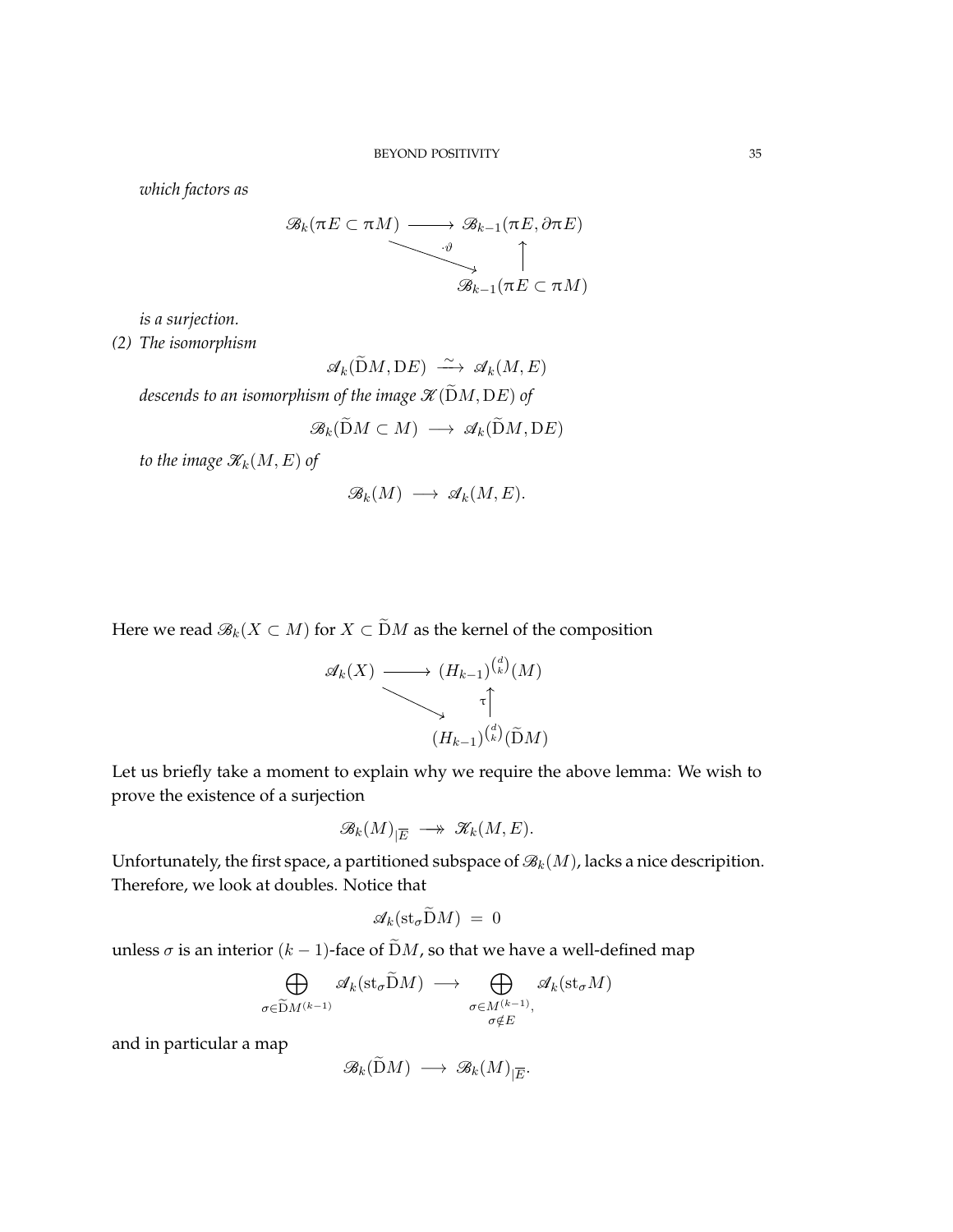*which factors as*

$$\begin{array}{ccc} \mathscr{B}_k(\pi E \subset \pi M) & \longrightarrow & \mathscr{B}_{k-1}(\pi E, \partial \pi E) \\ & \searrow^{\cdot\vartheta} & \uparrow \\ & & \mathscr{B}_{k-1}(\pi E \subset \pi M) \end{array}$$

*is a surjection.*

*(2) The isomorphism*

$$\mathscr{A}_k(\widetilde{\mathrm{D}}M, \mathrm{D}E) \xrightarrow{\ \sim\ } \mathscr{A}_k(M, E)$$

*descends to an isomorphism of the image $\mathscr{K}(\widetilde{\mathrm{D}}M, \mathrm{D}E)$ of*

$$\mathscr{B}_k(\widetilde{\mathrm{D}}M \subset M) \longrightarrow \mathscr{A}_k(\widetilde{\mathrm{D}}M, \mathrm{D}E)$$

*to the image $\mathscr{K}_k(M, E)$ of*

$$\mathscr{B}_k(M) \longrightarrow \mathscr{A}_k(M, E).$$

Here we read $\mathscr{B}_k(X \subset M)$ for $X \subset \widetilde{\mathrm{D}}M$ as the kernel of the composition

$$\begin{array}{ccc} \mathscr{A}_k(X) & \longrightarrow & (H_{k-1})^{\binom{d}{k}}(M) \\ & \searrow & \uparrow \tau \\ & & (H_{k-1})^{\binom{d}{k}}(\widetilde{\mathrm{D}}M) \end{array}$$

Let us briefly take a moment to explain why we require the above lemma: We wish to prove the existence of a surjection

$$\mathscr{B}_k(M)_{|\overline{E}} \twoheadrightarrow \mathscr{K}_k(M, E).$$

Unfortunately, the first space, a partitioned subspace of $\mathscr{B}_k(M)$, lacks a nice descripition. Therefore, we look at doubles. Notice that

$$\mathscr{A}_k(\mathrm{st}_\sigma \widetilde{\mathrm{D}}M) \ = \ 0$$

unless $\sigma$ is an interior $(k-1)$-face of $\widetilde{\mathrm{D}}M$, so that we have a well-defined map

$$\bigoplus_{\sigma \in \widetilde{\mathrm{D}}M^{(k-1)}} \mathscr{A}_k(\mathrm{st}_\sigma \widetilde{\mathrm{D}}M) \longrightarrow \bigoplus_{\substack{\sigma \in M^{(k-1)}, \\ \sigma \notin E}} \mathscr{A}_k(\mathrm{st}_\sigma M)$$

and in particular a map

$$\mathscr{B}_k(\widetilde{\mathrm{D}}M) \longrightarrow \mathscr{B}_k(M)_{|\overline{E}}.$$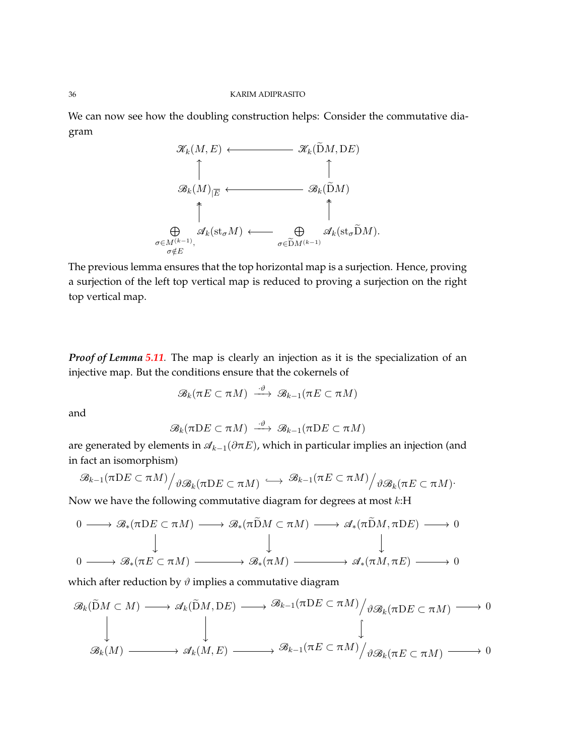We can now see how the doubling construction helps: Consider the commutative diagram

$$\begin{array}{ccc}
\mathscr{K}_k(M,E) & \longleftarrow & \mathscr{K}_k(\widetilde{\mathrm{D}}M, \mathrm{D}E) \\
\uparrow & & \uparrow \\
\mathscr{B}_k(M)_{|\overline{E}} & \longleftarrow & \mathscr{B}_k(\widetilde{\mathrm{D}}M) \\
\uparrow & & \uparrow \\
\displaystyle\bigoplus_{\substack{\sigma \in M^{(k-1)},\\ \sigma \notin E}} \mathscr{A}_k(\mathrm{st}_\sigma M) & \longleftarrow & \displaystyle\bigoplus_{\sigma \in \widetilde{\mathrm{D}}M^{(k-1)}} \mathscr{A}_k(\mathrm{st}_\sigma \widetilde{\mathrm{D}}M).
\end{array}$$

The previous lemma ensures that the top horizontal map is a surjection. Hence, proving a surjection of the left top vertical map is reduced to proving a surjection on the right top vertical map.

*Proof of Lemma 5.11.* The map is clearly an injection as it is the specialization of an injective map. But the conditions ensure that the cokernels of

$$\mathscr{B}_k(\pi E \subset \pi M) \ \xrightarrow{\cdot\vartheta}\ \mathscr{B}_{k-1}(\pi E \subset \pi M)$$

and

$$\mathscr{B}_k(\pi \mathrm{D}E \subset \pi M) \ \xrightarrow{\cdot\vartheta}\ \mathscr{B}_{k-1}(\pi \mathrm{D}E \subset \pi M)$$

are generated by elements in $\mathscr{A}_{k-1}(\partial \pi E)$, which in particular implies an injection (and in fact an isomorphism)

$$\mathscr{B}_{k-1}(\pi \mathrm{D}E \subset \pi M)\Big/\vartheta\mathscr{B}_k(\pi \mathrm{D}E \subset \pi M) \ \hookrightarrow\ \mathscr{B}_{k-1}(\pi E \subset \pi M)\Big/\vartheta\mathscr{B}_k(\pi E \subset \pi M).$$

Now we have the following commutative diagram for degrees at most $k$:H

$$\begin{array}{ccccccccc}
0 & \longrightarrow & \mathscr{B}_*(\pi \mathrm{D}E \subset \pi M) & \longrightarrow & \mathscr{B}_*(\pi \widetilde{\mathrm{D}}M \subset \pi M) & \longrightarrow & \mathscr{A}_*(\pi \widetilde{\mathrm{D}}M, \pi \mathrm{D}E) & \longrightarrow & 0 \\
 & & \downarrow & & \downarrow & & \downarrow & & \\
0 & \longrightarrow & \mathscr{B}_*(\pi E \subset \pi M) & \longrightarrow & \mathscr{B}_*(\pi M) & \longrightarrow & \mathscr{A}_*(\pi M, \pi E) & \longrightarrow & 0
\end{array}$$

which after reduction by $\vartheta$ implies a commutative diagram

$$\begin{array}{ccccccc}
\mathscr{B}_k(\widetilde{\mathrm{D}}M \subset M) & \longrightarrow & \mathscr{A}_k(\widetilde{\mathrm{D}}M, \mathrm{D}E) & \longrightarrow & \mathscr{B}_{k-1}(\pi \mathrm{D}E \subset \pi M)\Big/\vartheta\mathscr{B}_k(\pi \mathrm{D}E \subset \pi M) & \longrightarrow & 0 \\
\downarrow & & \downarrow & & \big\downarrow & & \\
\mathscr{B}_k(M) & \longrightarrow & \mathscr{A}_k(M, E) & \longrightarrow & \mathscr{B}_{k-1}(\pi E \subset \pi M)\Big/\vartheta\mathscr{B}_k(\pi E \subset \pi M) & \longrightarrow & 0
\end{array}$$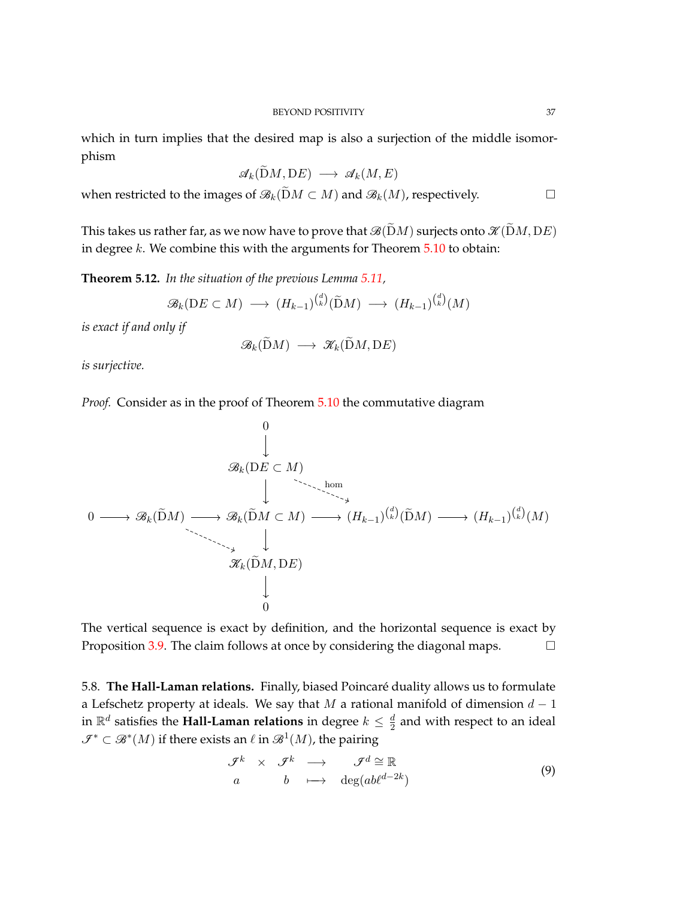which in turn implies that the desired map is also a surjection of the middle isomorphism

$$\mathscr{A}_k(\widetilde{\mathrm{D}}M, \mathrm{D}E) \longrightarrow \mathscr{A}_k(M, E)$$

when restricted to the images of $\mathscr{B}_k(\widetilde{\mathrm{D}}M \subset M)$ and $\mathscr{B}_k(M)$, respectively. □

This takes us rather far, as we now have to prove that $\mathscr{B}(\widetilde{\mathrm{D}}M)$ surjects onto $\mathscr{K}(\widetilde{\mathrm{D}}M, \mathrm{D}E)$ in degree $k$. We combine this with the arguments for Theorem 5.10 to obtain:

**Theorem 5.12.** *In the situation of the previous Lemma 5.11,*

$$\mathscr{B}_k(\mathrm{D}E \subset M) \longrightarrow (H_{k-1})^{\binom{d}{k}}(\widetilde{\mathrm{D}}M) \longrightarrow (H_{k-1})^{\binom{d}{k}}(M)$$

*is exact if and only if*

$$\mathscr{B}_k(\widetilde{\mathrm{D}}M) \longrightarrow \mathscr{K}_k(\widetilde{\mathrm{D}}M, \mathrm{D}E)$$

*is surjective.*

*Proof.* Consider as in the proof of Theorem 5.10 the commutative diagram

$$\begin{array}{ccccccccc}
 & & & & 0 & & & & \\
 & & & & \downarrow & & & & \\
 & & & & \mathscr{B}_k(\mathrm{D}E \subset M) & \overset{\text{hom}}{\dashrightarrow} & & & \\
 & & & & \downarrow & & & & \\
0 & \longrightarrow & \mathscr{B}_k(\widetilde{\mathrm{D}}M) & \longrightarrow & \mathscr{B}_k(\widetilde{\mathrm{D}}M \subset M) & \longrightarrow & (H_{k-1})^{\binom{d}{k}}(\widetilde{\mathrm{D}}M) & \longrightarrow & (H_{k-1})^{\binom{d}{k}}(M) \\
 & & & \dashrightarrow & \downarrow & & & & \\
 & & & & \mathscr{K}_k(\widetilde{\mathrm{D}}M, \mathrm{D}E) & & & & \\
 & & & & \downarrow & & & & \\
 & & & & 0 & & & &
\end{array}$$

The vertical sequence is exact by definition, and the horizontal sequence is exact by Proposition 3.9. The claim follows at once by considering the diagonal maps. □

5.8. **The Hall-Laman relations.** Finally, biased Poincaré duality allows us to formulate a Lefschetz property at ideals. We say that $M$ a rational manifold of dimension $d-1$ in $\mathbb{R}^d$ satisfies the **Hall-Laman relations** in degree $k \leq \frac{d}{2}$ and with respect to an ideal $\mathscr{I}^* \subset \mathscr{B}^*(M)$ if there exists an $\ell$ in $\mathscr{B}^1(M)$, the pairing

$$\begin{array}{ccccc}
\mathscr{I}^k & \times & \mathscr{I}^k & \longrightarrow & \mathscr{I}^d \cong \mathbb{R} \\
a & & b & \longmapsto & \deg(ab\ell^{d-2k})
\end{array} \tag{9}$$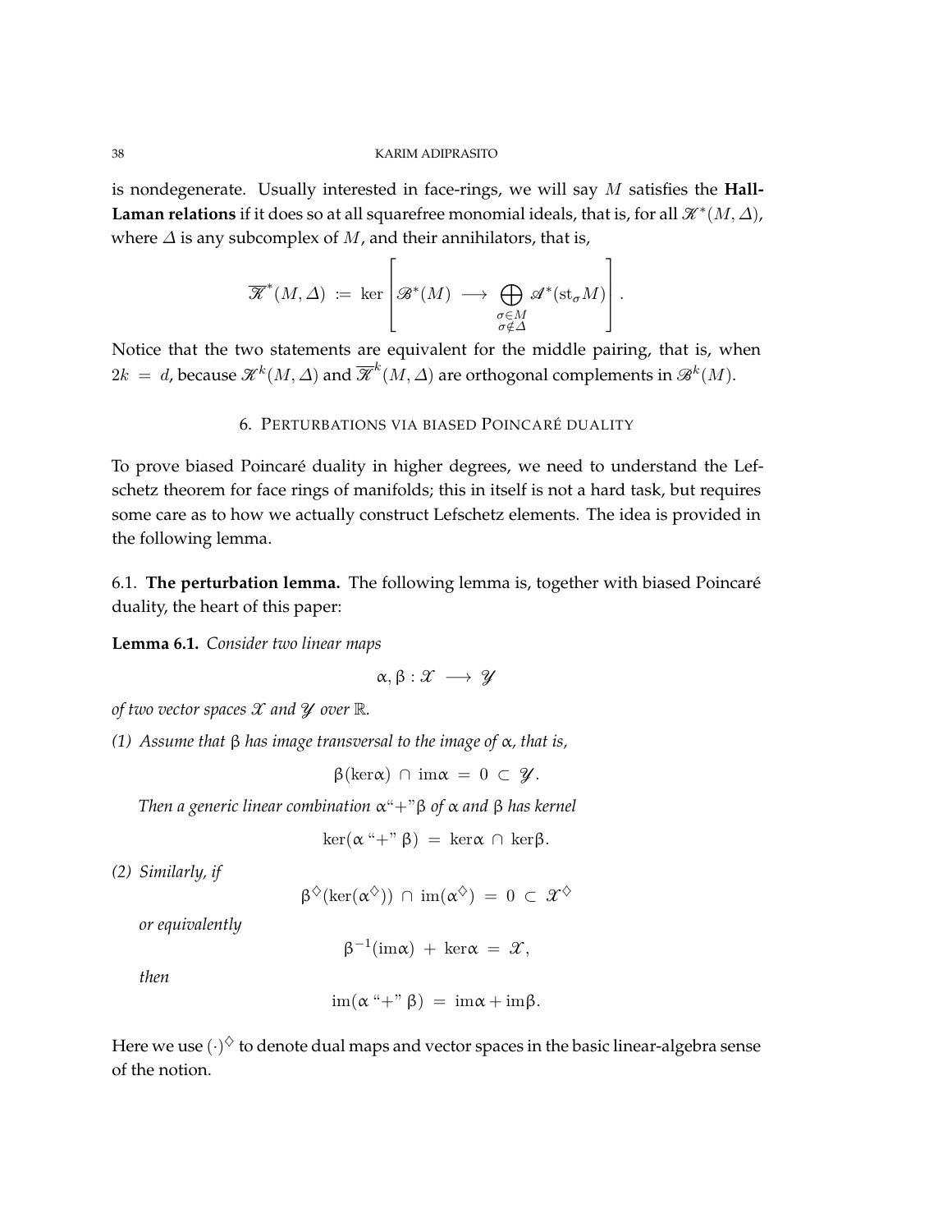is nondegenerate. Usually interested in face-rings, we will say $M$ satisfies the **Hall-Laman relations** if it does so at all squarefree monomial ideals, that is, for all $\mathscr{K}^*(M, \Delta)$, where $\Delta$ is any subcomplex of $M$, and their annihilators, that is,

$$\overline{\mathscr{K}}^*(M, \Delta) \;:=\; \ker \left[ \mathscr{B}^*(M) \;\longrightarrow\; \bigoplus_{\substack{\sigma \in M \\ \sigma \notin \Delta}} \mathscr{A}^*(\mathrm{st}_\sigma M) \right].$$

Notice that the two statements are equivalent for the middle pairing, that is, when $2k = d$, because $\mathscr{K}^k(M, \Delta)$ and $\overline{\mathscr{K}}^k(M, \Delta)$ are orthogonal complements in $\mathscr{B}^k(M)$.

## 6. Perturbations via biased Poincaré duality

To prove biased Poincaré duality in higher degrees, we need to understand the Lefschetz theorem for face rings of manifolds; this in itself is not a hard task, but requires some care as to how we actually construct Lefschetz elements. The idea is provided in the following lemma.

### 6.1. The perturbation lemma.

The following lemma is, together with biased Poincaré duality, the heart of this paper:

**Lemma 6.1.** *Consider two linear maps*

$$\alpha, \beta : \mathscr{X} \;\longrightarrow\; \mathscr{Y}$$

*of two vector spaces $\mathscr{X}$ and $\mathscr{Y}$ over $\mathbb{R}$.*

*(1) Assume that $\beta$ has image transversal to the image of $\alpha$, that is,*

$$\beta(\ker \alpha) \,\cap\, \mathrm{im}\alpha \;=\; 0 \;\subset\; \mathscr{Y}.$$

*Then a generic linear combination $\alpha$"+"$\beta$ of $\alpha$ and $\beta$ has kernel*

$$\ker(\alpha \text{ "+" } \beta) \;=\; \ker\alpha \,\cap\, \ker\beta.$$

*(2) Similarly, if*

$$\beta^\diamondsuit(\ker(\alpha^\diamondsuit)) \,\cap\, \mathrm{im}(\alpha^\diamondsuit) \;=\; 0 \;\subset\; \mathscr{X}^\diamondsuit$$

*or equivalently*

$$\beta^{-1}(\mathrm{im}\alpha) \;+\; \ker\alpha \;=\; \mathscr{X},$$

*then*

$$\mathrm{im}(\alpha \text{ "+" } \beta) \;=\; \mathrm{im}\alpha + \mathrm{im}\beta.$$

Here we use $(\cdot)^\diamondsuit$ to denote dual maps and vector spaces in the basic linear-algebra sense of the notion.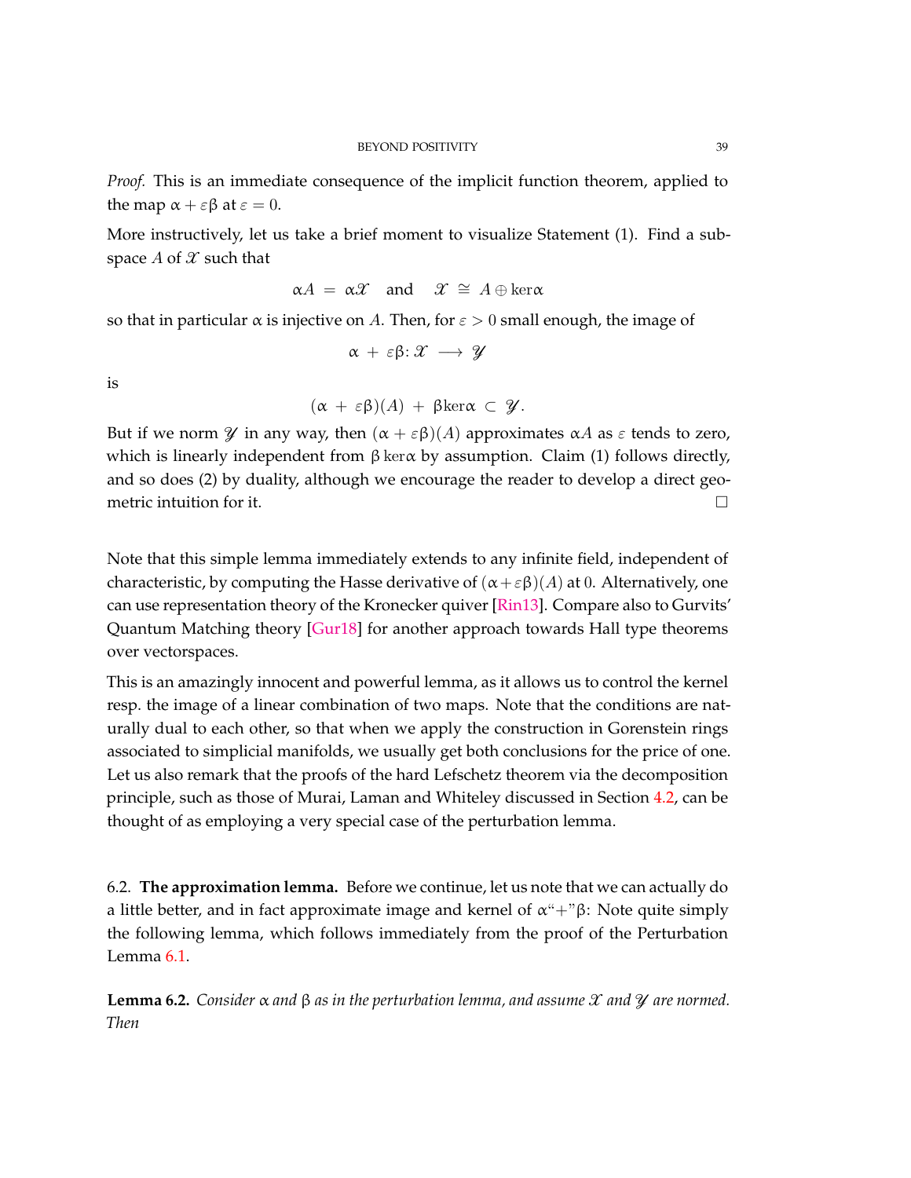*Proof.* This is an immediate consequence of the implicit function theorem, applied to the map $\alpha + \varepsilon\beta$ at $\varepsilon = 0$.

More instructively, let us take a brief moment to visualize Statement (1). Find a subspace $A$ of $\mathscr{X}$ such that

$$\alpha A \;=\; \alpha \mathscr{X} \quad \text{and} \quad \mathscr{X} \;\cong\; A \oplus \ker \alpha$$

so that in particular $\alpha$ is injective on $A$. Then, for $\varepsilon > 0$ small enough, the image of

$$\alpha \;+\; \varepsilon\beta \colon \mathscr{X} \;\longrightarrow\; \mathscr{Y}$$

is

$$(\alpha \;+\; \varepsilon\beta)(A) \;+\; \beta \ker \alpha \;\subset\; \mathscr{Y}.$$

But if we norm $\mathscr{Y}$ in any way, then $(\alpha + \varepsilon\beta)(A)$ approximates $\alpha A$ as $\varepsilon$ tends to zero, which is linearly independent from $\beta \ker \alpha$ by assumption. Claim (1) follows directly, and so does (2) by duality, although we encourage the reader to develop a direct geometric intuition for it. $\square$

Note that this simple lemma immediately extends to any infinite field, independent of characteristic, by computing the Hasse derivative of $(\alpha + \varepsilon\beta)(A)$ at $0$. Alternatively, one can use representation theory of the Kronecker quiver [Rin13]. Compare also to Gurvits' Quantum Matching theory [Gur18] for another approach towards Hall type theorems over vectorspaces.

This is an amazingly innocent and powerful lemma, as it allows us to control the kernel resp. the image of a linear combination of two maps. Note that the conditions are naturally dual to each other, so that when we apply the construction in Gorenstein rings associated to simplicial manifolds, we usually get both conclusions for the price of one. Let us also remark that the proofs of the hard Lefschetz theorem via the decomposition principle, such as those of Murai, Laman and Whiteley discussed in Section 4.2, can be thought of as employing a very special case of the perturbation lemma.

6.2. **The approximation lemma.** Before we continue, let us note that we can actually do a little better, and in fact approximate image and kernel of $\alpha$"$+$"$\beta$: Note quite simply the following lemma, which follows immediately from the proof of the Perturbation Lemma 6.1.

**Lemma 6.2.** *Consider $\alpha$ and $\beta$ as in the perturbation lemma, and assume $\mathscr{X}$ and $\mathscr{Y}$ are normed. Then*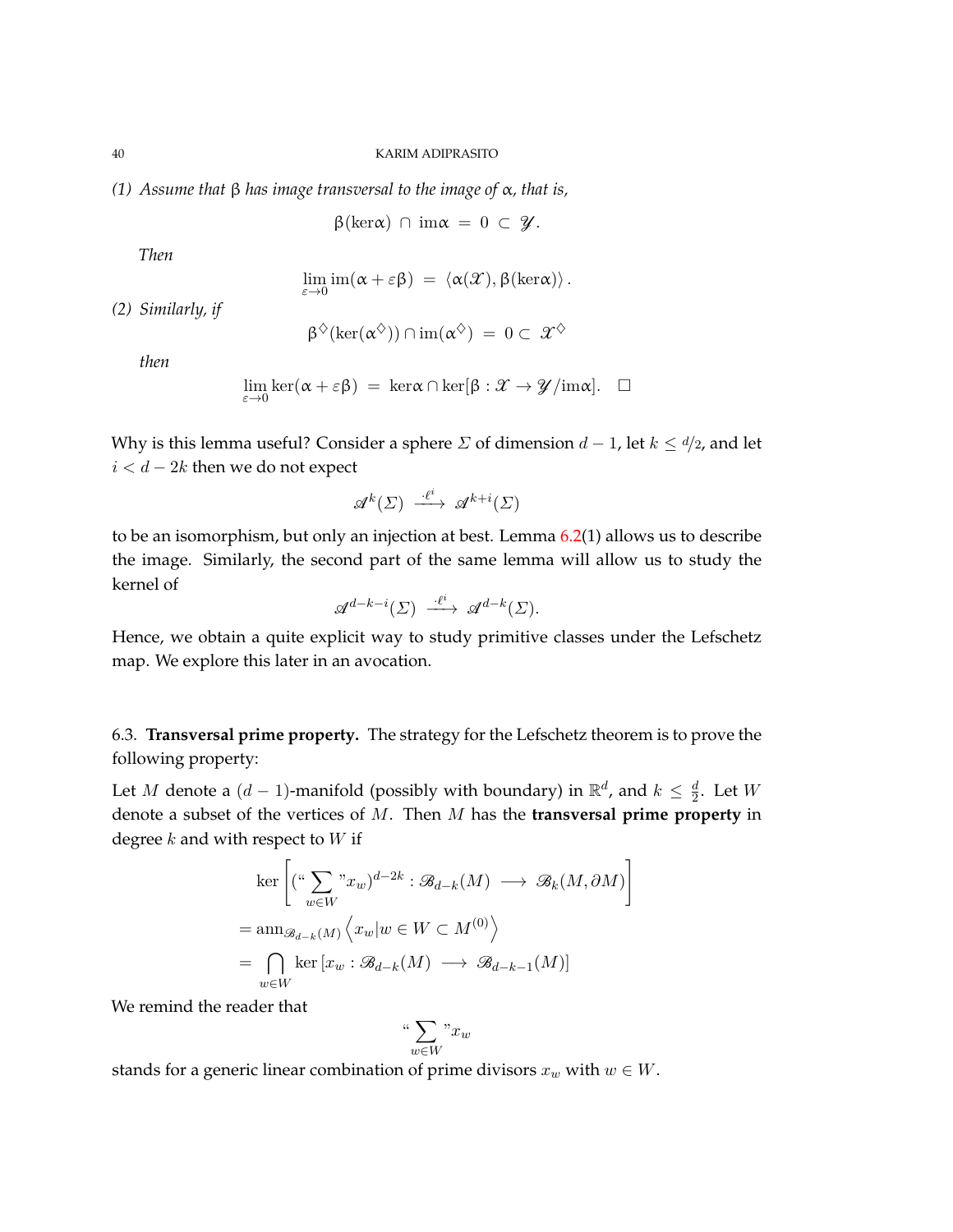*(1) Assume that* $\upbeta$ *has image transversal to the image of* $\upalpha$*, that is,*

$$\upbeta(\ker\upalpha)\ \cap\ \mathrm{im}\upalpha\ =\ 0\ \subset\ \mathscr{Y}.$$

*Then*

$$\lim_{\varepsilon\to 0}\mathrm{im}(\upalpha+\varepsilon\upbeta)\ =\ \langle\upalpha(\mathscr{X}),\upbeta(\ker\upalpha)\rangle\,.$$

*(2) Similarly, if*

$$\upbeta^{\diamondsuit}(\ker(\upalpha^{\diamondsuit}))\cap\mathrm{im}(\upalpha^{\diamondsuit})\ =\ 0\subset\ \mathscr{X}^{\diamondsuit}$$

*then*

$$\lim_{\varepsilon\to 0}\ker(\upalpha+\varepsilon\upbeta)\ =\ \ker\upalpha\cap\ker[\upbeta:\mathscr{X}\to\mathscr{Y}/\mathrm{im}\upalpha].\quad\square$$

Why is this lemma useful? Consider a sphere $\Sigma$ of dimension $d-1$, let $k\le d/2$, and let $i<d-2k$ then we do not expect

$$\mathscr{A}^{k}(\Sigma)\ \xrightarrow{\ \cdot\ell^{i}\ }\ \mathscr{A}^{k+i}(\Sigma)$$

to be an isomorphism, but only an injection at best. Lemma 6.2(1) allows us to describe the image. Similarly, the second part of the same lemma will allow us to study the kernel of

$$\mathscr{A}^{d-k-i}(\Sigma)\ \xrightarrow{\ \cdot\ell^{i}\ }\ \mathscr{A}^{d-k}(\Sigma).$$

Hence, we obtain a quite explicit way to study primitive classes under the Lefschetz map. We explore this later in an avocation.

6.3. **Transversal prime property.** The strategy for the Lefschetz theorem is to prove the following property:

Let $M$ denote a $(d-1)$-manifold (possibly with boundary) in $\mathbb{R}^d$, and $k\le\frac{d}{2}$. Let $W$ denote a subset of the vertices of $M$. Then $M$ has the **transversal prime property** in degree $k$ and with respect to $W$ if

$$\begin{aligned}
&\ker\left[(\text{``}\sum_{w\in W}\text{''}x_w)^{d-2k}:\mathscr{B}_{d-k}(M)\ \longrightarrow\ \mathscr{B}_{k}(M,\partial M)\right]\\
&=\mathrm{ann}_{\mathscr{B}_{d-k}(M)}\left\langle x_w|w\in W\subset M^{(0)}\right\rangle\\
&=\ \bigcap_{w\in W}\ker\left[x_w:\mathscr{B}_{d-k}(M)\ \longrightarrow\ \mathscr{B}_{d-k-1}(M)\right]
\end{aligned}$$

We remind the reader that

$$\text{``}\sum_{w\in W}\text{''}x_w$$

stands for a generic linear combination of prime divisors $x_w$ with $w\in W$.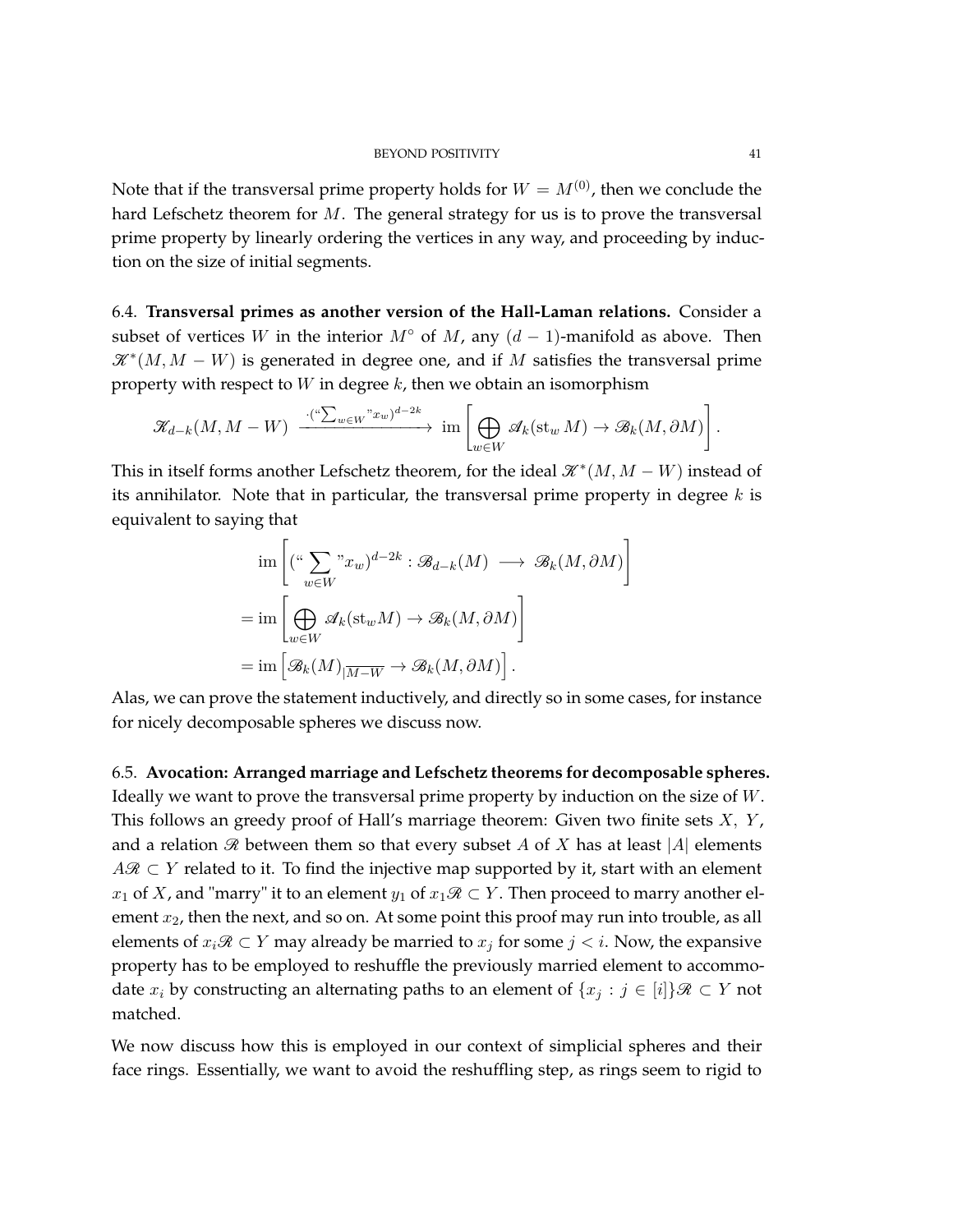Note that if the transversal prime property holds for $W = M^{(0)}$, then we conclude the hard Lefschetz theorem for $M$. The general strategy for us is to prove the transversal prime property by linearly ordering the vertices in any way, and proceeding by induction on the size of initial segments.

6.4. **Transversal primes as another version of the Hall-Laman relations.** Consider a subset of vertices $W$ in the interior $M^\circ$ of $M$, any $(d-1)$-manifold as above. Then $\mathscr{K}^*(M, M-W)$ is generated in degree one, and if $M$ satisfies the transversal prime property with respect to $W$ in degree $k$, then we obtain an isomorphism

$$\mathscr{K}_{d-k}(M, M-W) \xrightarrow{\cdot(\text{``}\sum_{w\in W}\text{''}x_w)^{d-2k}} \operatorname{im}\left[\bigoplus_{w\in W} \mathscr{A}_k(\operatorname{st}_w M) \to \mathscr{B}_k(M, \partial M)\right].$$

This in itself forms another Lefschetz theorem, for the ideal $\mathscr{K}^*(M, M-W)$ instead of its annihilator. Note that in particular, the transversal prime property in degree $k$ is equivalent to saying that

$$\begin{aligned}
&\operatorname{im}\left[(\text{``}\sum_{w\in W}\text{''}x_w)^{d-2k} : \mathscr{B}_{d-k}(M) \longrightarrow \mathscr{B}_k(M, \partial M)\right] \\
&= \operatorname{im}\left[\bigoplus_{w\in W} \mathscr{A}_k(\operatorname{st}_w M) \to \mathscr{B}_k(M, \partial M)\right] \\
&= \operatorname{im}\left[\mathscr{B}_k(M)_{|\overline{M-W}} \to \mathscr{B}_k(M, \partial M)\right].
\end{aligned}$$

Alas, we can prove the statement inductively, and directly so in some cases, for instance for nicely decomposable spheres we discuss now.

6.5. **Avocation: Arranged marriage and Lefschetz theorems for decomposable spheres.** Ideally we want to prove the transversal prime property by induction on the size of $W$. This follows an greedy proof of Hall's marriage theorem: Given two finite sets $X$, $Y$, and a relation $\mathscr{R}$ between them so that every subset $A$ of $X$ has at least $|A|$ elements $A\mathscr{R} \subset Y$ related to it. To find the injective map supported by it, start with an element $x_1$ of $X$, and "marry" it to an element $y_1$ of $x_1\mathscr{R} \subset Y$. Then proceed to marry another element $x_2$, then the next, and so on. At some point this proof may run into trouble, as all elements of $x_i\mathscr{R} \subset Y$ may already be married to $x_j$ for some $j < i$. Now, the expansive property has to be employed to reshuffle the previously married element to accommodate $x_i$ by constructing an alternating paths to an element of $\{x_j : j \in [i]\}\mathscr{R} \subset Y$ not matched.

We now discuss how this is employed in our context of simplicial spheres and their face rings. Essentially, we want to avoid the reshuffling step, as rings seem to rigid to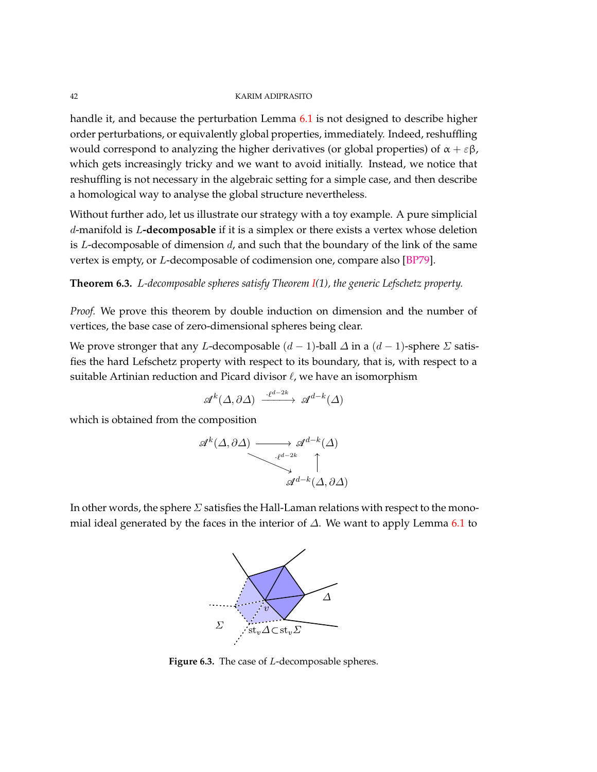handle it, and because the perturbation Lemma 6.1 is not designed to describe higher order perturbations, or equivalently global properties, immediately. Indeed, reshuffling would correspond to analyzing the higher derivatives (or global properties) of $\alpha + \varepsilon\beta$, which gets increasingly tricky and we want to avoid initially. Instead, we notice that reshuffling is not necessary in the algebraic setting for a simple case, and then describe a homological way to analyse the global structure nevertheless.

Without further ado, let us illustrate our strategy with a toy example. A pure simplicial $d$-manifold is $L$**-decomposable** if it is a simplex or there exists a vertex whose deletion is $L$-decomposable of dimension $d$, and such that the boundary of the link of the same vertex is empty, or $L$-decomposable of codimension one, compare also [BP79].

**Theorem 6.3.** *$L$-decomposable spheres satisfy Theorem I(1), the generic Lefschetz property.*

*Proof.* We prove this theorem by double induction on dimension and the number of vertices, the base case of zero-dimensional spheres being clear.

We prove stronger that any $L$-decomposable $(d-1)$-ball $\Delta$ in a $(d-1)$-sphere $\Sigma$ satisfies the hard Lefschetz property with respect to its boundary, that is, with respect to a suitable Artinian reduction and Picard divisor $\ell$, we have an isomorphism

$$\mathscr{A}^k(\Delta, \partial\Delta) \xrightarrow{\cdot \ell^{d-2k}} \mathscr{A}^{d-k}(\Delta)$$

which is obtained from the composition

$$\begin{array}{ccc} \mathscr{A}^k(\Delta, \partial\Delta) & \longrightarrow & \mathscr{A}^{d-k}(\Delta) \\ & \searrow^{\cdot \ell^{d-2k}} & \uparrow \\ & & \mathscr{A}^{d-k}(\Delta, \partial\Delta) \end{array}$$

In other words, the sphere $\Sigma$ satisfies the Hall-Laman relations with respect to the monomial ideal generated by the faces in the interior of $\Delta$. We want to apply Lemma 6.1 to

**Figure 6.3.** The case of $L$-decomposable spheres.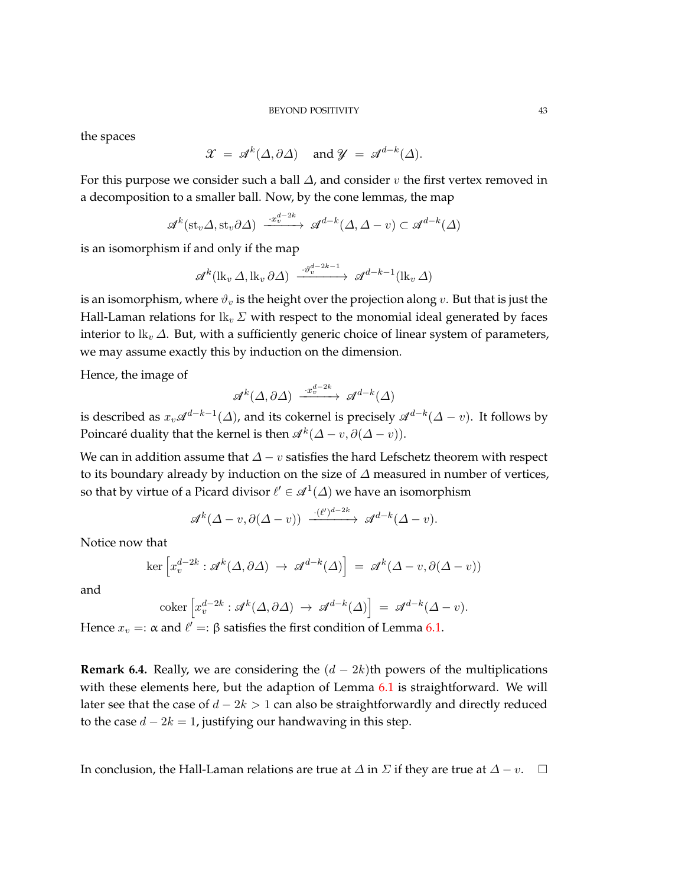the spaces

$$\mathscr{X} \ = \ \mathscr{A}^k(\Delta, \partial \Delta) \quad \text{and } \mathscr{Y} \ = \ \mathscr{A}^{d-k}(\Delta).$$

For this purpose we consider such a ball $\Delta$, and consider $v$ the first vertex removed in a decomposition to a smaller ball. Now, by the cone lemmas, the map

$$\mathscr{A}^k(\mathrm{st}_v \Delta, \mathrm{st}_v \partial \Delta) \xrightarrow{\ \cdot x_v^{d-2k}\ } \mathscr{A}^{d-k}(\Delta, \Delta - v) \subset \mathscr{A}^{d-k}(\Delta)$$

is an isomorphism if and only if the map

$$\mathscr{A}^k(\mathrm{lk}_v \Delta, \mathrm{lk}_v \partial \Delta) \xrightarrow{\ \cdot \vartheta_v^{d-2k-1}\ } \mathscr{A}^{d-k-1}(\mathrm{lk}_v \Delta)$$

is an isomorphism, where $\vartheta_v$ is the height over the projection along $v$. But that is just the Hall-Laman relations for $\mathrm{lk}_v \Sigma$ with respect to the monomial ideal generated by faces interior to $\mathrm{lk}_v \Delta$. But, with a sufficiently generic choice of linear system of parameters, we may assume exactly this by induction on the dimension.

Hence, the image of

$$\mathscr{A}^k(\Delta, \partial \Delta) \xrightarrow{\ \cdot x_v^{d-2k}\ } \mathscr{A}^{d-k}(\Delta)$$

is described as $x_v \mathscr{A}^{d-k-1}(\Delta)$, and its cokernel is precisely $\mathscr{A}^{d-k}(\Delta - v)$. It follows by Poincaré duality that the kernel is then $\mathscr{A}^k(\Delta - v, \partial(\Delta - v))$.

We can in addition assume that $\Delta - v$ satisfies the hard Lefschetz theorem with respect to its boundary already by induction on the size of $\Delta$ measured in number of vertices, so that by virtue of a Picard divisor $\ell' \in \mathscr{A}^1(\Delta)$ we have an isomorphism

$$\mathscr{A}^k(\Delta - v, \partial(\Delta - v)) \xrightarrow{\ \cdot (\ell')^{d-2k}\ } \mathscr{A}^{d-k}(\Delta - v).$$

Notice now that

$$\ker \left[ x_v^{d-2k} : \mathscr{A}^k(\Delta, \partial \Delta) \ \to \ \mathscr{A}^{d-k}(\Delta) \right] \ = \ \mathscr{A}^k(\Delta - v, \partial(\Delta - v))$$

and

$$\mathrm{coker} \left[ x_v^{d-2k} : \mathscr{A}^k(\Delta, \partial \Delta) \ \to \ \mathscr{A}^{d-k}(\Delta) \right] \ = \ \mathscr{A}^{d-k}(\Delta - v).$$

Hence $x_v =: \alpha$ and $\ell' =: \beta$ satisfies the first condition of Lemma 6.1.

**Remark 6.4.** Really, we are considering the $(d-2k)$th powers of the multiplications with these elements here, but the adaption of Lemma 6.1 is straightforward. We will later see that the case of $d - 2k > 1$ can also be straightforwardly and directly reduced to the case $d - 2k = 1$, justifying our handwaving in this step.

In conclusion, the Hall-Laman relations are true at $\Delta$ in $\Sigma$ if they are true at $\Delta - v$. $\square$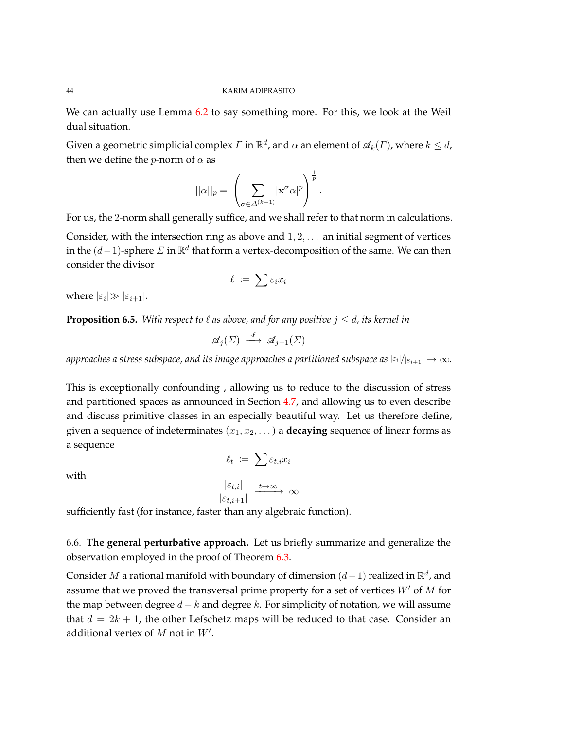We can actually use Lemma 6.2 to say something more. For this, we look at the Weil dual situation.

Given a geometric simplicial complex $\varGamma$ in $\mathbb{R}^d$, and $\alpha$ an element of $\mathscr{A}_k(\varGamma)$, where $k \le d$, then we define the $p$-norm of $\alpha$ as

$$||\alpha||_p = \left( \sum_{\sigma \in \varDelta^{(k-1)}} |\mathbf{x}^\sigma \alpha|^p \right)^{\frac{1}{p}}.$$

For us, the 2-norm shall generally suffice, and we shall refer to that norm in calculations.

Consider, with the intersection ring as above and $1, 2, \dots$ an initial segment of vertices in the $(d-1)$-sphere $\varSigma$ in $\mathbb{R}^d$ that form a vertex-decomposition of the same. We can then consider the divisor

$$\ell \;:=\; \sum \varepsilon_i x_i$$

where $|\varepsilon_i| \gg |\varepsilon_{i+1}|$.

**Proposition 6.5.** *With respect to $\ell$ as above, and for any positive $j \le d$, its kernel in*

$$\mathscr{A}_j(\varSigma) \xrightarrow{\;\cdot \ell\;} \mathscr{A}_{j-1}(\varSigma)$$

*approaches a stress subspace, and its image approaches a partitioned subspace as $|\varepsilon_i|/|\varepsilon_{i+1}| \to \infty$.*

This is exceptionally confounding , allowing us to reduce to the discussion of stress and partitioned spaces as announced in Section 4.7, and allowing us to even describe and discuss primitive classes in an especially beautiful way. Let us therefore define, given a sequence of indeterminates $(x_1, x_2, \dots)$ a **decaying** sequence of linear forms as a sequence

$$\ell_t \;:=\; \sum \varepsilon_{t,i} x_i$$

with

$$\frac{|\varepsilon_{t,i}|}{|\varepsilon_{t,i+1}|} \;\xrightarrow{t \to \infty}\; \infty$$

sufficiently fast (for instance, faster than any algebraic function).

### 6.6. The general perturbative approach.

Let us briefly summarize and generalize the observation employed in the proof of Theorem 6.3.

Consider $M$ a rational manifold with boundary of dimension $(d-1)$ realized in $\mathbb{R}^d$, and assume that we proved the transversal prime property for a set of vertices $W'$ of $M$ for the map between degree $d-k$ and degree $k$. For simplicity of notation, we will assume that $d = 2k+1$, the other Lefschetz maps will be reduced to that case. Consider an additional vertex of $M$ not in $W'$.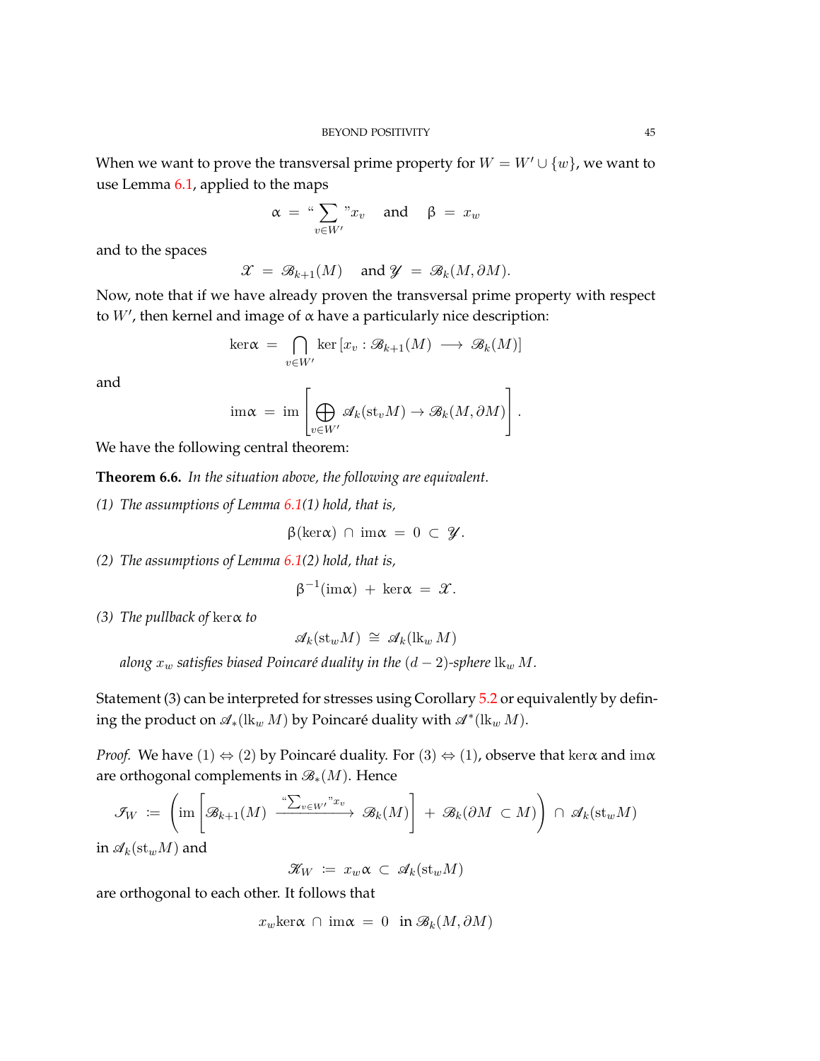When we want to prove the transversal prime property for $W = W' \cup \{w\}$, we want to use Lemma 6.1, applied to the maps

$$\alpha \ = \ \text{``}\sum_{v \in W'}\text{''} x_v \quad \text{ and } \quad \beta \ = \ x_w$$

and to the spaces

$$\mathscr{X} \ = \ \mathscr{B}_{k+1}(M) \quad \text{ and } \mathscr{Y} \ = \ \mathscr{B}_k(M, \partial M).$$

Now, note that if we have already proven the transversal prime property with respect to $W'$, then kernel and image of $\alpha$ have a particularly nice description:

$$\ker \alpha \ = \ \bigcap_{v \in W'} \ker \left[ x_v : \mathscr{B}_{k+1}(M) \ \longrightarrow \ \mathscr{B}_k(M) \right]$$

and

$$\operatorname{im} \alpha \ = \ \operatorname{im} \left[ \bigoplus_{v \in W'} \mathscr{A}_k(\operatorname{st}_v M) \to \mathscr{B}_k(M, \partial M) \right].$$

We have the following central theorem:

**Theorem 6.6.** *In the situation above, the following are equivalent.*

*(1) The assumptions of Lemma 6.1(1) hold, that is,*

$$\beta(\ker \alpha) \ \cap \ \operatorname{im} \alpha \ = \ 0 \ \subset \ \mathscr{Y}.$$

*(2) The assumptions of Lemma 6.1(2) hold, that is,*

$$\beta^{-1}(\operatorname{im} \alpha) \ + \ \ker \alpha \ = \ \mathscr{X}.$$

*(3) The pullback of* $\ker \alpha$ *to*

$$\mathscr{A}_k(\operatorname{st}_w M) \ \cong \ \mathscr{A}_k(\operatorname{lk}_w M)$$

*along* $x_w$ *satisfies biased Poincaré duality in the* $(d-2)$*-sphere* $\operatorname{lk}_w M$.

Statement (3) can be interpreted for stresses using Corollary 5.2 or equivalently by defining the product on $\mathscr{A}_*(\operatorname{lk}_w M)$ by Poincaré duality with $\mathscr{A}^*(\operatorname{lk}_w M)$.

*Proof.* We have (1) $\Leftrightarrow$ (2) by Poincaré duality. For (3) $\Leftrightarrow$ (1), observe that $\ker \alpha$ and $\operatorname{im} \alpha$ are orthogonal complements in $\mathscr{B}_*(M)$. Hence

$$\mathscr{I}_W \ := \ \left( \operatorname{im} \left[ \mathscr{B}_{k+1}(M) \ \xrightarrow{\text{``}\sum_{v \in W'}\text{''} x_v} \ \mathscr{B}_k(M) \right] \ + \ \mathscr{B}_k(\partial M \ \subset M) \right) \ \cap \ \mathscr{A}_k(\operatorname{st}_w M)$$

in $\mathscr{A}_k(\operatorname{st}_w M)$ and

$$\mathscr{K}_W \ := \ x_w \alpha \ \subset \ \mathscr{A}_k(\operatorname{st}_w M)$$

are orthogonal to each other. It follows that

$$x_w \ker \alpha \ \cap \ \operatorname{im} \alpha \ = \ 0 \quad \text{in } \mathscr{B}_k(M, \partial M)$$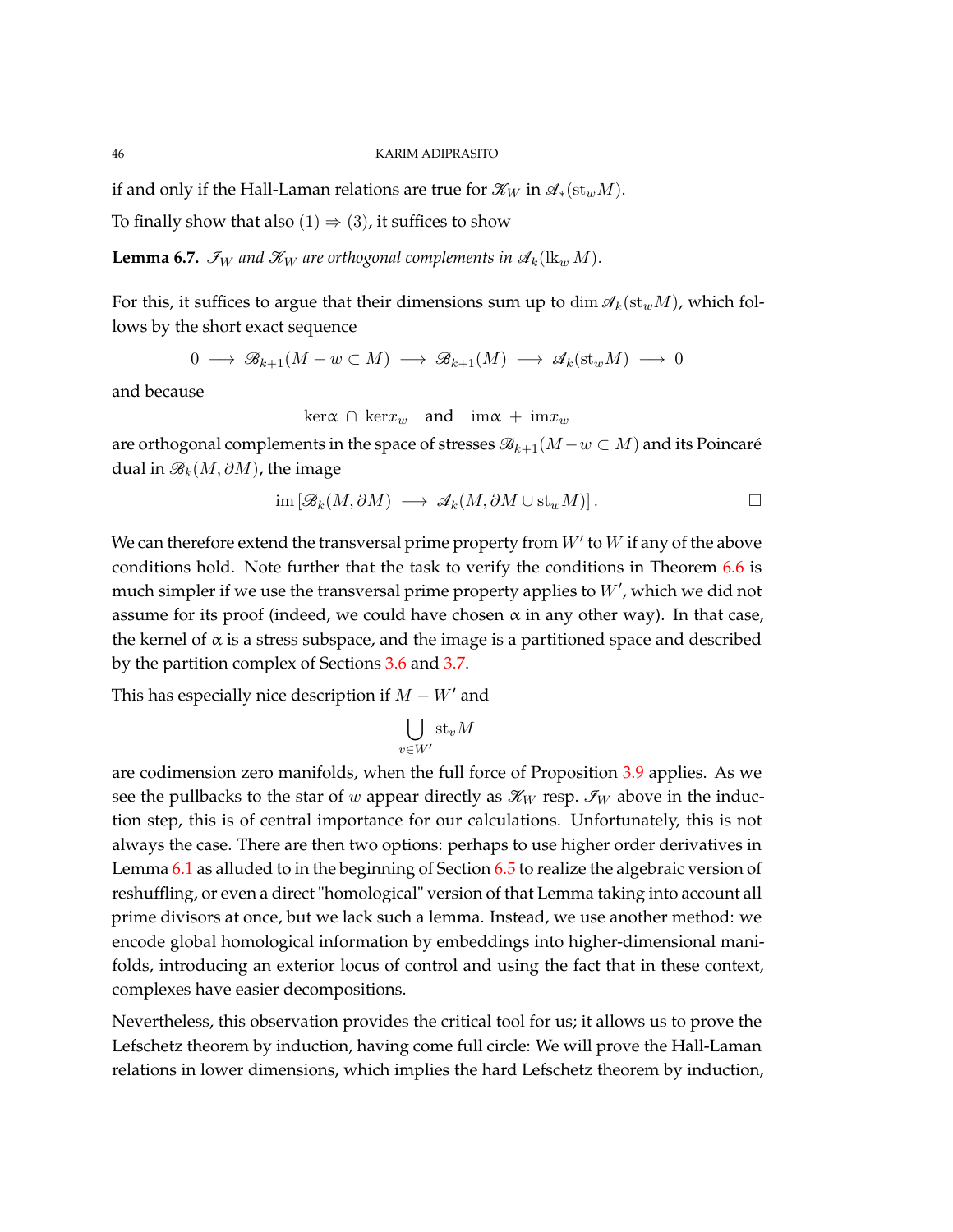if and only if the Hall-Laman relations are true for $\mathscr{K}_W$ in $\mathscr{A}_*(\mathrm{st}_w M)$.

To finally show that also $(1) \Rightarrow (3)$, it suffices to show

**Lemma 6.7.** *$\mathscr{I}_W$ and $\mathscr{K}_W$ are orthogonal complements in $\mathscr{A}_k(\mathrm{lk}_w\, M)$.*

For this, it suffices to argue that their dimensions sum up to $\dim \mathscr{A}_k(\mathrm{st}_w M)$, which follows by the short exact sequence

$$0 \longrightarrow \mathscr{B}_{k+1}(M - w \subset M) \longrightarrow \mathscr{B}_{k+1}(M) \longrightarrow \mathscr{A}_k(\mathrm{st}_w M) \longrightarrow 0$$

and because

$$\ker \alpha \ \cap \ \ker x_w \quad \text{and} \quad \mathrm{im}\alpha \ + \ \mathrm{im} x_w$$

are orthogonal complements in the space of stresses $\mathscr{B}_{k+1}(M - w \subset M)$ and its Poincaré dual in $\mathscr{B}_k(M, \partial M)$, the image

$$\mathrm{im}\left[\mathscr{B}_k(M, \partial M) \longrightarrow \mathscr{A}_k(M, \partial M \cup \mathrm{st}_w M)\right]. \qquad \square$$

We can therefore extend the transversal prime property from $W'$ to $W$ if any of the above conditions hold. Note further that the task to verify the conditions in Theorem 6.6 is much simpler if we use the transversal prime property applies to $W'$, which we did not assume for its proof (indeed, we could have chosen $\alpha$ in any other way). In that case, the kernel of $\alpha$ is a stress subspace, and the image is a partitioned space and described by the partition complex of Sections 3.6 and 3.7.

This has especially nice description if $M - W'$ and

$$\bigcup_{v \in W'} \mathrm{st}_v M$$

are codimension zero manifolds, when the full force of Proposition 3.9 applies. As we see the pullbacks to the star of $w$ appear directly as $\mathscr{K}_W$ resp. $\mathscr{I}_W$ above in the induction step, this is of central importance for our calculations. Unfortunately, this is not always the case. There are then two options: perhaps to use higher order derivatives in Lemma 6.1 as alluded to in the beginning of Section 6.5 to realize the algebraic version of reshuffling, or even a direct "homological" version of that Lemma taking into account all prime divisors at once, but we lack such a lemma. Instead, we use another method: we encode global homological information by embeddings into higher-dimensional manifolds, introducing an exterior locus of control and using the fact that in these context, complexes have easier decompositions.

Nevertheless, this observation provides the critical tool for us; it allows us to prove the Lefschetz theorem by induction, having come full circle: We will prove the Hall-Laman relations in lower dimensions, which implies the hard Lefschetz theorem by induction,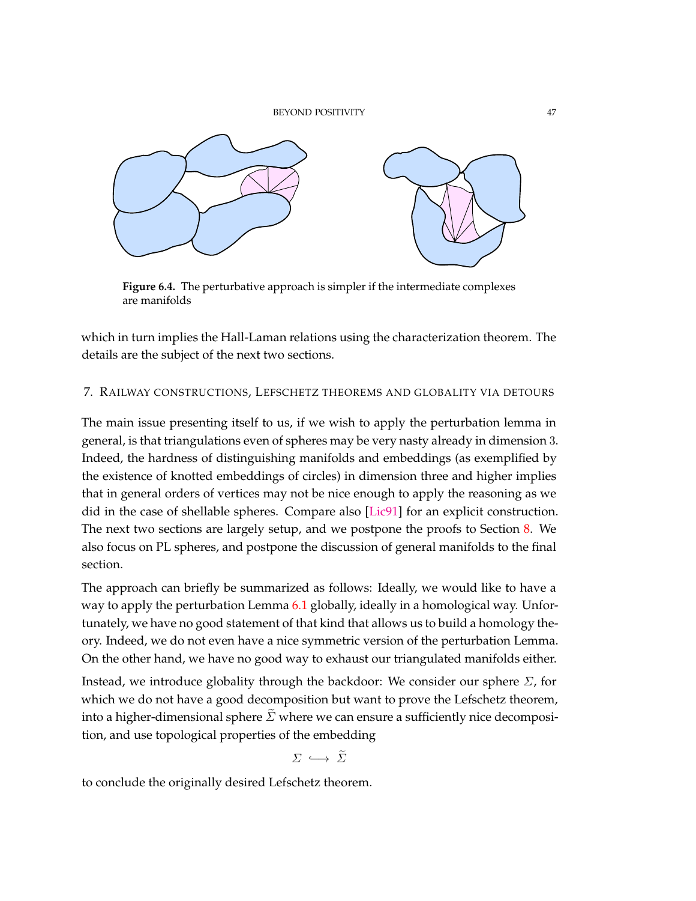**Figure 6.4.** The perturbative approach is simpler if the intermediate complexes are manifolds

which in turn implies the Hall-Laman relations using the characterization theorem. The details are the subject of the next two sections.

## 7. Railway constructions, Lefschetz theorems and globality via detours

The main issue presenting itself to us, if we wish to apply the perturbation lemma in general, is that triangulations even of spheres may be very nasty already in dimension 3. Indeed, the hardness of distinguishing manifolds and embeddings (as exemplified by the existence of knotted embeddings of circles) in dimension three and higher implies that in general orders of vertices may not be nice enough to apply the reasoning as we did in the case of shellable spheres. Compare also [Lic91] for an explicit construction. The next two sections are largely setup, and we postpone the proofs to Section 8. We also focus on PL spheres, and postpone the discussion of general manifolds to the final section.

The approach can briefly be summarized as follows: Ideally, we would like to have a way to apply the perturbation Lemma 6.1 globally, ideally in a homological way. Unfortunately, we have no good statement of that kind that allows us to build a homology theory. Indeed, we do not even have a nice symmetric version of the perturbation Lemma. On the other hand, we have no good way to exhaust our triangulated manifolds either.

Instead, we introduce globality through the backdoor: We consider our sphere $\Sigma$, for which we do not have a good decomposition but want to prove the Lefschetz theorem, into a higher-dimensional sphere $\widetilde{\Sigma}$ where we can ensure a sufficiently nice decomposition, and use topological properties of the embedding

$$\Sigma \longhookrightarrow \widetilde{\Sigma}$$

to conclude the originally desired Lefschetz theorem.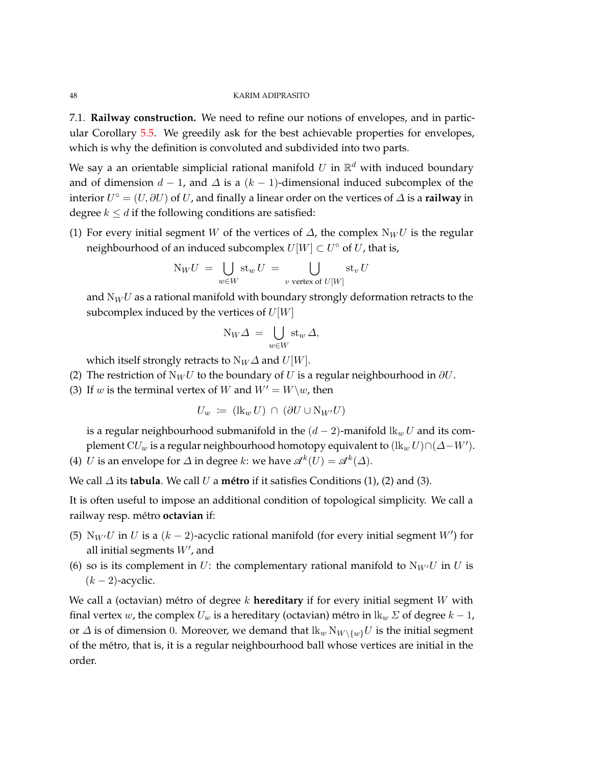7.1. **Railway construction.** We need to refine our notions of envelopes, and in particular Corollary 5.5. We greedily ask for the best achievable properties for envelopes, which is why the definition is convoluted and subdivided into two parts.

We say a an orientable simplicial rational manifold $U$ in $\mathbb{R}^d$ with induced boundary and of dimension $d-1$, and $\Delta$ is a $(k-1)$-dimensional induced subcomplex of the interior $U^\circ = (U, \partial U)$ of $U$, and finally a linear order on the vertices of $\Delta$ is a **railway** in degree $k \le d$ if the following conditions are satisfied:

(1) For every initial segment $W$ of the vertices of $\Delta$, the complex $\mathrm{N}_W U$ is the regular neighbourhood of an induced subcomplex $U[W] \subset U^\circ$ of $U$, that is,

$$\mathrm{N}_W U \ = \ \bigcup_{w \in W} \mathrm{st}_w\, U \ = \ \bigcup_{v \text{ vertex of } U[W]} \mathrm{st}_v\, U$$

and $\mathrm{N}_W U$ as a rational manifold with boundary strongly deformation retracts to the subcomplex induced by the vertices of $U[W]$

$$\mathrm{N}_W \Delta \ = \ \bigcup_{w \in W} \mathrm{st}_w\, \Delta,$$

which itself strongly retracts to $\mathrm{N}_W \Delta$ and $U[W]$.

(2) The restriction of $\mathrm{N}_W U$ to the boundary of $U$ is a regular neighbourhood in $\partial U$.

(3) If $w$ is the terminal vertex of $W$ and $W' = W \backslash w$, then

$$U_w \ \coloneqq \ (\mathrm{lk}_w\, U) \ \cap \ (\partial U \cup \mathrm{N}_{W'} U)$$

is a regular neighbourhood submanifold in the $(d-2)$-manifold $\mathrm{lk}_w\, U$ and its complement $\mathrm{C}U_w$ is a regular neighbourhood homotopy equivalent to $(\mathrm{lk}_w\, U) \cap (\Delta - W')$.

(4) $U$ is an envelope for $\Delta$ in degree $k$: we have $\mathscr{A}^k(U) = \mathscr{A}^k(\Delta)$.

We call $\Delta$ its **tabula**. We call $U$ a **métro** if it satisfies Conditions (1), (2) and (3).

It is often useful to impose an additional condition of topological simplicity. We call a railway resp. métro **octavian** if:

(5) $\mathrm{N}_{W'} U$ in $U$ is a $(k-2)$-acyclic rational manifold (for every initial segment $W'$) for all initial segments $W'$, and

(6) so is its complement in $U$: the complementary rational manifold to $\mathrm{N}_{W'} U$ in $U$ is $(k-2)$-acyclic.

We call a (octavian) métro of degree $k$ **hereditary** if for every initial segment $W$ with final vertex $w$, the complex $U_w$ is a hereditary (octavian) métro in $\mathrm{lk}_w\, \Sigma$ of degree $k-1$, or $\Delta$ is of dimension $0$. Moreover, we demand that $\mathrm{lk}_w\, \mathrm{N}_{W \backslash \{w\}} U$ is the initial segment of the métro, that is, it is a regular neighbourhood ball whose vertices are initial in the order.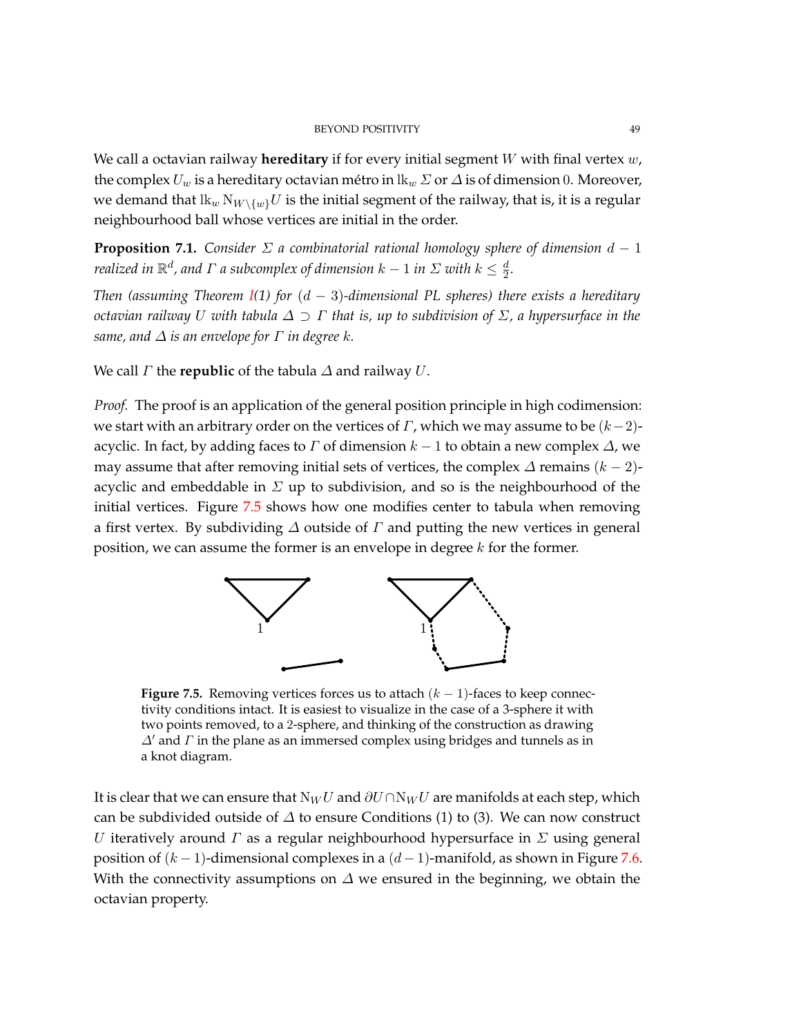We call a octavian railway **hereditary** if for every initial segment $W$ with final vertex $w$, the complex $U_w$ is a hereditary octavian métro in $\mathrm{lk}_w\, \Sigma$ or $\Delta$ is of dimension $0$. Moreover, we demand that $\mathrm{lk}_w\, \mathrm{N}_{W\setminus\{w\}} U$ is the initial segment of the railway, that is, it is a regular neighbourhood ball whose vertices are initial in the order.

**Proposition 7.1.** *Consider $\Sigma$ a combinatorial rational homology sphere of dimension $d-1$ realized in $\mathbb{R}^d$, and $\Gamma$ a subcomplex of dimension $k-1$ in $\Sigma$ with $k \leq \frac{d}{2}$.*

*Then (assuming Theorem I(1) for $(d-3)$-dimensional PL spheres) there exists a hereditary octavian railway $U$ with tabula $\Delta \supset \Gamma$ that is, up to subdivision of $\Sigma$, a hypersurface in the same, and $\Delta$ is an envelope for $\Gamma$ in degree $k$.*

We call $\Gamma$ the **republic** of the tabula $\Delta$ and railway $U$.

*Proof.* The proof is an application of the general position principle in high codimension: we start with an arbitrary order on the vertices of $\Gamma$, which we may assume to be $(k-2)$-acyclic. In fact, by adding faces to $\Gamma$ of dimension $k-1$ to obtain a new complex $\Delta$, we may assume that after removing initial sets of vertices, the complex $\Delta$ remains $(k-2)$-acyclic and embeddable in $\Sigma$ up to subdivision, and so is the neighbourhood of the initial vertices. Figure 7.5 shows how one modifies center to tabula when removing a first vertex. By subdividing $\Delta$ outside of $\Gamma$ and putting the new vertices in general position, we can assume the former is an envelope in degree $k$ for the former.

**Figure 7.5.** Removing vertices forces us to attach $(k-1)$-faces to keep connectivity conditions intact. It is easiest to visualize in the case of a 3-sphere it with two points removed, to a 2-sphere, and thinking of the construction as drawing $\Delta'$ and $\Gamma$ in the plane as an immersed complex using bridges and tunnels as in a knot diagram.

It is clear that we can ensure that $\mathrm{N}_W U$ and $\partial U \cap \mathrm{N}_W U$ are manifolds at each step, which can be subdivided outside of $\Delta$ to ensure Conditions (1) to (3). We can now construct $U$ iteratively around $\Gamma$ as a regular neighbourhood hypersurface in $\Sigma$ using general position of $(k-1)$-dimensional complexes in a $(d-1)$-manifold, as shown in Figure 7.6. With the connectivity assumptions on $\Delta$ we ensured in the beginning, we obtain the octavian property.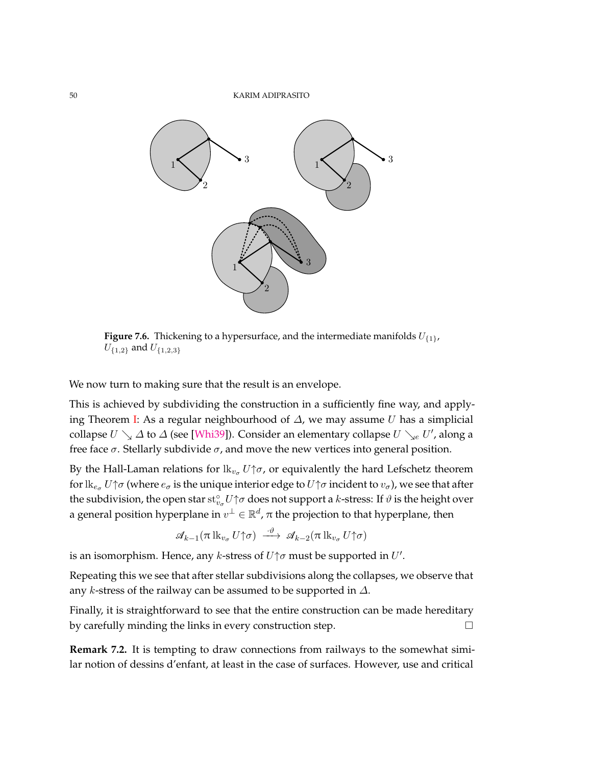**Figure 7.6.** Thickening to a hypersurface, and the intermediate manifolds $U_{\{1\}}$, $U_{\{1,2\}}$ and $U_{\{1,2,3\}}$

We now turn to making sure that the result is an envelope.

This is achieved by subdividing the construction in a sufficiently fine way, and applying Theorem I: As a regular neighbourhood of $\Delta$, we may assume $U$ has a simplicial collapse $U \searrow \Delta$ to $\Delta$ (see [Whi39]). Consider an elementary collapse $U \searrow_e U'$, along a free face $\sigma$. Stellarly subdivide $\sigma$, and move the new vertices into general position.

By the Hall-Laman relations for $\mathrm{lk}_{v_\sigma} U{\uparrow}\sigma$, or equivalently the hard Lefschetz theorem for $\mathrm{lk}_{e_\sigma} U{\uparrow}\sigma$ (where $e_\sigma$ is the unique interior edge to $U{\uparrow}\sigma$ incident to $v_\sigma$), we see that after the subdivision, the open star $\mathrm{st}^\circ_{v_\sigma} U{\uparrow}\sigma$ does not support a $k$-stress: If $\vartheta$ is the height over a general position hyperplane in $v^\perp \in \mathbb{R}^d$, $\pi$ the projection to that hyperplane, then

$$\mathscr{A}_{k-1}(\pi\, \mathrm{lk}_{v_\sigma} U{\uparrow}\sigma) \xrightarrow{\ \cdot\vartheta\ } \mathscr{A}_{k-2}(\pi\, \mathrm{lk}_{v_\sigma} U{\uparrow}\sigma)$$

is an isomorphism. Hence, any $k$-stress of $U{\uparrow}\sigma$ must be supported in $U'$.

Repeating this we see that after stellar subdivisions along the collapses, we observe that any $k$-stress of the railway can be assumed to be supported in $\Delta$.

Finally, it is straightforward to see that the entire construction can be made hereditary by carefully minding the links in every construction step. □

**Remark 7.2.** It is tempting to draw connections from railways to the somewhat similar notion of dessins d'enfant, at least in the case of surfaces. However, use and critical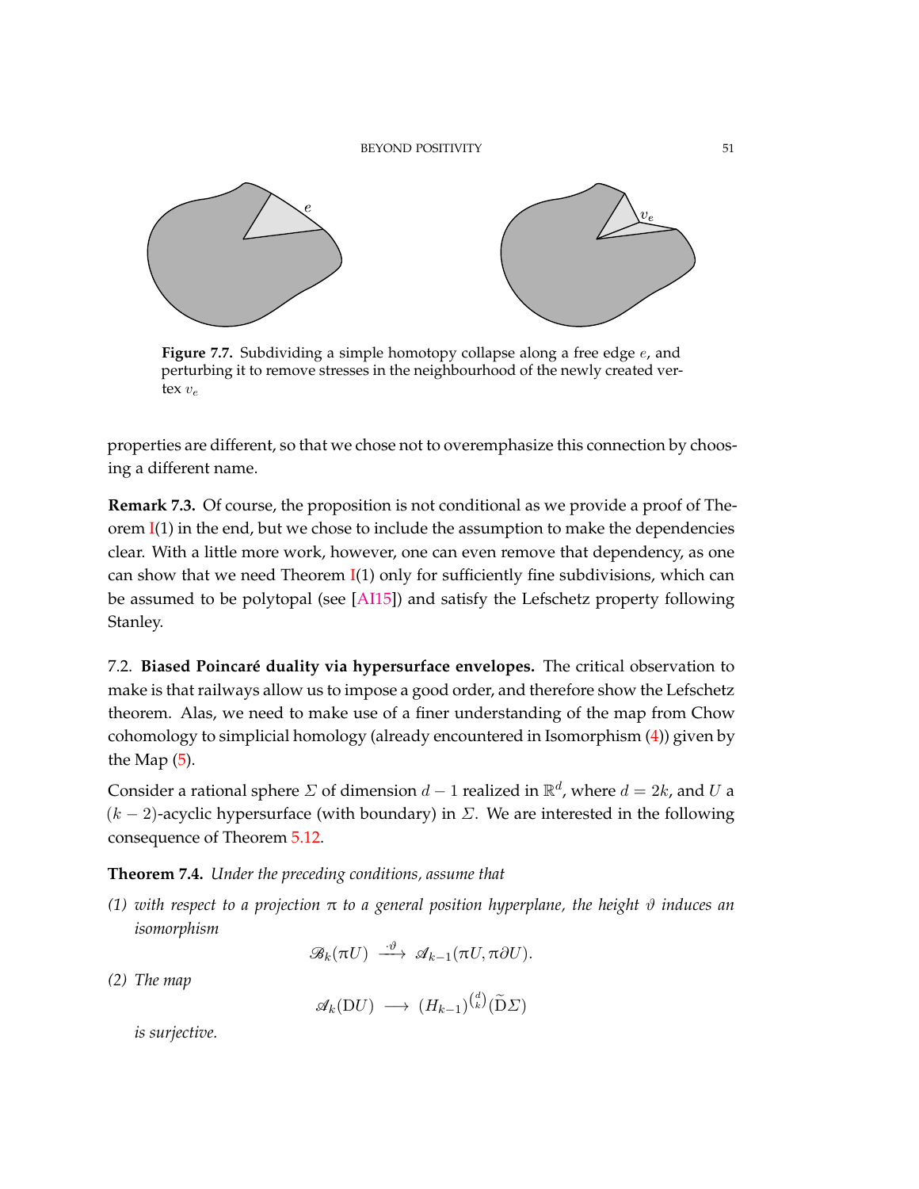**Figure 7.7.** Subdividing a simple homotopy collapse along a free edge $e$, and perturbing it to remove stresses in the neighbourhood of the newly created vertex $v_e$

properties are different, so that we chose not to overemphasize this connection by choosing a different name.

**Remark 7.3.** Of course, the proposition is not conditional as we provide a proof of Theorem I(1) in the end, but we chose to include the assumption to make the dependencies clear. With a little more work, however, one can even remove that dependency, as one can show that we need Theorem I(1) only for sufficiently fine subdivisions, which can be assumed to be polytopal (see [AI15]) and satisfy the Lefschetz property following Stanley.

7.2. **Biased Poincaré duality via hypersurface envelopes.** The critical observation to make is that railways allow us to impose a good order, and therefore show the Lefschetz theorem. Alas, we need to make use of a finer understanding of the map from Chow cohomology to simplicial homology (already encountered in Isomorphism (4)) given by the Map (5).

Consider a rational sphere $\Sigma$ of dimension $d-1$ realized in $\mathbb{R}^d$, where $d = 2k$, and $U$ a $(k-2)$-acyclic hypersurface (with boundary) in $\Sigma$. We are interested in the following consequence of Theorem 5.12.

**Theorem 7.4.** *Under the preceding conditions, assume that*

*(1) with respect to a projection $\pi$ to a general position hyperplane, the height $\vartheta$ induces an isomorphism*

$$\mathscr{B}_k(\pi U) \ \xrightarrow{\ \cdot\vartheta\ }\ \mathscr{A}_{k-1}(\pi U, \pi\partial U).$$

*(2) The map*

$$\mathscr{A}_k(\mathrm{D}U) \ \longrightarrow\ (H_{k-1})^{\binom{d}{k}}(\widetilde{\mathrm{D}}\Sigma)$$

*is surjective.*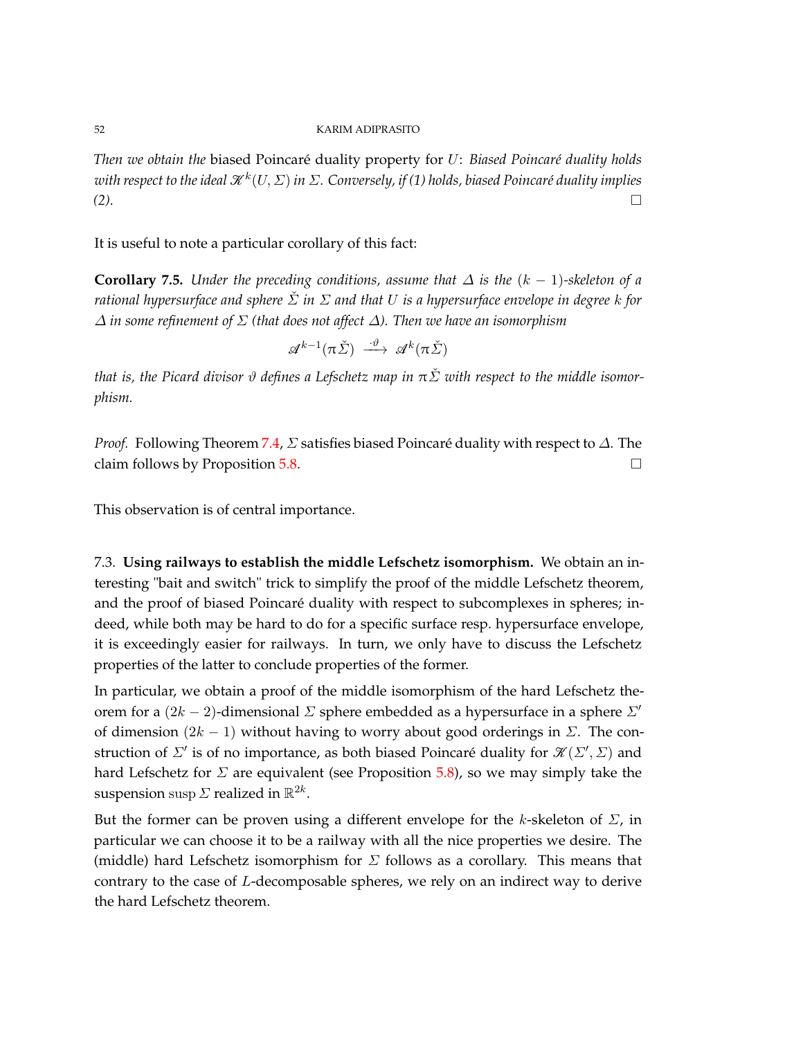*Then we obtain the* biased Poincaré duality property for $U$: *Biased Poincaré duality holds with respect to the ideal $\mathscr{K}^k(U,\Sigma)$ in $\Sigma$. Conversely, if (1) holds, biased Poincaré duality implies (2).* □

It is useful to note a particular corollary of this fact:

**Corollary 7.5.** *Under the preceding conditions, assume that $\Delta$ is the $(k-1)$-skeleton of a rational hypersurface and sphere $\check{\Sigma}$ in $\Sigma$ and that $U$ is a hypersurface envelope in degree $k$ for $\Delta$ in some refinement of $\Sigma$ (that does not affect $\Delta$). Then we have an isomorphism*

$$\mathscr{A}^{k-1}(\pi\check{\Sigma}) \xrightarrow{\ \cdot\vartheta\ } \mathscr{A}^{k}(\pi\check{\Sigma})$$

*that is, the Picard divisor $\vartheta$ defines a Lefschetz map in $\pi\check{\Sigma}$ with respect to the middle isomorphism.*

*Proof.* Following Theorem 7.4, $\Sigma$ satisfies biased Poincaré duality with respect to $\Delta$. The claim follows by Proposition 5.8. □

This observation is of central importance.

7.3. **Using railways to establish the middle Lefschetz isomorphism.** We obtain an interesting "bait and switch" trick to simplify the proof of the middle Lefschetz theorem, and the proof of biased Poincaré duality with respect to subcomplexes in spheres; indeed, while both may be hard to do for a specific surface resp. hypersurface envelope, it is exceedingly easier for railways. In turn, we only have to discuss the Lefschetz properties of the latter to conclude properties of the former.

In particular, we obtain a proof of the middle isomorphism of the hard Lefschetz theorem for a $(2k-2)$-dimensional $\Sigma$ sphere embedded as a hypersurface in a sphere $\Sigma'$ of dimension $(2k-1)$ without having to worry about good orderings in $\Sigma$. The construction of $\Sigma'$ is of no importance, as both biased Poincaré duality for $\mathscr{K}(\Sigma',\Sigma)$ and hard Lefschetz for $\Sigma$ are equivalent (see Proposition 5.8), so we may simply take the suspension $\mathrm{susp}\,\Sigma$ realized in $\mathbb{R}^{2k}$.

But the former can be proven using a different envelope for the $k$-skeleton of $\Sigma$, in particular we can choose it to be a railway with all the nice properties we desire. The (middle) hard Lefschetz isomorphism for $\Sigma$ follows as a corollary. This means that contrary to the case of $L$-decomposable spheres, we rely on an indirect way to derive the hard Lefschetz theorem.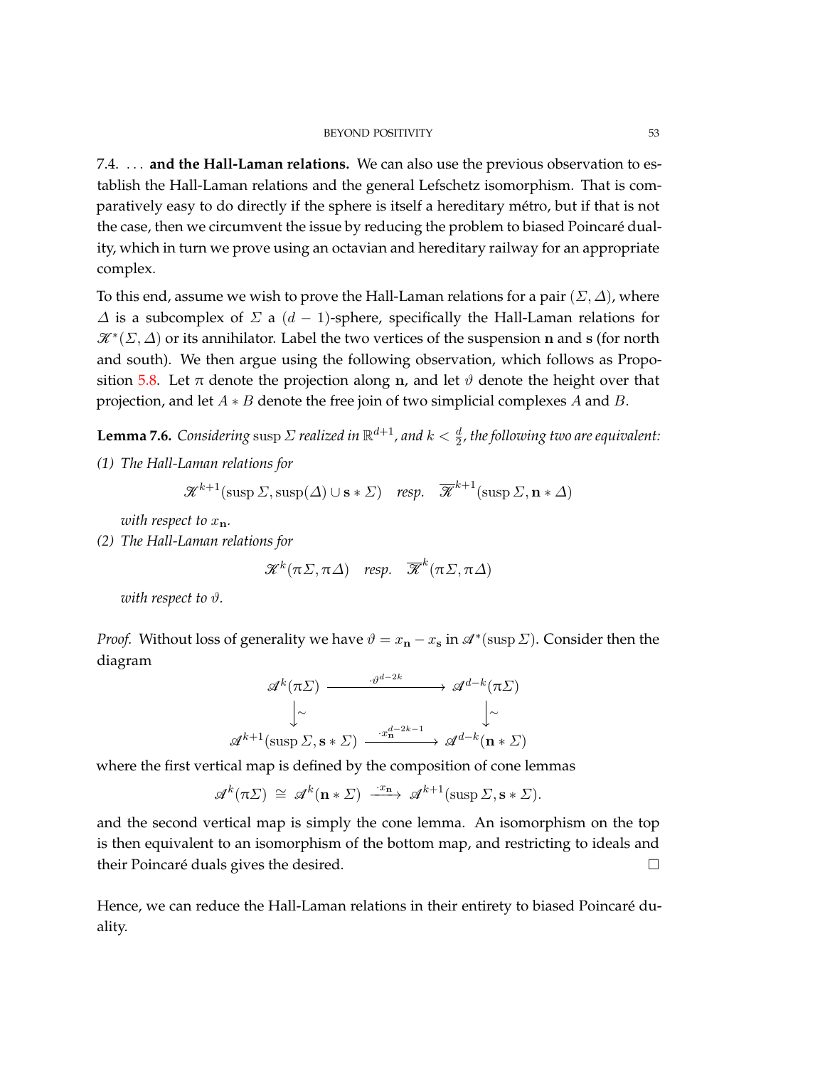7.4. … **and the Hall-Laman relations.** We can also use the previous observation to establish the Hall-Laman relations and the general Lefschetz isomorphism. That is comparatively easy to do directly if the sphere is itself a hereditary métro, but if that is not the case, then we circumvent the issue by reducing the problem to biased Poincaré duality, which in turn we prove using an octavian and hereditary railway for an appropriate complex.

To this end, assume we wish to prove the Hall-Laman relations for a pair $(\Sigma, \Delta)$, where $\Delta$ is a subcomplex of $\Sigma$ a $(d-1)$-sphere, specifically the Hall-Laman relations for $\mathscr{K}^*(\Sigma, \Delta)$ or its annihilator. Label the two vertices of the suspension $\mathbf{n}$ and $\mathbf{s}$ (for north and south). We then argue using the following observation, which follows as Proposition 5.8. Let $\pi$ denote the projection along $\mathbf{n}$, and let $\vartheta$ denote the height over that projection, and let $A * B$ denote the free join of two simplicial complexes $A$ and $B$.

**Lemma 7.6.** *Considering* $\operatorname{susp} \Sigma$ *realized in* $\mathbb{R}^{d+1}$*, and* $k < \frac{d}{2}$*, the following two are equivalent:*

*(1) The Hall-Laman relations for*

$$\mathscr{K}^{k+1}(\operatorname{susp} \Sigma, \operatorname{susp}(\Delta) \cup \mathbf{s} * \Sigma) \quad \textit{resp.} \quad \overline{\mathscr{K}}^{k+1}(\operatorname{susp} \Sigma, \mathbf{n} * \Delta)$$

*with respect to* $x_{\mathbf{n}}$*.*

*(2) The Hall-Laman relations for*

$$\mathscr{K}^{k}(\pi \Sigma, \pi \Delta) \quad \textit{resp.} \quad \overline{\mathscr{K}}^{k}(\pi \Sigma, \pi \Delta)$$

*with respect to* $\vartheta$*.*

*Proof.* Without loss of generality we have $\vartheta = x_{\mathbf{n}} - x_{\mathbf{s}}$ in $\mathscr{A}^*(\operatorname{susp} \Sigma)$. Consider then the diagram

$$\begin{array}{ccc} \mathscr{A}^k(\pi\Sigma) & \xrightarrow{\quad \cdot \vartheta^{d-2k} \quad} & \mathscr{A}^{d-k}(\pi\Sigma) \\ \big\downarrow \sim & & \big\downarrow \sim \\ \mathscr{A}^{k+1}(\operatorname{susp} \Sigma, \mathbf{s} * \Sigma) & \xrightarrow{\quad \cdot x_{\mathbf{n}}^{d-2k-1} \quad} & \mathscr{A}^{d-k}(\mathbf{n} * \Sigma) \end{array}$$

where the first vertical map is defined by the composition of cone lemmas

$$\mathscr{A}^k(\pi\Sigma) \ \cong\ \mathscr{A}^k(\mathbf{n} * \Sigma) \ \xrightarrow{\cdot x_{\mathbf{n}}}\ \mathscr{A}^{k+1}(\operatorname{susp} \Sigma, \mathbf{s} * \Sigma).$$

and the second vertical map is simply the cone lemma. An isomorphism on the top is then equivalent to an isomorphism of the bottom map, and restricting to ideals and their Poincaré duals gives the desired. $\square$

Hence, we can reduce the Hall-Laman relations in their entirety to biased Poincaré duality.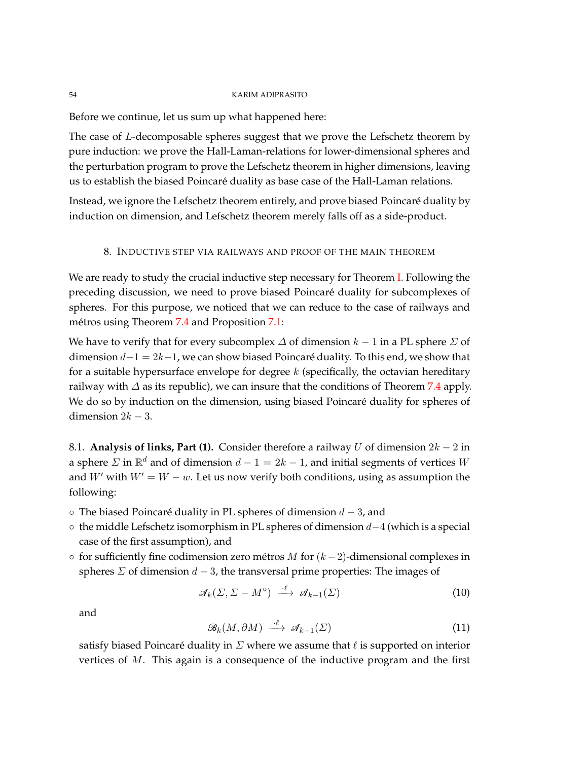Before we continue, let us sum up what happened here:

The case of $L$-decomposable spheres suggest that we prove the Lefschetz theorem by pure induction: we prove the Hall-Laman-relations for lower-dimensional spheres and the perturbation program to prove the Lefschetz theorem in higher dimensions, leaving us to establish the biased Poincaré duality as base case of the Hall-Laman relations.

Instead, we ignore the Lefschetz theorem entirely, and prove biased Poincaré duality by induction on dimension, and Lefschetz theorem merely falls off as a side-product.

## 8. Inductive step via railways and proof of the main theorem

We are ready to study the crucial inductive step necessary for Theorem I. Following the preceding discussion, we need to prove biased Poincaré duality for subcomplexes of spheres. For this purpose, we noticed that we can reduce to the case of railways and métros using Theorem 7.4 and Proposition 7.1:

We have to verify that for every subcomplex $\Delta$ of dimension $k-1$ in a PL sphere $\Sigma$ of dimension $d-1 = 2k-1$, we can show biased Poincaré duality. To this end, we show that for a suitable hypersurface envelope for degree $k$ (specifically, the octavian hereditary railway with $\Delta$ as its republic), we can insure that the conditions of Theorem 7.4 apply. We do so by induction on the dimension, using biased Poincaré duality for spheres of dimension $2k-3$.

8.1. **Analysis of links, Part (1).** Consider therefore a railway $U$ of dimension $2k-2$ in a sphere $\Sigma$ in $\mathbb{R}^d$ and of dimension $d-1 = 2k-1$, and initial segments of vertices $W$ and $W'$ with $W' = W - w$. Let us now verify both conditions, using as assumption the following:

- The biased Poincaré duality in PL spheres of dimension $d-3$, and
- the middle Lefschetz isomorphism in PL spheres of dimension $d-4$ (which is a special case of the first assumption), and
- for sufficiently fine codimension zero métros $M$ for $(k-2)$-dimensional complexes in spheres $\Sigma$ of dimension $d-3$, the transversal prime properties: The images of

$$\mathscr{A}_k(\Sigma, \Sigma - M^\circ) \xrightarrow{\ \cdot\ell\ } \mathscr{A}_{k-1}(\Sigma) \tag{10}$$

and

$$\mathscr{B}_k(M, \partial M) \xrightarrow{\ \cdot\ell\ } \mathscr{A}_{k-1}(\Sigma) \tag{11}$$

satisfy biased Poincaré duality in $\Sigma$ where we assume that $\ell$ is supported on interior vertices of $M$. This again is a consequence of the inductive program and the first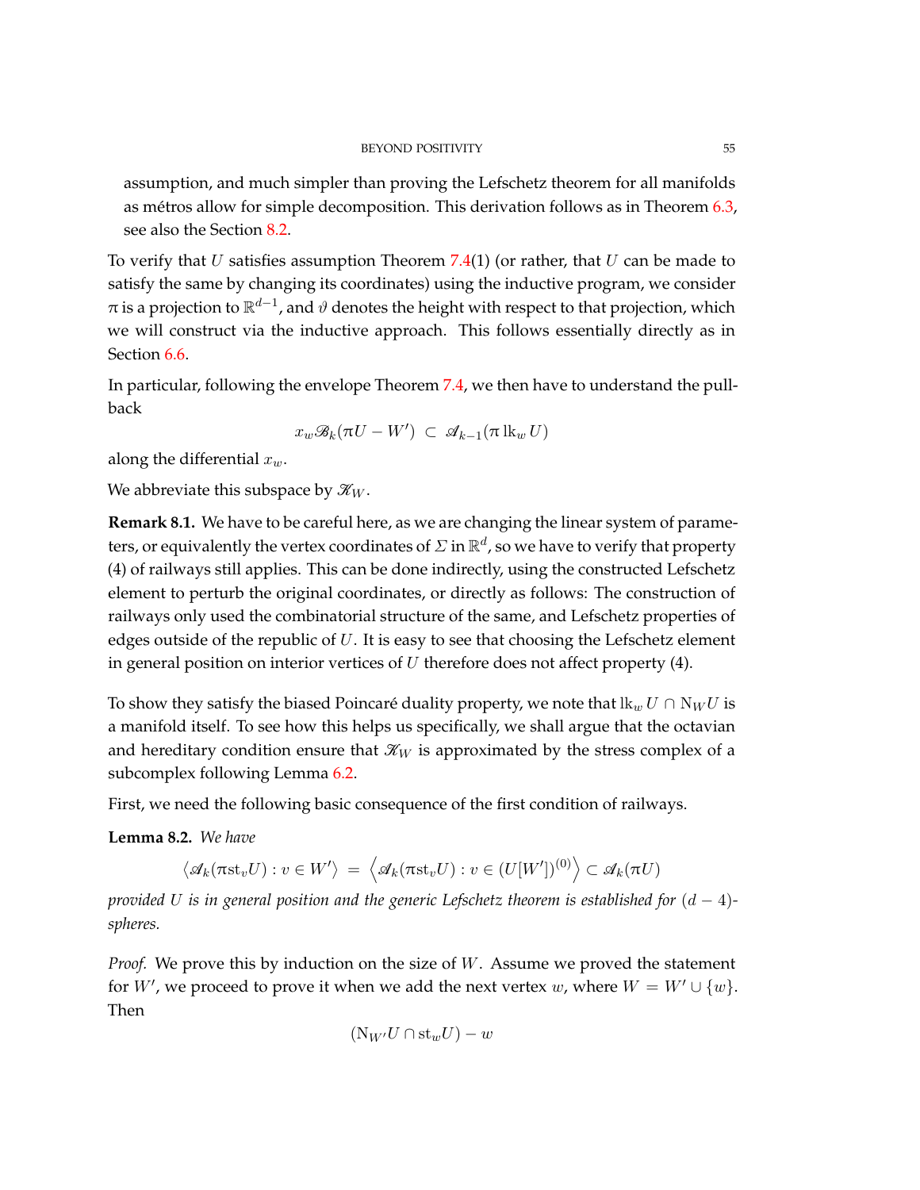assumption, and much simpler than proving the Lefschetz theorem for all manifolds as métros allow for simple decomposition. This derivation follows as in Theorem 6.3, see also the Section 8.2.

To verify that $U$ satisfies assumption Theorem 7.4(1) (or rather, that $U$ can be made to satisfy the same by changing its coordinates) using the inductive program, we consider $\pi$ is a projection to $\mathbb{R}^{d-1}$, and $\vartheta$ denotes the height with respect to that projection, which we will construct via the inductive approach. This follows essentially directly as in Section 6.6.

In particular, following the envelope Theorem 7.4, we then have to understand the pullback

$$x_w \mathscr{B}_k(\pi U - W') \ \subset \ \mathscr{A}_{k-1}(\pi \operatorname{lk}_w U)$$

along the differential $x_w$.

We abbreviate this subspace by $\mathscr{K}_W$.

**Remark 8.1.** We have to be careful here, as we are changing the linear system of parameters, or equivalently the vertex coordinates of $\Sigma$ in $\mathbb{R}^d$, so we have to verify that property (4) of railways still applies. This can be done indirectly, using the constructed Lefschetz element to perturb the original coordinates, or directly as follows: The construction of railways only used the combinatorial structure of the same, and Lefschetz properties of edges outside of the republic of $U$. It is easy to see that choosing the Lefschetz element in general position on interior vertices of $U$ therefore does not affect property (4).

To show they satisfy the biased Poincaré duality property, we note that $\operatorname{lk}_w U \cap \mathrm{N}_W U$ is a manifold itself. To see how this helps us specifically, we shall argue that the octavian and hereditary condition ensure that $\mathscr{K}_W$ is approximated by the stress complex of a subcomplex following Lemma 6.2.

First, we need the following basic consequence of the first condition of railways.

**Lemma 8.2.** *We have*

$$\left\langle \mathscr{A}_k(\pi \mathrm{st}_v U) : v \in W' \right\rangle \ = \ \left\langle \mathscr{A}_k(\pi \mathrm{st}_v U) : v \in (U[W'])^{(0)} \right\rangle \subset \mathscr{A}_k(\pi U)$$

*provided $U$ is in general position and the generic Lefschetz theorem is established for $(d-4)$-spheres.*

*Proof.* We prove this by induction on the size of $W$. Assume we proved the statement for $W'$, we proceed to prove it when we add the next vertex $w$, where $W = W' \cup \{w\}$. Then

$$(\mathrm{N}_{W'} U \cap \mathrm{st}_w U) - w$$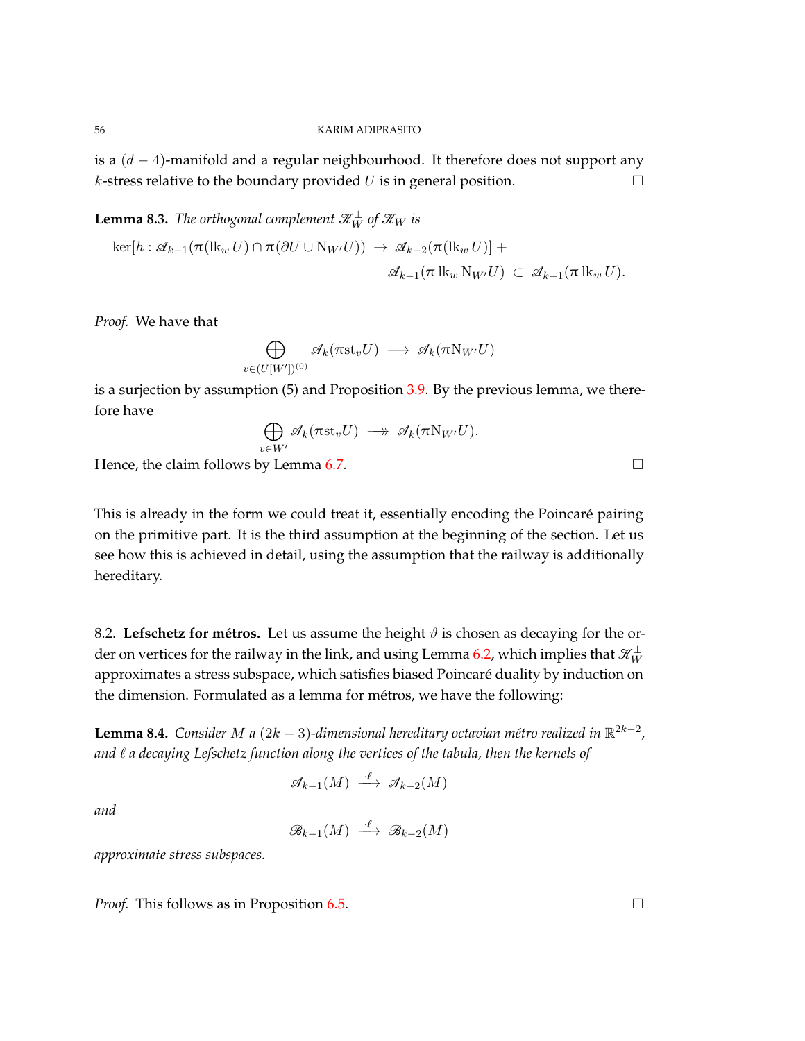is a $(d-4)$-manifold and a regular neighbourhood. It therefore does not support any $k$-stress relative to the boundary provided $U$ is in general position. □

**Lemma 8.3.** *The orthogonal complement $\mathscr{K}_W^\perp$ of $\mathscr{K}_W$ is*

$$\ker[h : \mathscr{A}_{k-1}(\pi(\mathrm{lk}_w\, U) \cap \pi(\partial U \cup \mathrm{N}_{W'} U)) \;\to\; \mathscr{A}_{k-2}(\pi(\mathrm{lk}_w\, U)] + \mathscr{A}_{k-1}(\pi\, \mathrm{lk}_w\, \mathrm{N}_{W'} U) \;\subset\; \mathscr{A}_{k-1}(\pi\, \mathrm{lk}_w\, U).$$

*Proof.* We have that

$$\bigoplus_{v \in (U[W'])^{(0)}} \mathscr{A}_k(\pi \mathrm{st}_v U) \;\longrightarrow\; \mathscr{A}_k(\pi \mathrm{N}_{W'} U)$$

is a surjection by assumption (5) and Proposition 3.9. By the previous lemma, we therefore have

$$\bigoplus_{v \in W'} \mathscr{A}_k(\pi \mathrm{st}_v U) \;\twoheadrightarrow\; \mathscr{A}_k(\pi \mathrm{N}_{W'} U).$$

Hence, the claim follows by Lemma 6.7. □

This is already in the form we could treat it, essentially encoding the Poincaré pairing on the primitive part. It is the third assumption at the beginning of the section. Let us see how this is achieved in detail, using the assumption that the railway is additionally hereditary.

8.2. **Lefschetz for métros.** Let us assume the height $\vartheta$ is chosen as decaying for the order on vertices for the railway in the link, and using Lemma 6.2, which implies that $\mathscr{K}_W^\perp$ approximates a stress subspace, which satisfies biased Poincaré duality by induction on the dimension. Formulated as a lemma for métros, we have the following:

**Lemma 8.4.** *Consider $M$ a $(2k-3)$-dimensional hereditary octavian métro realized in $\mathbb{R}^{2k-2}$, and $\ell$ a decaying Lefschetz function along the vertices of the tabula, then the kernels of*

$$\mathscr{A}_{k-1}(M) \;\xrightarrow{\;\cdot \ell\;}\; \mathscr{A}_{k-2}(M)$$

*and*

$$\mathscr{B}_{k-1}(M) \;\xrightarrow{\;\cdot \ell\;}\; \mathscr{B}_{k-2}(M)$$

*approximate stress subspaces.*

*Proof.* This follows as in Proposition 6.5. □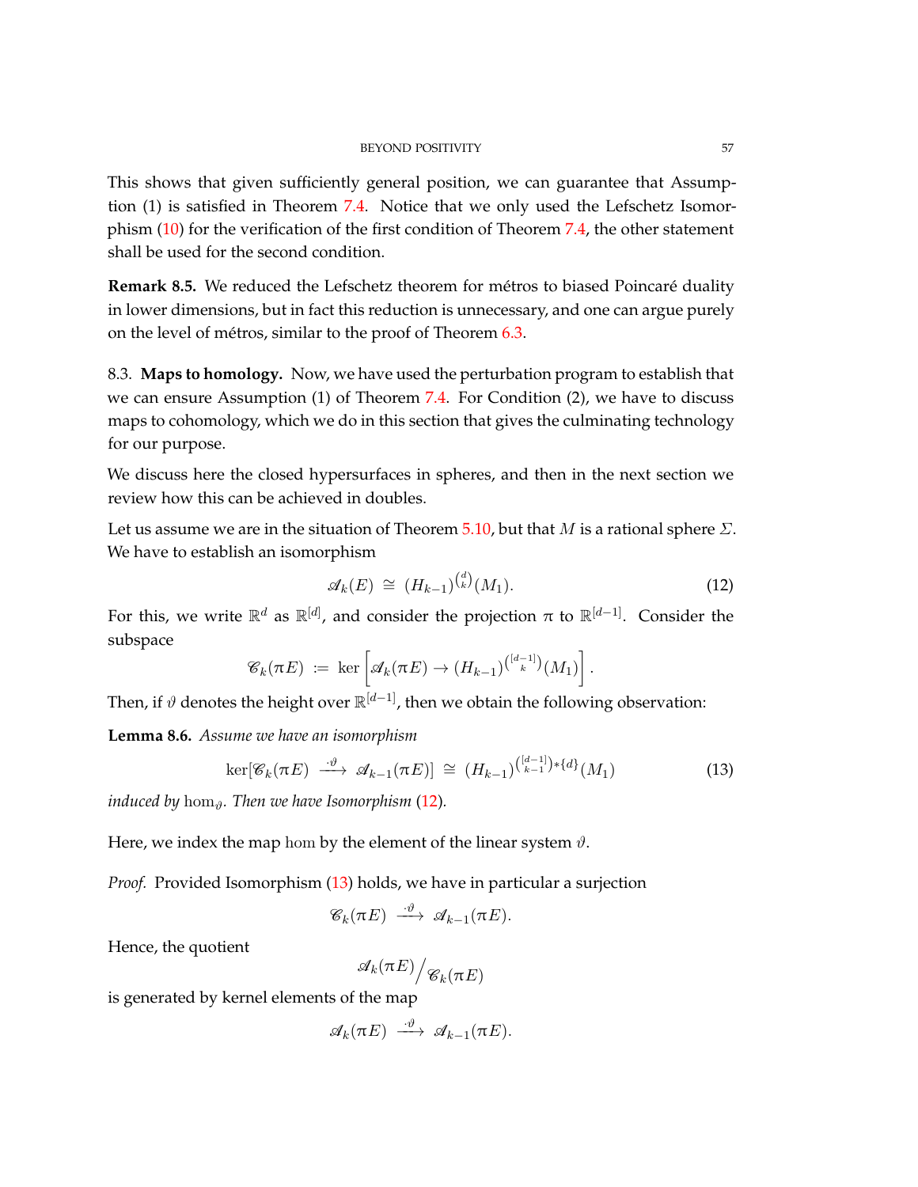This shows that given sufficiently general position, we can guarantee that Assumption (1) is satisfied in Theorem 7.4. Notice that we only used the Lefschetz Isomorphism (10) for the verification of the first condition of Theorem 7.4, the other statement shall be used for the second condition.

**Remark 8.5.** We reduced the Lefschetz theorem for métros to biased Poincaré duality in lower dimensions, but in fact this reduction is unnecessary, and one can argue purely on the level of métros, similar to the proof of Theorem 6.3.

8.3. **Maps to homology.** Now, we have used the perturbation program to establish that we can ensure Assumption (1) of Theorem 7.4. For Condition (2), we have to discuss maps to cohomology, which we do in this section that gives the culminating technology for our purpose.

We discuss here the closed hypersurfaces in spheres, and then in the next section we review how this can be achieved in doubles.

Let us assume we are in the situation of Theorem 5.10, but that $M$ is a rational sphere $\Sigma$. We have to establish an isomorphism

$$\mathscr{A}_k(E) \;\cong\; (H_{k-1})^{\binom{d}{k}}(M_1). \tag{12}$$

For this, we write $\mathbb{R}^d$ as $\mathbb{R}^{[d]}$, and consider the projection $\pi$ to $\mathbb{R}^{[d-1]}$. Consider the subspace

$$\mathscr{C}_k(\pi E) \;:=\; \ker\left[\mathscr{A}_k(\pi E) \to (H_{k-1})^{\binom{[d-1]}{k}}(M_1)\right].$$

Then, if $\vartheta$ denotes the height over $\mathbb{R}^{[d-1]}$, then we obtain the following observation:

**Lemma 8.6.** *Assume we have an isomorphism*

$$\ker[\mathscr{C}_k(\pi E) \xrightarrow{\;\cdot\vartheta\;} \mathscr{A}_{k-1}(\pi E)] \;\cong\; (H_{k-1})^{\binom{[d-1]}{k-1}*\{d\}}(M_1) \tag{13}$$

*induced by* $\hom_\vartheta$. *Then we have Isomorphism* (12).

Here, we index the map $\hom$ by the element of the linear system $\vartheta$.

*Proof.* Provided Isomorphism (13) holds, we have in particular a surjection

$$\mathscr{C}_k(\pi E) \xrightarrow{\;\cdot\vartheta\;} \mathscr{A}_{k-1}(\pi E).$$

Hence, the quotient

$$\mathscr{A}_k(\pi E)\big/\mathscr{C}_k(\pi E)$$

is generated by kernel elements of the map

$$\mathscr{A}_k(\pi E) \xrightarrow{\;\cdot\vartheta\;} \mathscr{A}_{k-1}(\pi E).$$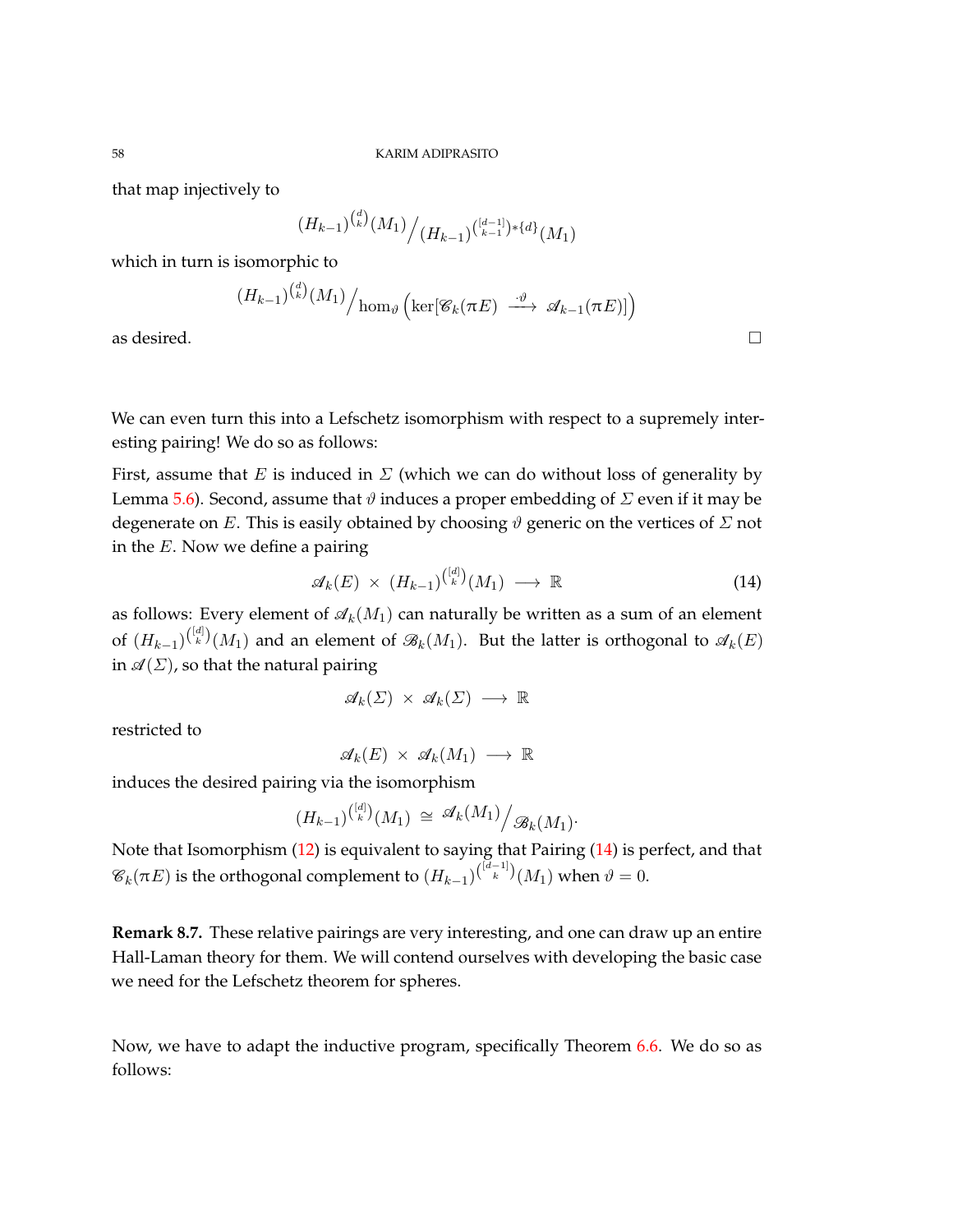that map injectively to

$$(H_{k-1})^{\binom{d}{k}}(M_1) \Big/ (H_{k-1})^{\binom{[d-1]}{k-1}*\{d\}}(M_1)$$

which in turn is isomorphic to

$$(H_{k-1})^{\binom{d}{k}}(M_1) \Big/ \hom_\vartheta\left(\ker[\mathscr{C}_k(\pi E) \xrightarrow{\ \cdot\vartheta\ } \mathscr{A}_{k-1}(\pi E)]\right)$$

as desired. $\square$

We can even turn this into a Lefschetz isomorphism with respect to a supremely interesting pairing! We do so as follows:

First, assume that $E$ is induced in $\Sigma$ (which we can do without loss of generality by Lemma 5.6). Second, assume that $\vartheta$ induces a proper embedding of $\Sigma$ even if it may be degenerate on $E$. This is easily obtained by choosing $\vartheta$ generic on the vertices of $\Sigma$ not in the $E$. Now we define a pairing

$$\mathscr{A}_k(E) \ \times\ (H_{k-1})^{\binom{[d]}{k}}(M_1) \ \longrightarrow\ \mathbb{R} \tag{14}$$

as follows: Every element of $\mathscr{A}_k(M_1)$ can naturally be written as a sum of an element of $(H_{k-1})^{\binom{[d]}{k}}(M_1)$ and an element of $\mathscr{B}_k(M_1)$. But the latter is orthogonal to $\mathscr{A}_k(E)$ in $\mathscr{A}(\Sigma)$, so that the natural pairing

$$\mathscr{A}_k(\Sigma) \ \times\ \mathscr{A}_k(\Sigma) \ \longrightarrow\ \mathbb{R}$$

restricted to

$$\mathscr{A}_k(E) \ \times\ \mathscr{A}_k(M_1) \ \longrightarrow\ \mathbb{R}$$

induces the desired pairing via the isomorphism

$$(H_{k-1})^{\binom{[d]}{k}}(M_1) \ \cong\ \mathscr{A}_k(M_1) \Big/ \mathscr{B}_k(M_1).$$

Note that Isomorphism (12) is equivalent to saying that Pairing (14) is perfect, and that $\mathscr{C}_k(\pi E)$ is the orthogonal complement to $(H_{k-1})^{\binom{[d-1]}{k}}(M_1)$ when $\vartheta = 0$.

**Remark 8.7.** These relative pairings are very interesting, and one can draw up an entire Hall-Laman theory for them. We will contend ourselves with developing the basic case we need for the Lefschetz theorem for spheres.

Now, we have to adapt the inductive program, specifically Theorem 6.6. We do so as follows: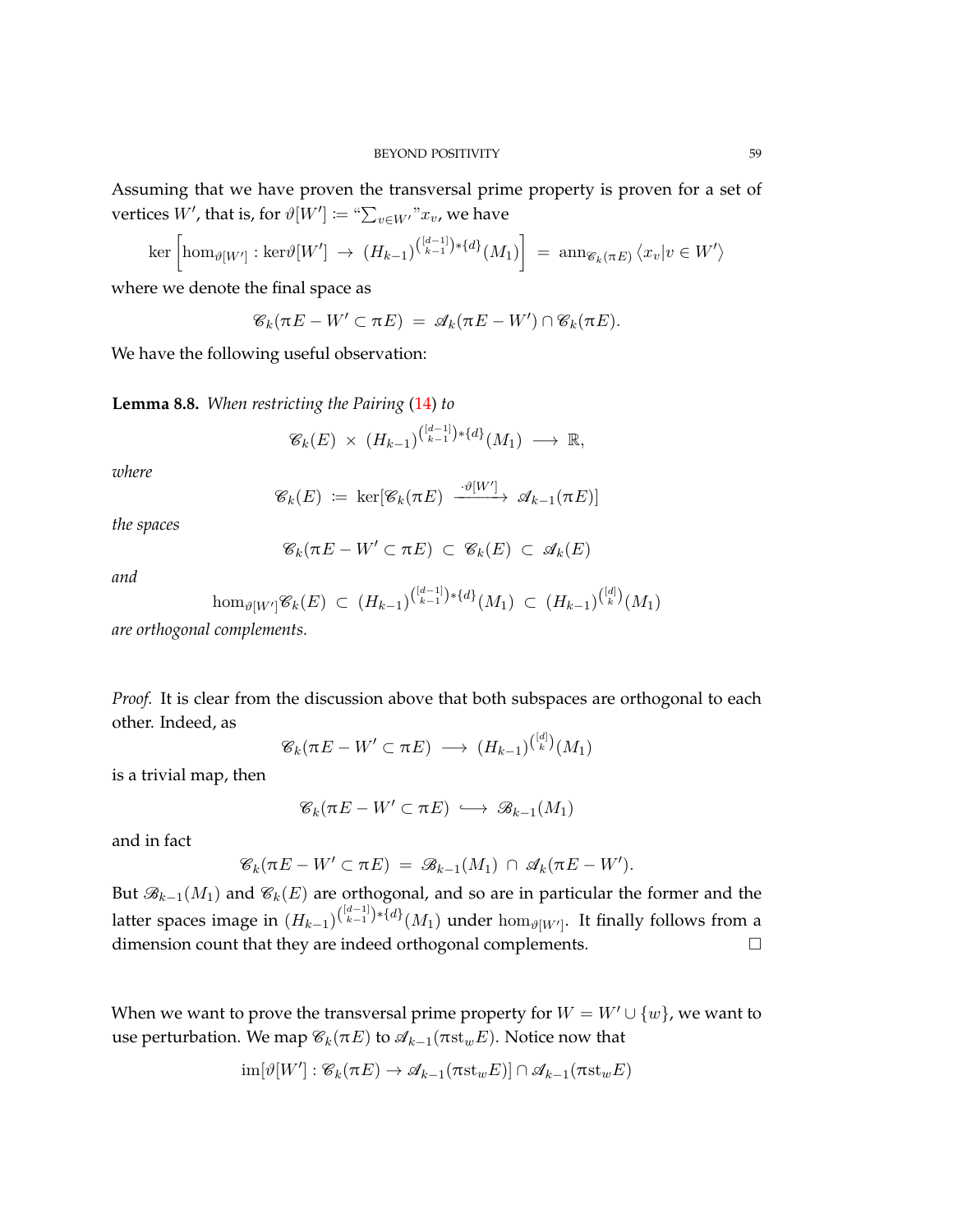Assuming that we have proven the transversal prime property is proven for a set of vertices $W'$, that is, for $\vartheta[W'] \coloneqq$ "$\sum_{v\in W'}$"$x_v$, we have

$$\ker\left[\hom_{\vartheta[W']}:\ker\vartheta[W'] \ \to\ (H_{k-1})^{\binom{[d-1]}{k-1}*\{d\}}(M_1)\right] \ =\ \mathrm{ann}_{\mathscr{C}_k(\pi E)}\left\langle x_v | v\in W'\right\rangle$$

where we denote the final space as

$$\mathscr{C}_k(\pi E - W' \subset \pi E) \ =\ \mathscr{A}_k(\pi E - W') \cap \mathscr{C}_k(\pi E).$$

We have the following useful observation:

**Lemma 8.8.** *When restricting the Pairing (14) to*

$$\mathscr{C}_k(E)\ \times\ (H_{k-1})^{\binom{[d-1]}{k-1}*\{d\}}(M_1)\ \longrightarrow\ \mathbb{R},$$

*where*

$$\mathscr{C}_k(E)\ \coloneqq\ \ker[\mathscr{C}_k(\pi E)\ \xrightarrow{\cdot\vartheta[W']}\ \mathscr{A}_{k-1}(\pi E)]$$

*the spaces*

$$\mathscr{C}_k(\pi E - W' \subset \pi E)\ \subset\ \mathscr{C}_k(E)\ \subset\ \mathscr{A}_k(E)$$

*and*

$$\hom_{\vartheta[W']}\mathscr{C}_k(E)\ \subset\ (H_{k-1})^{\binom{[d-1]}{k-1}*\{d\}}(M_1)\ \subset\ (H_{k-1})^{\binom{[d]}{k}}(M_1)$$

*are orthogonal complements.*

*Proof.* It is clear from the discussion above that both subspaces are orthogonal to each other. Indeed, as

$$\mathscr{C}_k(\pi E - W' \subset \pi E)\ \longrightarrow\ (H_{k-1})^{\binom{[d]}{k}}(M_1)$$

is a trivial map, then

$$\mathscr{C}_k(\pi E - W' \subset \pi E)\ \hookrightarrow\ \mathscr{B}_{k-1}(M_1)$$

and in fact

$$\mathscr{C}_k(\pi E - W' \subset \pi E)\ =\ \mathscr{B}_{k-1}(M_1)\ \cap\ \mathscr{A}_k(\pi E - W').$$

But $\mathscr{B}_{k-1}(M_1)$ and $\mathscr{C}_k(E)$ are orthogonal, and so are in particular the former and the latter spaces image in $(H_{k-1})^{\binom{[d-1]}{k-1}*\{d\}}(M_1)$ under $\hom_{\vartheta[W']}$. It finally follows from a dimension count that they are indeed orthogonal complements. $\square$

When we want to prove the transversal prime property for $W = W' \cup \{w\}$, we want to use perturbation. We map $\mathscr{C}_k(\pi E)$ to $\mathscr{A}_{k-1}(\pi \mathrm{st}_w E)$. Notice now that

$$\mathrm{im}[\vartheta[W'] : \mathscr{C}_k(\pi E) \to \mathscr{A}_{k-1}(\pi\mathrm{st}_w E)] \cap \mathscr{A}_{k-1}(\pi\mathrm{st}_w E)$$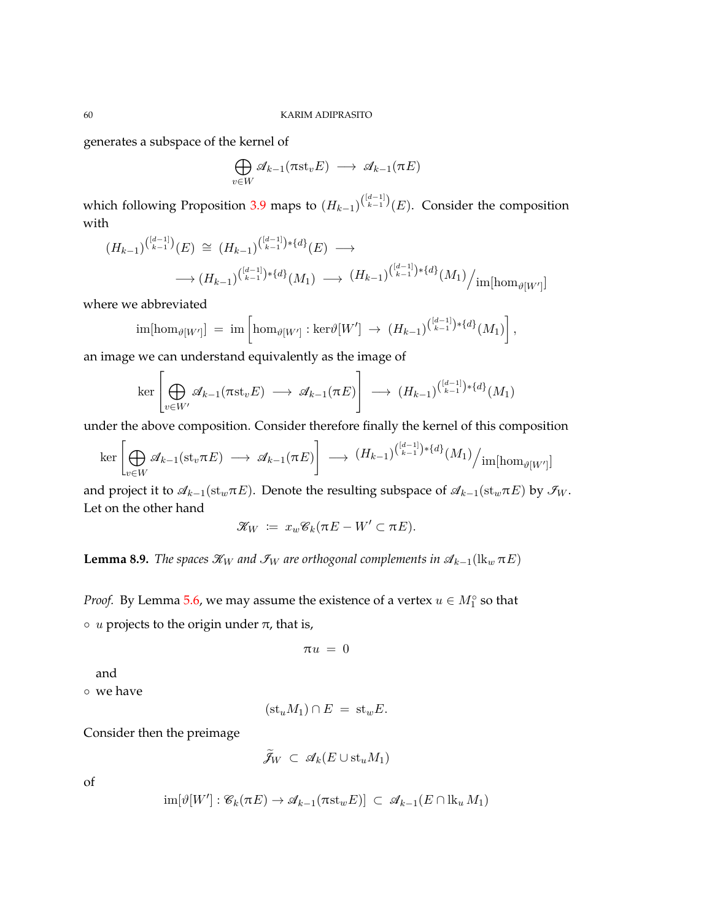generates a subspace of the kernel of

$$\bigoplus_{v\in W} \mathscr{A}_{k-1}(\pi \mathrm{st}_v E) \ \longrightarrow\ \mathscr{A}_{k-1}(\pi E)$$

which following Proposition 3.9 maps to $(H_{k-1})^{\binom{[d-1]}{k-1}}(E)$. Consider the composition with

$$(H_{k-1})^{\binom{[d-1]}{k-1}}(E) \ \cong\ (H_{k-1})^{\binom{[d-1]}{k-1}*\{d\}}(E) \ \longrightarrow$$

$$\longrightarrow (H_{k-1})^{\binom{[d-1]}{k-1}*\{d\}}(M_1) \ \longrightarrow\ (H_{k-1})^{\binom{[d-1]}{k-1}*\{d\}}(M_1)\Big/\mathrm{im}[\mathrm{hom}_{\vartheta[W']}]$$

where we abbreviated

$$\mathrm{im}[\mathrm{hom}_{\vartheta[W']}] \ =\ \mathrm{im}\left[\mathrm{hom}_{\vartheta[W']} : \ker\vartheta[W'] \ \to\ (H_{k-1})^{\binom{[d-1]}{k-1}*\{d\}}(M_1)\right],$$

an image we can understand equivalently as the image of

$$\ker\left[\bigoplus_{v\in W'} \mathscr{A}_{k-1}(\pi \mathrm{st}_v E) \ \longrightarrow\ \mathscr{A}_{k-1}(\pi E)\right] \ \longrightarrow\ (H_{k-1})^{\binom{[d-1]}{k-1}*\{d\}}(M_1)$$

under the above composition. Consider therefore finally the kernel of this composition

$$\ker\left[\bigoplus_{v\in W} \mathscr{A}_{k-1}(\mathrm{st}_v \pi E) \ \longrightarrow\ \mathscr{A}_{k-1}(\pi E)\right] \ \longrightarrow\ (H_{k-1})^{\binom{[d-1]}{k-1}*\{d\}}(M_1)\Big/\mathrm{im}[\mathrm{hom}_{\vartheta[W']}]$$

and project it to $\mathscr{A}_{k-1}(\mathrm{st}_w \pi E)$. Denote the resulting subspace of $\mathscr{A}_{k-1}(\mathrm{st}_w \pi E)$ by $\mathscr{I}_W$. Let on the other hand

$$\mathscr{K}_W \ :=\ x_w \mathscr{C}_k(\pi E - W' \subset \pi E).$$

**Lemma 8.9.** *The spaces $\mathscr{K}_W$ and $\mathscr{I}_W$ are orthogonal complements in $\mathscr{A}_{k-1}(\mathrm{lk}_w \pi E)$*

*Proof.* By Lemma 5.6, we may assume the existence of a vertex $u \in M_1^\circ$ so that

- $u$ projects to the origin under $\pi$, that is,

$$\pi u \ =\ 0$$

 and
- we have

$$(\mathrm{st}_u M_1) \cap E \ =\ \mathrm{st}_w E.$$

Consider then the preimage

$$\widetilde{\mathscr{I}}_W \ \subset\ \mathscr{A}_k(E \cup \mathrm{st}_u M_1)$$

of

$$\mathrm{im}[\vartheta[W'] : \mathscr{C}_k(\pi E) \to \mathscr{A}_{k-1}(\pi \mathrm{st}_w E)] \ \subset\ \mathscr{A}_{k-1}(E \cap \mathrm{lk}_u M_1)$$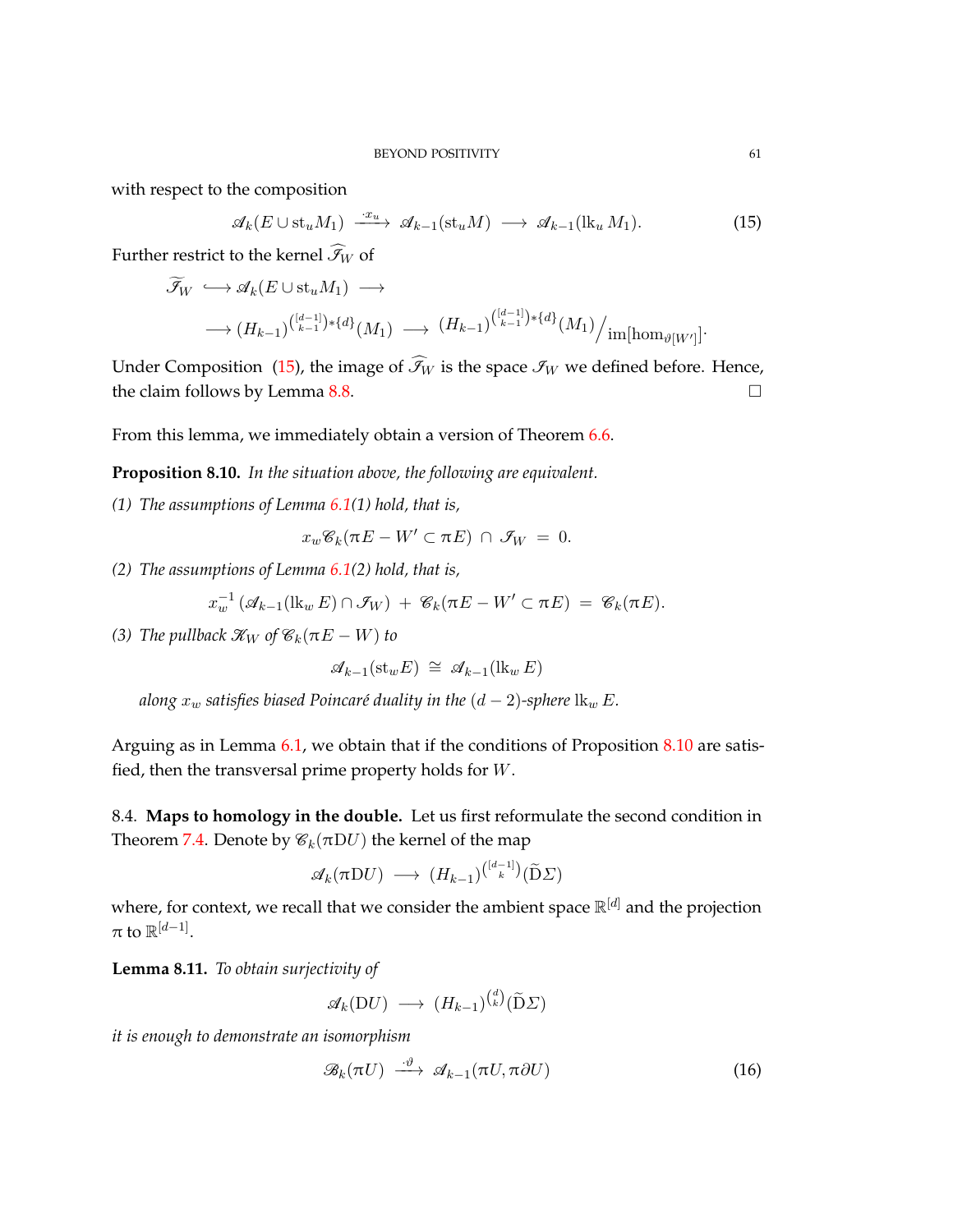with respect to the composition

$$\mathscr{A}_k(E \cup \mathrm{st}_u M_1) \xrightarrow{\cdot x_u} \mathscr{A}_{k-1}(\mathrm{st}_u M) \longrightarrow \mathscr{A}_{k-1}(\mathrm{lk}_u\, M_1). \tag{15}$$

Further restrict to the kernel $\widehat{\mathscr{I}}_W$ of

$$\widehat{\mathscr{I}}_W \hookrightarrow \mathscr{A}_k(E \cup \mathrm{st}_u M_1) \longrightarrow$$
$$\longrightarrow (H_{k-1})^{\binom{[d-1]}{k-1} * \{d\}}(M_1) \longrightarrow (H_{k-1})^{\binom{[d-1]}{k-1} * \{d\}}(M_1) \Big/ \mathrm{im}[\hom_{\vartheta[W']}].$$

Under Composition (15), the image of $\widehat{\mathscr{I}}_W$ is the space $\mathscr{I}_W$ we defined before. Hence, the claim follows by Lemma 8.8. $\square$

From this lemma, we immediately obtain a version of Theorem 6.6.

**Proposition 8.10.** *In the situation above, the following are equivalent.*

*(1) The assumptions of Lemma 6.1(1) hold, that is,*

$$x_w \mathscr{C}_k(\pi E - W' \subset \pi E) \,\cap\, \mathscr{I}_W \;=\; 0.$$

*(2) The assumptions of Lemma 6.1(2) hold, that is,*

$$x_w^{-1}\left(\mathscr{A}_{k-1}(\mathrm{lk}_w\, E) \cap \mathscr{I}_W\right) \;+\; \mathscr{C}_k(\pi E - W' \subset \pi E) \;=\; \mathscr{C}_k(\pi E).$$

*(3) The pullback $\mathscr{K}_W$ of $\mathscr{C}_k(\pi E - W)$ to*

$$\mathscr{A}_{k-1}(\mathrm{st}_w E) \;\cong\; \mathscr{A}_{k-1}(\mathrm{lk}_w\, E)$$

*along $x_w$ satisfies biased Poincaré duality in the $(d-2)$-sphere $\mathrm{lk}_w\, E$.*

Arguing as in Lemma 6.1, we obtain that if the conditions of Proposition 8.10 are satisfied, then the transversal prime property holds for $W$.

8.4. **Maps to homology in the double.** Let us first reformulate the second condition in Theorem 7.4. Denote by $\mathscr{C}_k(\pi \mathrm{D} U)$ the kernel of the map

$$\mathscr{A}_k(\pi \mathrm{D} U) \longrightarrow (H_{k-1})^{\binom{[d-1]}{k}}(\widetilde{\mathrm{D}}\Sigma)$$

where, for context, we recall that we consider the ambient space $\mathbb{R}^{[d]}$ and the projection $\pi$ to $\mathbb{R}^{[d-1]}$.

**Lemma 8.11.** *To obtain surjectivity of*

$$\mathscr{A}_k(\mathrm{D} U) \longrightarrow (H_{k-1})^{\binom{d}{k}}(\widetilde{\mathrm{D}}\Sigma)$$

*it is enough to demonstrate an isomorphism*

$$\mathscr{B}_k(\pi U) \xrightarrow{\cdot\vartheta} \mathscr{A}_{k-1}(\pi U, \pi \partial U) \tag{16}$$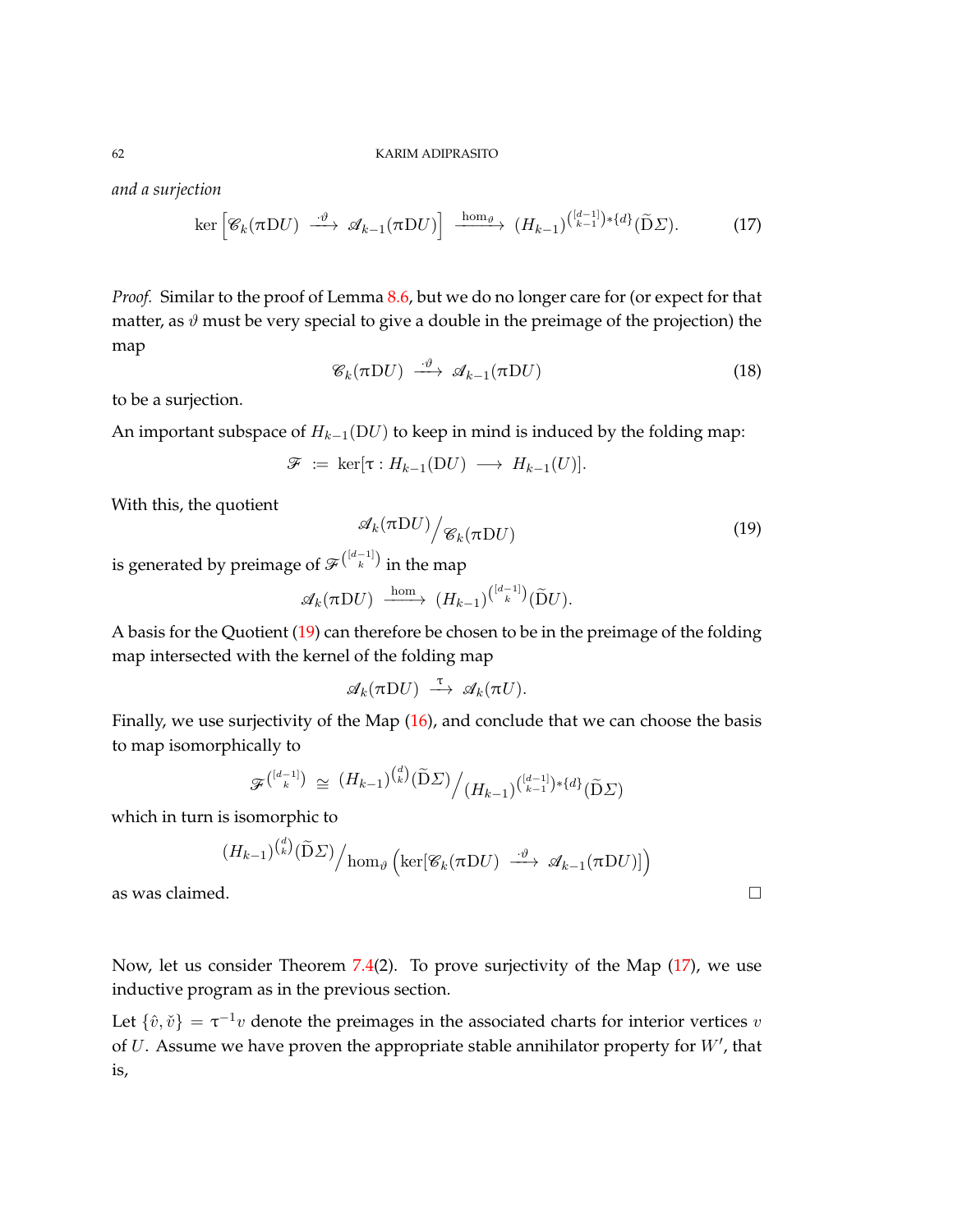*and a surjection*

$$\ker\left[\mathscr{C}_k(\pi \mathrm{D}U) \xrightarrow{\ \cdot\vartheta\ } \mathscr{A}_{k-1}(\pi \mathrm{D}U)\right] \xrightarrow{\ \hom_\vartheta\ } (H_{k-1})^{\binom{[d-1]}{k-1}*\{d\}}(\widetilde{\mathrm{D}}\Sigma). \tag{17}$$

*Proof.* Similar to the proof of Lemma 8.6, but we do no longer care for (or expect for that matter, as $\vartheta$ must be very special to give a double in the preimage of the projection) the map

$$\mathscr{C}_k(\pi \mathrm{D}U) \xrightarrow{\ \cdot\vartheta\ } \mathscr{A}_{k-1}(\pi \mathrm{D}U) \tag{18}$$

to be a surjection.

An important subspace of $H_{k-1}(\mathrm{D}U)$ to keep in mind is induced by the folding map:

$$\mathscr{F} \ := \ \ker[\tau : H_{k-1}(\mathrm{D}U) \longrightarrow H_{k-1}(U)].$$

With this, the quotient

$$\mathscr{A}_k(\pi \mathrm{D}U) \big/ \mathscr{C}_k(\pi \mathrm{D}U) \tag{19}$$

is generated by preimage of $\mathscr{F}^{\binom{[d-1]}{k}}$ in the map

$$\mathscr{A}_k(\pi \mathrm{D}U) \xrightarrow{\ \hom\ } (H_{k-1})^{\binom{[d-1]}{k}}(\widetilde{\mathrm{D}}U).$$

A basis for the Quotient (19) can therefore be chosen to be in the preimage of the folding map intersected with the kernel of the folding map

$$\mathscr{A}_k(\pi \mathrm{D}U) \xrightarrow{\ \tau\ } \mathscr{A}_k(\pi U).$$

Finally, we use surjectivity of the Map (16), and conclude that we can choose the basis to map isomorphically to

$$\mathscr{F}^{\binom{[d-1]}{k}} \ \cong \ (H_{k-1})^{\binom{d}{k}}(\widetilde{\mathrm{D}}\Sigma) \big/ (H_{k-1})^{\binom{[d-1]}{k-1}*\{d\}}(\widetilde{\mathrm{D}}\Sigma)$$

which in turn is isomorphic to

$$(H_{k-1})^{\binom{d}{k}}(\widetilde{\mathrm{D}}\Sigma) \big/ \hom_\vartheta\left(\ker[\mathscr{C}_k(\pi \mathrm{D}U) \xrightarrow{\ \cdot\vartheta\ } \mathscr{A}_{k-1}(\pi \mathrm{D}U)]\right)$$

as was claimed. $\square$

Now, let us consider Theorem 7.4(2). To prove surjectivity of the Map (17), we use inductive program as in the previous section.

Let $\{\hat{v}, \check{v}\} = \tau^{-1}v$ denote the preimages in the associated charts for interior vertices $v$ of $U$. Assume we have proven the appropriate stable annihilator property for $W'$, that is,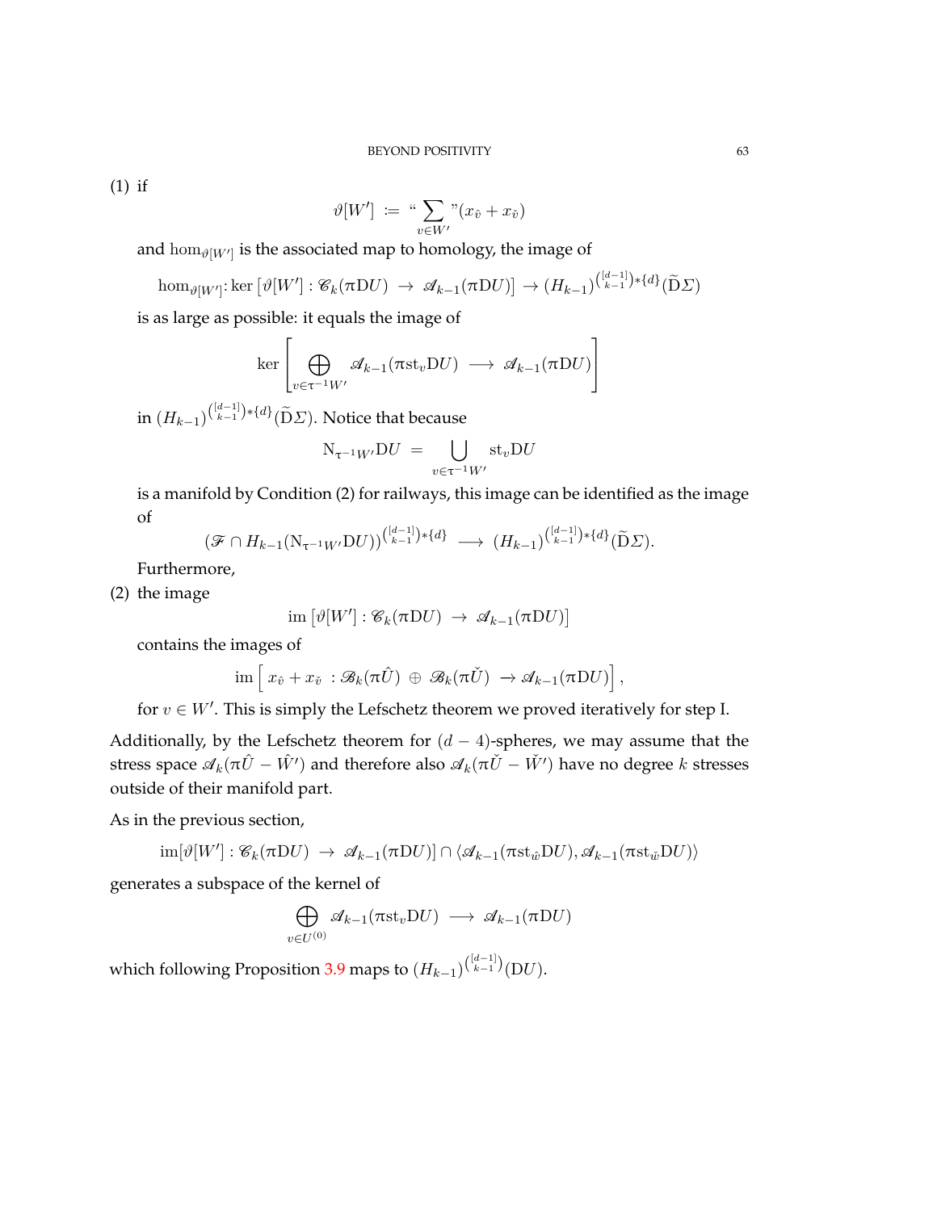(1) if

$$\vartheta[W'] \coloneqq \text{“}\sum_{v\in W'}\text{”}(x_{\hat{v}} + x_{\check{v}})$$

and $\hom_{\vartheta[W']}$ is the associated map to homology, the image of

$$\hom_{\vartheta[W']}\colon \ker\left[\vartheta[W'] : \mathscr{C}_k(\pi \mathrm{D}U) \ \rightarrow\ \mathscr{A}_{k-1}(\pi\mathrm{D}U)\right] \rightarrow (H_{k-1})^{\binom{[d-1]}{k-1}*\{d\}}(\widetilde{\mathrm{D}}\Sigma)$$

is as large as possible: it equals the image of

$$\ker\left[\bigoplus_{v\in\tau^{-1}W'} \mathscr{A}_{k-1}(\pi\mathrm{st}_v\mathrm{D}U) \ \longrightarrow\ \mathscr{A}_{k-1}(\pi\mathrm{D}U)\right]$$

in $(H_{k-1})^{\binom{[d-1]}{k-1}*\{d\}}(\widetilde{\mathrm{D}}\Sigma)$. Notice that because

$$\mathrm{N}_{\tau^{-1}W'}\mathrm{D}U \ =\ \bigcup_{v\in\tau^{-1}W'}\mathrm{st}_v\mathrm{D}U$$

is a manifold by Condition (2) for railways, this image can be identified as the image of

$$(\mathscr{F}\cap H_{k-1}(\mathrm{N}_{\tau^{-1}W'}\mathrm{D}U))^{\binom{[d-1]}{k-1}*\{d\}} \ \longrightarrow\ (H_{k-1})^{\binom{[d-1]}{k-1}*\{d\}}(\widetilde{\mathrm{D}}\Sigma).$$

Furthermore,

(2) the image

$$\mathrm{im}\left[\vartheta[W'] : \mathscr{C}_k(\pi\mathrm{D}U) \ \rightarrow\ \mathscr{A}_{k-1}(\pi\mathrm{D}U)\right]$$

contains the images of

$$\mathrm{im}\left[\ x_{\hat{v}} + x_{\check{v}}\ : \mathscr{B}_k(\pi\hat{U}) \ \oplus\ \mathscr{B}_k(\pi\check{U}) \ \rightarrow \mathscr{A}_{k-1}(\pi\mathrm{D}U)\right],$$

for $v\in W'$. This is simply the Lefschetz theorem we proved iteratively for step I.

Additionally, by the Lefschetz theorem for $(d-4)$-spheres, we may assume that the stress space $\mathscr{A}_k(\pi\hat{U} - \hat{W}')$ and therefore also $\mathscr{A}_k(\pi\check{U} - \check{W}')$ have no degree $k$ stresses outside of their manifold part.

As in the previous section,

$$\mathrm{im}[\vartheta[W'] : \mathscr{C}_k(\pi\mathrm{D}U) \ \rightarrow\ \mathscr{A}_{k-1}(\pi\mathrm{D}U)] \cap \langle \mathscr{A}_{k-1}(\pi\mathrm{st}_{\hat{w}}\mathrm{D}U), \mathscr{A}_{k-1}(\pi\mathrm{st}_{\check{w}}\mathrm{D}U)\rangle$$

generates a subspace of the kernel of

$$\bigoplus_{v\in U^{(0)}} \mathscr{A}_{k-1}(\pi\mathrm{st}_v\mathrm{D}U) \ \longrightarrow\ \mathscr{A}_{k-1}(\pi\mathrm{D}U)$$

which following Proposition 3.9 maps to $(H_{k-1})^{\binom{[d-1]}{k-1}}(\mathrm{D}U)$.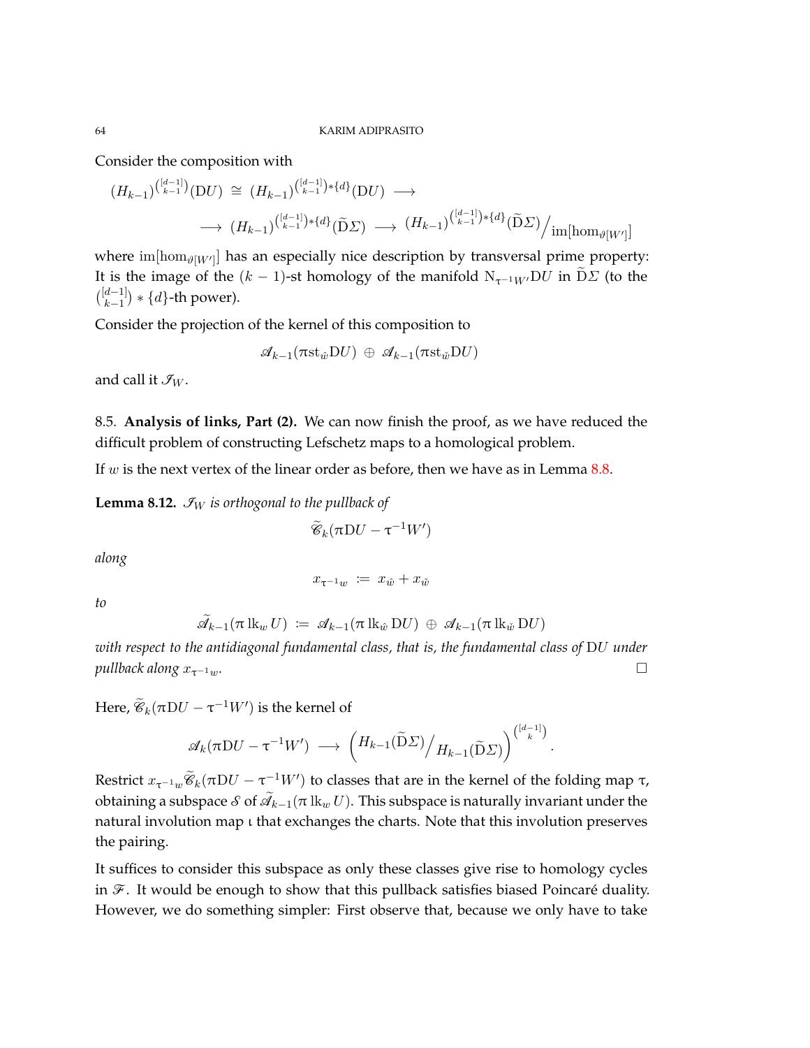Consider the composition with

$$(H_{k-1})^{\binom{[d-1]}{k-1}}(\mathrm{D}U) \;\cong\; (H_{k-1})^{\binom{[d-1]}{k-1}*\{d\}}(\mathrm{D}U) \;\longrightarrow$$
$$\longrightarrow\; (H_{k-1})^{\binom{[d-1]}{k-1}*\{d\}}(\widetilde{\mathrm{D}}\Sigma) \;\longrightarrow\; (H_{k-1})^{\binom{[d-1]}{k-1}*\{d\}}(\widetilde{\mathrm{D}}\Sigma)\Big/\mathrm{im}[\hom_{\vartheta[W']}]$$

where $\mathrm{im}[\hom_{\vartheta[W']}]$ has an especially nice description by transversal prime property: It is the image of the $(k-1)$-st homology of the manifold $\mathrm{N}_{\tau^{-1}W'}\mathrm{D}U$ in $\widetilde{\mathrm{D}}\Sigma$ (to the $\binom{[d-1]}{k-1}*\{d\}$-th power).

Consider the projection of the kernel of this composition to

$$\mathscr{A}_{k-1}(\pi\mathrm{st}_{\hat{w}}\mathrm{D}U) \;\oplus\; \mathscr{A}_{k-1}(\pi\mathrm{st}_{\check{w}}\mathrm{D}U)$$

and call it $\mathscr{I}_W$.

8.5. **Analysis of links, Part (2).** We can now finish the proof, as we have reduced the difficult problem of constructing Lefschetz maps to a homological problem.

If $w$ is the next vertex of the linear order as before, then we have as in Lemma 8.8.

**Lemma 8.12.** *$\mathscr{I}_W$ is orthogonal to the pullback of*

$$\widetilde{\mathscr{C}}_k(\pi\mathrm{D}U - \tau^{-1}W')$$

*along*

$$x_{\tau^{-1}w} \;:=\; x_{\hat{w}} + x_{\check{w}}$$

*to*

$$\widetilde{\mathscr{A}}_{k-1}(\pi\,\mathrm{lk}_w\,U) \;:=\; \mathscr{A}_{k-1}(\pi\,\mathrm{lk}_{\hat{w}}\,\mathrm{D}U) \;\oplus\; \mathscr{A}_{k-1}(\pi\,\mathrm{lk}_{\check{w}}\,\mathrm{D}U)$$

*with respect to the antidiagonal fundamental class, that is, the fundamental class of $\mathrm{D}U$ under pullback along $x_{\tau^{-1}w}$.* $\square$

Here, $\widetilde{\mathscr{C}}_k(\pi\mathrm{D}U - \tau^{-1}W')$ is the kernel of

$$\mathscr{A}_k(\pi\mathrm{D}U - \tau^{-1}W') \;\longrightarrow\; \Big(H_{k-1}(\widetilde{\mathrm{D}}\Sigma)\Big/H_{k-1}(\widetilde{\mathrm{D}}\Sigma)\Big)^{\binom{[d-1]}{k}}.$$

Restrict $x_{\tau^{-1}w}\widetilde{\mathscr{C}}_k(\pi\mathrm{D}U - \tau^{-1}W')$ to classes that are in the kernel of the folding map $\tau$, obtaining a subspace $\mathscr{S}$ of $\widetilde{\mathscr{A}}_{k-1}(\pi\,\mathrm{lk}_w\,U)$. This subspace is naturally invariant under the natural involution map $\iota$ that exchanges the charts. Note that this involution preserves the pairing.

It suffices to consider this subspace as only these classes give rise to homology cycles in $\mathscr{F}$. It would be enough to show that this pullback satisfies biased Poincaré duality. However, we do something simpler: First observe that, because we only have to take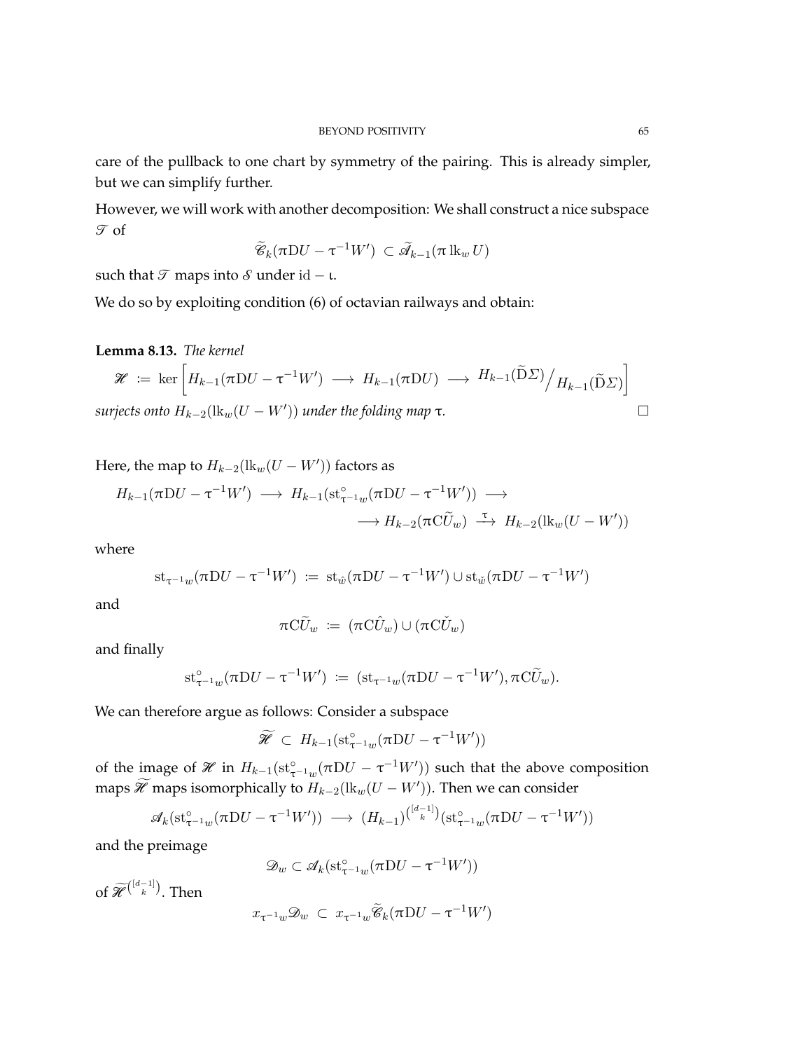care of the pullback to one chart by symmetry of the pairing. This is already simpler, but we can simplify further.

However, we will work with another decomposition: We shall construct a nice subspace $\mathscr{T}$ of

$$\widetilde{\mathscr{C}}_k(\pi \mathrm{D} U - \tau^{-1} W') \subset \widetilde{\mathscr{A}}_{k-1}(\pi \operatorname{lk}_w U)$$

such that $\mathscr{T}$ maps into $\mathscr{S}$ under $\mathrm{id} - \iota$.

We do so by exploiting condition (6) of octavian railways and obtain:

**Lemma 8.13.** *The kernel*

$$\mathscr{H} := \ker \left[ H_{k-1}(\pi \mathrm{D} U - \tau^{-1} W') \longrightarrow H_{k-1}(\pi \mathrm{D} U) \longrightarrow {H_{k-1}(\widetilde{\mathrm{D}}\Sigma)}\Big/{H_{k-1}(\widetilde{\mathrm{D}}\Sigma)} \right]$$

*surjects onto $H_{k-2}(\operatorname{lk}_w(U - W'))$ under the folding map $\tau$.* □

Here, the map to $H_{k-2}(\operatorname{lk}_w(U - W'))$ factors as

$$H_{k-1}(\pi \mathrm{D} U - \tau^{-1} W') \longrightarrow H_{k-1}(\operatorname{st}^{\circ}_{\tau^{-1} w}(\pi \mathrm{D} U - \tau^{-1} W')) \longrightarrow$$
$$\longrightarrow H_{k-2}(\pi \mathrm{C} \widetilde{U}_w) \xrightarrow{\ \tau\ } H_{k-2}(\operatorname{lk}_w(U - W'))$$

where

$$\operatorname{st}_{\tau^{-1} w}(\pi \mathrm{D} U - \tau^{-1} W') := \operatorname{st}_{\hat{w}}(\pi \mathrm{D} U - \tau^{-1} W') \cup \operatorname{st}_{\check{w}}(\pi \mathrm{D} U - \tau^{-1} W')$$

and

$$\pi \mathrm{C} \widetilde{U}_w := (\pi \mathrm{C} \hat{U}_w) \cup (\pi \mathrm{C} \check{U}_w)$$

and finally

$$\operatorname{st}^{\circ}_{\tau^{-1} w}(\pi \mathrm{D} U - \tau^{-1} W') := (\operatorname{st}_{\tau^{-1} w}(\pi \mathrm{D} U - \tau^{-1} W'), \pi \mathrm{C} \widetilde{U}_w).$$

We can therefore argue as follows: Consider a subspace

$$\widetilde{\mathscr{H}} \subset H_{k-1}(\operatorname{st}^{\circ}_{\tau^{-1} w}(\pi \mathrm{D} U - \tau^{-1} W'))$$

of the image of $\mathscr{H}$ in $H_{k-1}(\operatorname{st}^{\circ}_{\tau^{-1} w}(\pi \mathrm{D} U - \tau^{-1} W'))$ such that the above composition maps $\widetilde{\mathscr{H}}$ maps isomorphically to $H_{k-2}(\operatorname{lk}_w(U - W'))$. Then we can consider

$$\mathscr{A}_k(\operatorname{st}^{\circ}_{\tau^{-1} w}(\pi \mathrm{D} U - \tau^{-1} W')) \longrightarrow (H_{k-1})^{\binom{[d-1]}{k}}(\operatorname{st}^{\circ}_{\tau^{-1} w}(\pi \mathrm{D} U - \tau^{-1} W'))$$

and the preimage

$$\mathscr{D}_w \subset \mathscr{A}_k(\operatorname{st}^{\circ}_{\tau^{-1} w}(\pi \mathrm{D} U - \tau^{-1} W'))$$

of $\widetilde{\mathscr{H}}^{\binom{[d-1]}{k}}$. Then

$$x_{\tau^{-1} w} \mathscr{D}_w \subset x_{\tau^{-1} w} \widetilde{\mathscr{C}}_k(\pi \mathrm{D} U - \tau^{-1} W')$$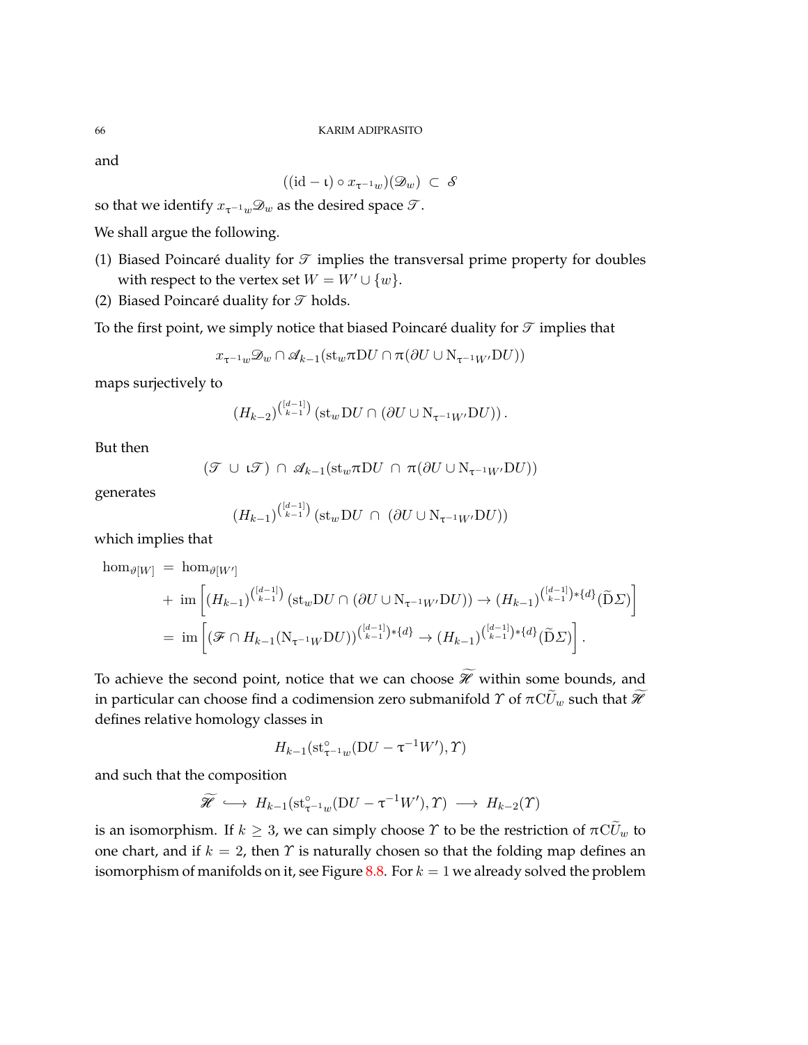and

$$((\mathrm{id} - \iota) \circ x_{\tau^{-1}w})(\mathscr{D}_w) \ \subset\ \mathscr{S}$$

so that we identify $x_{\tau^{-1}w}\mathscr{D}_w$ as the desired space $\mathscr{T}$.

We shall argue the following.

(1) Biased Poincaré duality for $\mathscr{T}$ implies the transversal prime property for doubles with respect to the vertex set $W = W' \cup \{w\}$.
(2) Biased Poincaré duality for $\mathscr{T}$ holds.

To the first point, we simply notice that biased Poincaré duality for $\mathscr{T}$ implies that

$$x_{\tau^{-1}w}\mathscr{D}_w \cap \mathscr{A}_{k-1}(\mathrm{st}_w \pi \mathrm{D}U \cap \pi(\partial U \cup \mathrm{N}_{\tau^{-1}W'}\mathrm{D}U))$$

maps surjectively to

$$(H_{k-2})^{\binom{[d-1]}{k-1}}\left(\mathrm{st}_w \mathrm{D}U \cap (\partial U \cup \mathrm{N}_{\tau^{-1}W'}\mathrm{D}U)\right).$$

But then

$$(\mathscr{T} \ \cup\ \iota\mathscr{T}) \ \cap\ \mathscr{A}_{k-1}(\mathrm{st}_w \pi \mathrm{D}U \ \cap\ \pi(\partial U \cup \mathrm{N}_{\tau^{-1}W'}\mathrm{D}U))$$

generates

$$(H_{k-1})^{\binom{[d-1]}{k-1}}\left(\mathrm{st}_w \mathrm{D}U \ \cap\ (\partial U \cup \mathrm{N}_{\tau^{-1}W'}\mathrm{D}U)\right)$$

which implies that

$$\begin{aligned}
\hom_{\vartheta[W]} \ &=\ \hom_{\vartheta[W']} \\
&\quad +\ \mathrm{im}\left[(H_{k-1})^{\binom{[d-1]}{k-1}}\left(\mathrm{st}_w \mathrm{D}U \cap (\partial U \cup \mathrm{N}_{\tau^{-1}W'}\mathrm{D}U)\right) \to (H_{k-1})^{\binom{[d-1]}{k-1}*\{d\}}(\widetilde{\mathrm{D}}\Sigma)\right] \\
&=\ \mathrm{im}\left[(\mathscr{F} \cap H_{k-1}(\mathrm{N}_{\tau^{-1}W}\mathrm{D}U))^{\binom{[d-1]}{k-1}*\{d\}} \to (H_{k-1})^{\binom{[d-1]}{k-1}*\{d\}}(\widetilde{\mathrm{D}}\Sigma)\right].
\end{aligned}$$

To achieve the second point, notice that we can choose $\widetilde{\mathscr{H}}$ within some bounds, and in particular can choose find a codimension zero submanifold $\Upsilon$ of $\pi \mathrm{C}\widetilde{U}_w$ such that $\widetilde{\mathscr{H}}$ defines relative homology classes in

$$H_{k-1}(\mathrm{st}^{\circ}_{\tau^{-1}w}(\mathrm{D}U - \tau^{-1}W'), \Upsilon)$$

and such that the composition

$$\widetilde{\mathscr{H}} \ \hookrightarrow\ H_{k-1}(\mathrm{st}^{\circ}_{\tau^{-1}w}(\mathrm{D}U - \tau^{-1}W'), \Upsilon) \ \longrightarrow\ H_{k-2}(\Upsilon)$$

is an isomorphism. If $k \geq 3$, we can simply choose $\Upsilon$ to be the restriction of $\pi \mathrm{C}\widetilde{U}_w$ to one chart, and if $k = 2$, then $\Upsilon$ is naturally chosen so that the folding map defines an isomorphism of manifolds on it, see Figure 8.8. For $k = 1$ we already solved the problem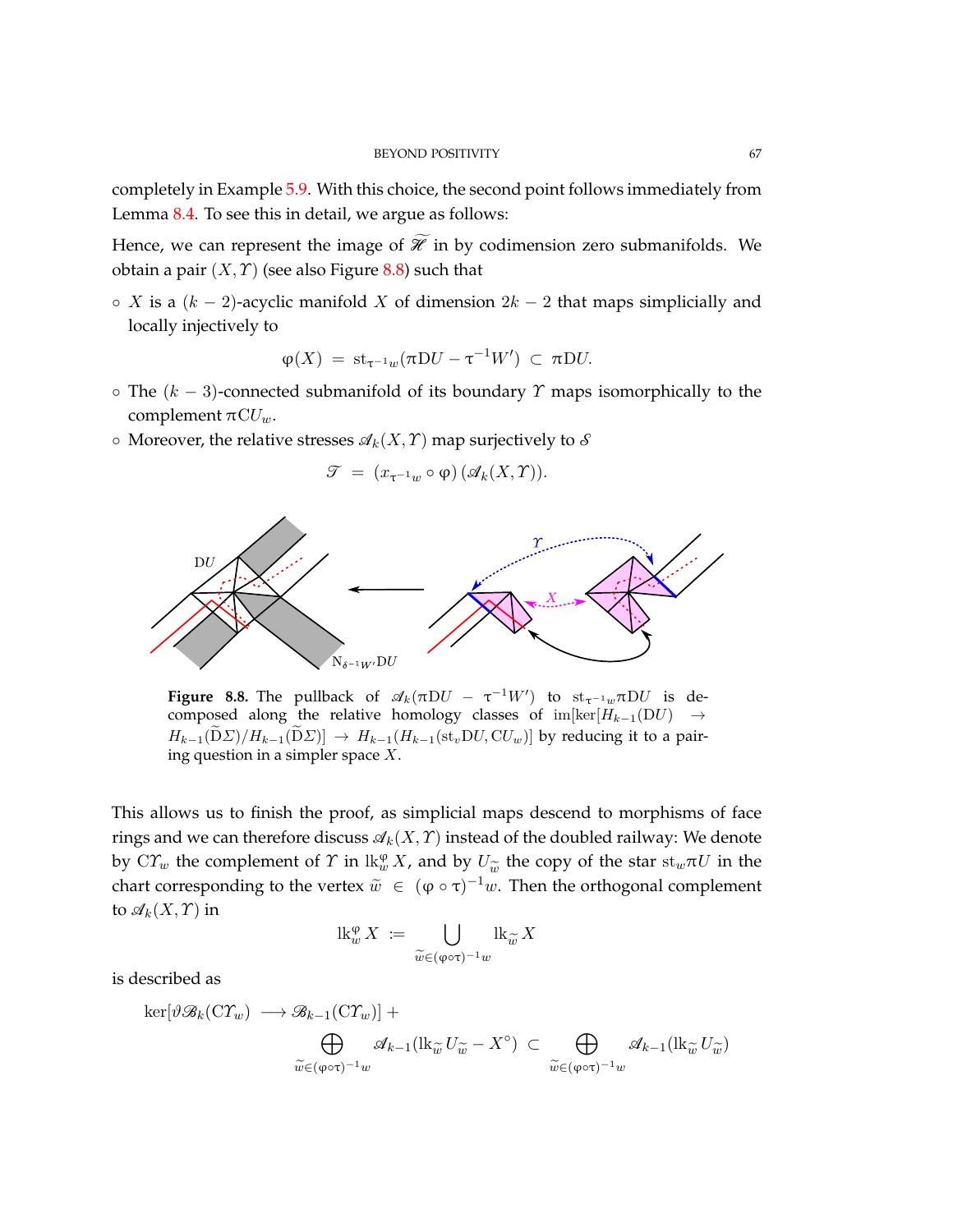completely in Example 5.9. With this choice, the second point follows immediately from Lemma 8.4. To see this in detail, we argue as follows:

Hence, we can represent the image of $\widetilde{\mathscr{H}}$ in by codimension zero submanifolds. We obtain a pair $(X, \Upsilon)$ (see also Figure 8.8) such that

- $X$ is a $(k-2)$-acyclic manifold $X$ of dimension $2k-2$ that maps simplicially and locally injectively to

$$\varphi(X) \;=\; \mathrm{st}_{\tau^{-1}w}(\pi \mathrm{D}U - \tau^{-1}W') \;\subset\; \pi \mathrm{D}U.$$

- The $(k-3)$-connected submanifold of its boundary $\Upsilon$ maps isomorphically to the complement $\pi \mathrm{C}U_w$.
- Moreover, the relative stresses $\mathscr{A}_k(X,\Upsilon)$ map surjectively to $\mathscr{S}$

$$\mathscr{T} \;=\; (x_{\tau^{-1}w} \circ \varphi)\,(\mathscr{A}_k(X,\Upsilon)).$$

**Figure 8.8.** The pullback of $\mathscr{A}_k(\pi \mathrm{D}U - \tau^{-1}W')$ to $\mathrm{st}_{\tau^{-1}w}\pi \mathrm{D}U$ is decomposed along the relative homology classes of $\mathrm{im}[\ker[H_{k-1}(\mathrm{D}U) \rightarrow H_{k-1}(\widetilde{\mathrm{D}}\Sigma)/H_{k-1}(\widetilde{\mathrm{D}}\Sigma)] \rightarrow H_{k-1}(H_{k-1}(\mathrm{st}_v \mathrm{D}U, \mathrm{C}U_w)]$ by reducing it to a pairing question in a simpler space $X$.

This allows us to finish the proof, as simplicial maps descend to morphisms of face rings and we can therefore discuss $\mathscr{A}_k(X,\Upsilon)$ instead of the doubled railway: We denote by $\mathrm{C}\Upsilon_w$ the complement of $\Upsilon$ in $\mathrm{lk}^\varphi_w X$, and by $U_{\widetilde{w}}$ the copy of the star $\mathrm{st}_w \pi U$ in the chart corresponding to the vertex $\widetilde{w} \in (\varphi\circ\tau)^{-1}w$. Then the orthogonal complement to $\mathscr{A}_k(X,\Upsilon)$ in

$$\mathrm{lk}^\varphi_w X \;:=\; \bigcup_{\widetilde{w}\in(\varphi\circ\tau)^{-1}w} \mathrm{lk}_{\widetilde{w}} X$$

is described as

$$\ker[\vartheta \mathscr{B}_k(\mathrm{C}\Upsilon_w) \longrightarrow \mathscr{B}_{k-1}(\mathrm{C}\Upsilon_w)] + \bigoplus_{\widetilde{w}\in(\varphi\circ\tau)^{-1}w} \mathscr{A}_{k-1}(\mathrm{lk}_{\widetilde{w}} U_{\widetilde{w}} - X^\circ) \;\subset\; \bigoplus_{\widetilde{w}\in(\varphi\circ\tau)^{-1}w} \mathscr{A}_{k-1}(\mathrm{lk}_{\widetilde{w}} U_{\widetilde{w}})$$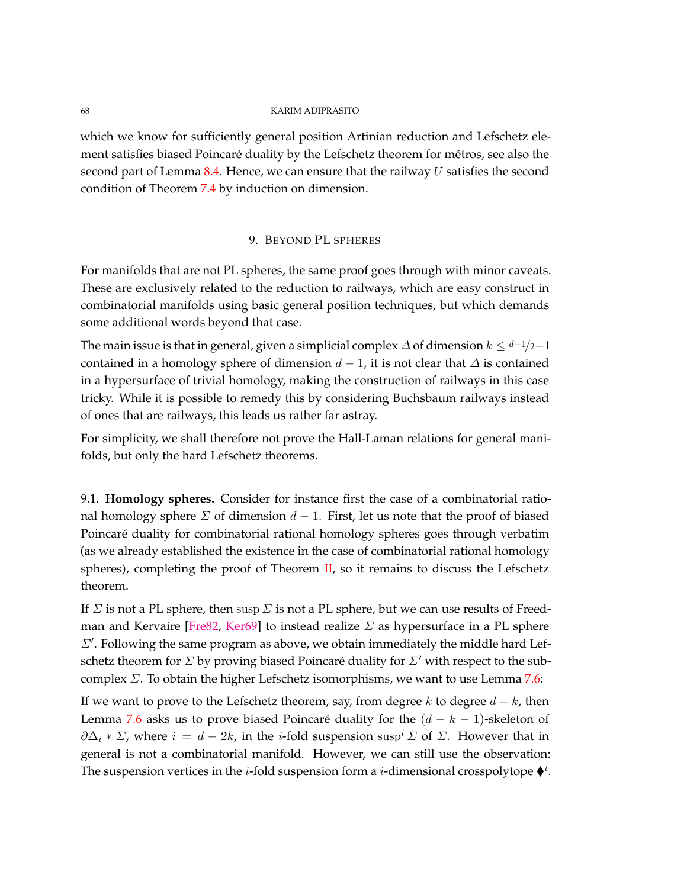which we know for sufficiently general position Artinian reduction and Lefschetz element satisfies biased Poincaré duality by the Lefschetz theorem for métros, see also the second part of Lemma 8.4. Hence, we can ensure that the railway $U$ satisfies the second condition of Theorem 7.4 by induction on dimension.

## 9. Beyond PL spheres

For manifolds that are not PL spheres, the same proof goes through with minor caveats. These are exclusively related to the reduction to railways, which are easy construct in combinatorial manifolds using basic general position techniques, but which demands some additional words beyond that case.

The main issue is that in general, given a simplicial complex $\varDelta$ of dimension $k \leq {}^{d-1}\!/_2 - 1$ contained in a homology sphere of dimension $d-1$, it is not clear that $\varDelta$ is contained in a hypersurface of trivial homology, making the construction of railways in this case tricky. While it is possible to remedy this by considering Buchsbaum railways instead of ones that are railways, this leads us rather far astray.

For simplicity, we shall therefore not prove the Hall-Laman relations for general manifolds, but only the hard Lefschetz theorems.

### 9.1. Homology spheres.

Consider for instance first the case of a combinatorial rational homology sphere $\varSigma$ of dimension $d-1$. First, let us note that the proof of biased Poincaré duality for combinatorial rational homology spheres goes through verbatim (as we already established the existence in the case of combinatorial rational homology spheres), completing the proof of Theorem II, so it remains to discuss the Lefschetz theorem.

If $\varSigma$ is not a PL sphere, then $\operatorname{susp} \varSigma$ is not a PL sphere, but we can use results of Freedman and Kervaire [Fre82, Ker69] to instead realize $\varSigma$ as hypersurface in a PL sphere $\varSigma'$. Following the same program as above, we obtain immediately the middle hard Lefschetz theorem for $\varSigma$ by proving biased Poincaré duality for $\varSigma'$ with respect to the subcomplex $\varSigma$. To obtain the higher Lefschetz isomorphisms, we want to use Lemma 7.6:

If we want to prove to the Lefschetz theorem, say, from degree $k$ to degree $d-k$, then Lemma 7.6 asks us to prove biased Poincaré duality for the $(d-k-1)$-skeleton of $\partial\Delta_i * \varSigma$, where $i = d-2k$, in the $i$-fold suspension $\operatorname{susp}^i \varSigma$ of $\varSigma$. However that in general is not a combinatorial manifold. However, we can still use the observation: The suspension vertices in the $i$-fold suspension form a $i$-dimensional crosspolytope $\blacklozenge^i$.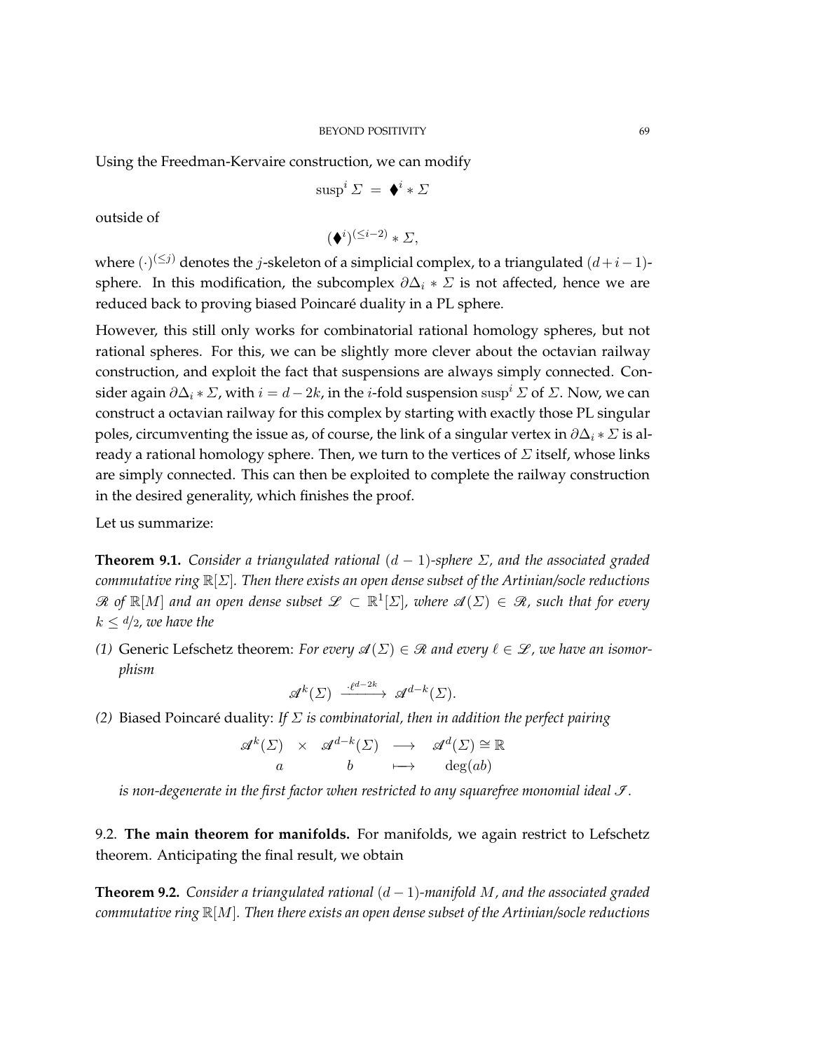Using the Freedman-Kervaire construction, we can modify

$$\operatorname{susp}^i \Sigma \ = \ \blacklozenge^i * \Sigma$$

outside of

$$(\blacklozenge^i)^{(\leq i-2)} * \Sigma,$$

where $(\cdot)^{(\leq j)}$ denotes the $j$-skeleton of a simplicial complex, to a triangulated $(d+i-1)$-sphere. In this modification, the subcomplex $\partial\Delta_i * \Sigma$ is not affected, hence we are reduced back to proving biased Poincaré duality in a PL sphere.

However, this still only works for combinatorial rational homology spheres, but not rational spheres. For this, we can be slightly more clever about the octavian railway construction, and exploit the fact that suspensions are always simply connected. Consider again $\partial\Delta_i * \Sigma$, with $i = d-2k$, in the $i$-fold suspension $\operatorname{susp}^i \Sigma$ of $\Sigma$. Now, we can construct a octavian railway for this complex by starting with exactly those PL singular poles, circumventing the issue as, of course, the link of a singular vertex in $\partial\Delta_i * \Sigma$ is already a rational homology sphere. Then, we turn to the vertices of $\Sigma$ itself, whose links are simply connected. This can then be exploited to complete the railway construction in the desired generality, which finishes the proof.

Let us summarize:

**Theorem 9.1.** *Consider a triangulated rational $(d-1)$-sphere $\Sigma$, and the associated graded commutative ring $\mathbb{R}[\Sigma]$. Then there exists an open dense subset of the Artinian/socle reductions $\mathscr{R}$ of $\mathbb{R}[M]$ and an open dense subset $\mathscr{L} \subset \mathbb{R}^1[\Sigma]$, where $\mathscr{A}(\Sigma) \in \mathscr{R}$, such that for every $k \leq d/2$, we have the*

*(1)* Generic Lefschetz theorem: *For every $\mathscr{A}(\Sigma) \in \mathscr{R}$ and every $\ell \in \mathscr{L}$, we have an isomorphism*

$$\mathscr{A}^k(\Sigma) \xrightarrow{\ \cdot \ell^{d-2k}\ } \mathscr{A}^{d-k}(\Sigma).$$

*(2)* Biased Poincaré duality: *If $\Sigma$ is combinatorial, then in addition the perfect pairing*

$$\begin{array}{ccccc} \mathscr{A}^k(\Sigma) & \times & \mathscr{A}^{d-k}(\Sigma) & \longrightarrow & \mathscr{A}^d(\Sigma) \cong \mathbb{R} \\ a & & b & \longmapsto & \deg(ab) \end{array}$$

*is non-degenerate in the first factor when restricted to any squarefree monomial ideal $\mathscr{I}$.*

9.2. **The main theorem for manifolds.** For manifolds, we again restrict to Lefschetz theorem. Anticipating the final result, we obtain

**Theorem 9.2.** *Consider a triangulated rational $(d-1)$-manifold $M$, and the associated graded commutative ring $\mathbb{R}[M]$. Then there exists an open dense subset of the Artinian/socle reductions*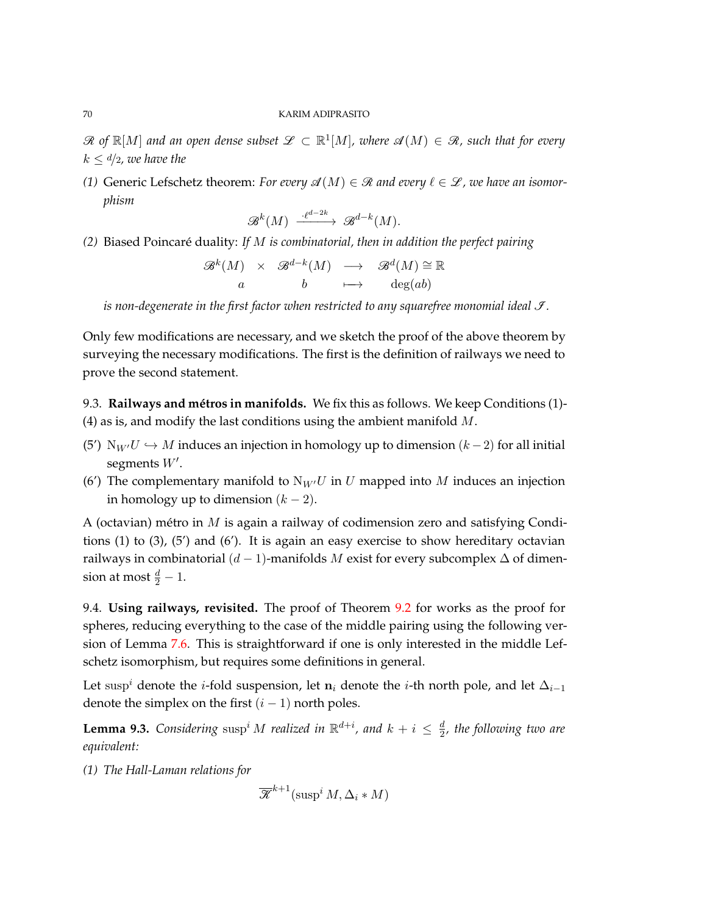*$\mathscr{R}$ of $\mathbb{R}[M]$ and an open dense subset $\mathscr{L} \subset \mathbb{R}^1[M]$, where $\mathscr{A}(M) \in \mathscr{R}$, such that for every $k \le d/2$, we have the*

*(1)* Generic Lefschetz theorem: *For every $\mathscr{A}(M) \in \mathscr{R}$ and every $\ell \in \mathscr{L}$, we have an isomorphism*

$$\mathscr{B}^k(M) \xrightarrow{\ \cdot \ell^{d-2k}\ } \mathscr{B}^{d-k}(M).$$

*(2)* Biased Poincaré duality: *If $M$ is combinatorial, then in addition the perfect pairing*

$$\begin{array}{ccccc} \mathscr{B}^k(M) & \times & \mathscr{B}^{d-k}(M) & \longrightarrow & \mathscr{B}^d(M) \cong \mathbb{R} \\ a & & b & \longmapsto & \deg(ab) \end{array}$$

*is non-degenerate in the first factor when restricted to any squarefree monomial ideal $\mathscr{I}$.*

Only few modifications are necessary, and we sketch the proof of the above theorem by surveying the necessary modifications. The first is the definition of railways we need to prove the second statement.

9.3. **Railways and métros in manifolds.** We fix this as follows. We keep Conditions (1)-(4) as is, and modify the last conditions using the ambient manifold $M$.

(5′) $\mathrm{N}_{W'}U \hookrightarrow M$ induces an injection in homology up to dimension $(k-2)$ for all initial segments $W'$.

(6′) The complementary manifold to $\mathrm{N}_{W'}U$ in $U$ mapped into $M$ induces an injection in homology up to dimension $(k-2)$.

A (octavian) métro in $M$ is again a railway of codimension zero and satisfying Conditions (1) to (3), (5′) and (6′). It is again an easy exercise to show hereditary octavian railways in combinatorial $(d-1)$-manifolds $M$ exist for every subcomplex $\Delta$ of dimension at most $\frac{d}{2}-1$.

9.4. **Using railways, revisited.** The proof of Theorem 9.2 for works as the proof for spheres, reducing everything to the case of the middle pairing using the following version of Lemma 7.6. This is straightforward if one is only interested in the middle Lefschetz isomorphism, but requires some definitions in general.

Let $\mathrm{susp}^i$ denote the $i$-fold suspension, let $\mathbf{n}_i$ denote the $i$-th north pole, and let $\Delta_{i-1}$ denote the simplex on the first $(i-1)$ north poles.

**Lemma 9.3.** *Considering $\mathrm{susp}^i M$ realized in $\mathbb{R}^{d+i}$, and $k+i \le \frac{d}{2}$, the following two are equivalent:*

*(1) The Hall-Laman relations for*

$$\overline{\mathscr{K}}^{k+1}(\mathrm{susp}^i M, \Delta_i * M)$$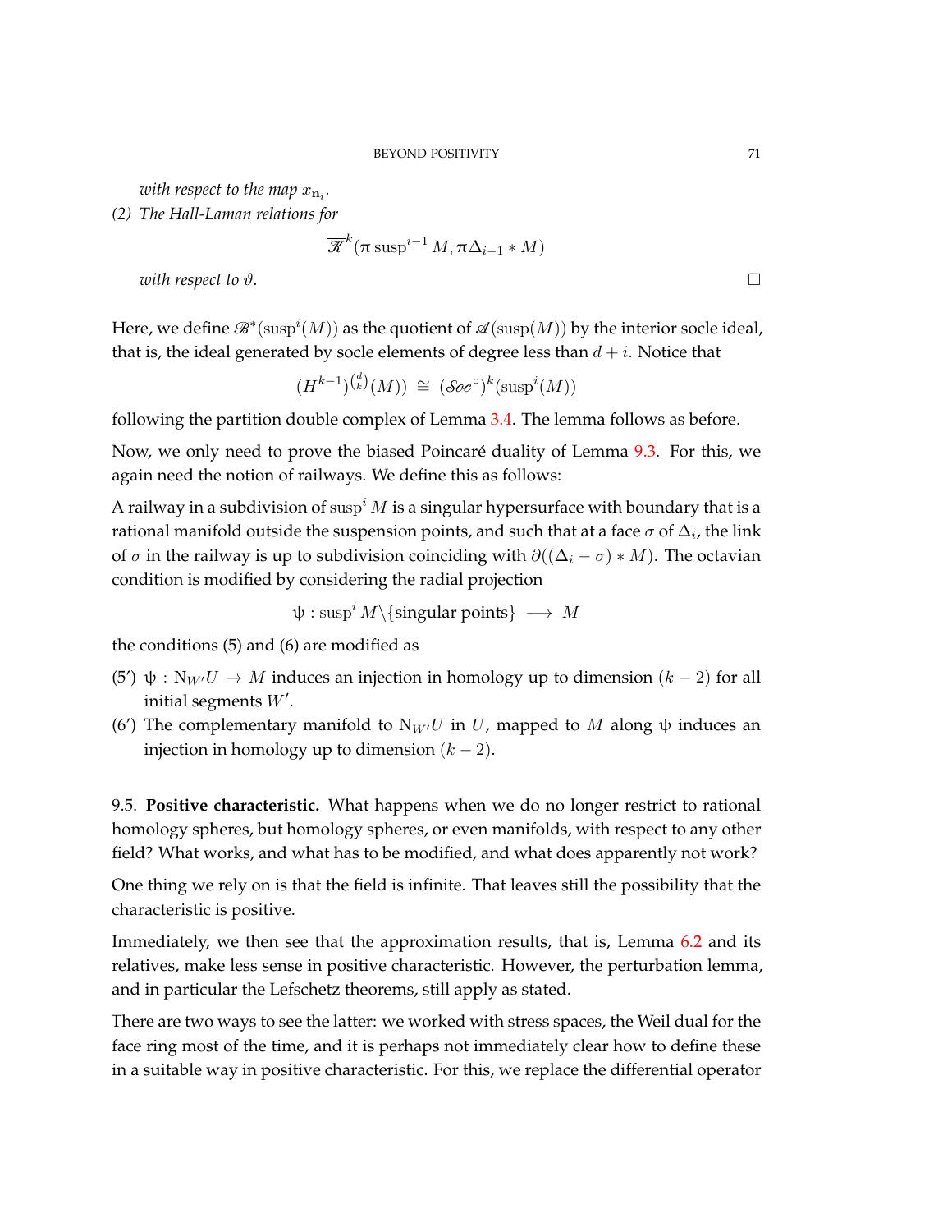*with respect to the map $x_{\mathbf{n}_i}$.*

*(2) The Hall-Laman relations for*

$$\overline{\mathscr{K}}^k(\pi \operatorname{susp}^{i-1} M, \pi\Delta_{i-1} * M)$$

*with respect to $\vartheta$.* □

Here, we define $\mathscr{B}^*(\operatorname{susp}^i(M))$ as the quotient of $\mathscr{A}(\operatorname{susp}(M))$ by the interior socle ideal, that is, the ideal generated by socle elements of degree less than $d+i$. Notice that

$$(H^{k-1})^{\binom{d}{k}}(M)) \ \cong \ (\mathscr{S}oc^\circ)^k(\operatorname{susp}^i(M))$$

following the partition double complex of Lemma 3.4. The lemma follows as before.

Now, we only need to prove the biased Poincaré duality of Lemma 9.3. For this, we again need the notion of railways. We define this as follows:

A railway in a subdivision of $\operatorname{susp}^i M$ is a singular hypersurface with boundary that is a rational manifold outside the suspension points, and such that at a face $\sigma$ of $\Delta_i$, the link of $\sigma$ in the railway is up to subdivision coinciding with $\partial((\Delta_i - \sigma) * M)$. The octavian condition is modified by considering the radial projection

$$\psi : \operatorname{susp}^i M \backslash \{\text{singular points}\} \ \longrightarrow \ M$$

the conditions (5) and (6) are modified as

- (5′) $\psi : \mathrm{N}_{W'}U \to M$ induces an injection in homology up to dimension $(k-2)$ for all initial segments $W'$.
- (6′) The complementary manifold to $\mathrm{N}_{W'}U$ in $U$, mapped to $M$ along $\psi$ induces an injection in homology up to dimension $(k-2)$.

9.5. **Positive characteristic.** What happens when we do no longer restrict to rational homology spheres, but homology spheres, or even manifolds, with respect to any other field? What works, and what has to be modified, and what does apparently not work?

One thing we rely on is that the field is infinite. That leaves still the possibility that the characteristic is positive.

Immediately, we then see that the approximation results, that is, Lemma 6.2 and its relatives, make less sense in positive characteristic. However, the perturbation lemma, and in particular the Lefschetz theorems, still apply as stated.

There are two ways to see the latter: we worked with stress spaces, the Weil dual for the face ring most of the time, and it is perhaps not immediately clear how to define these in a suitable way in positive characteristic. For this, we replace the differential operator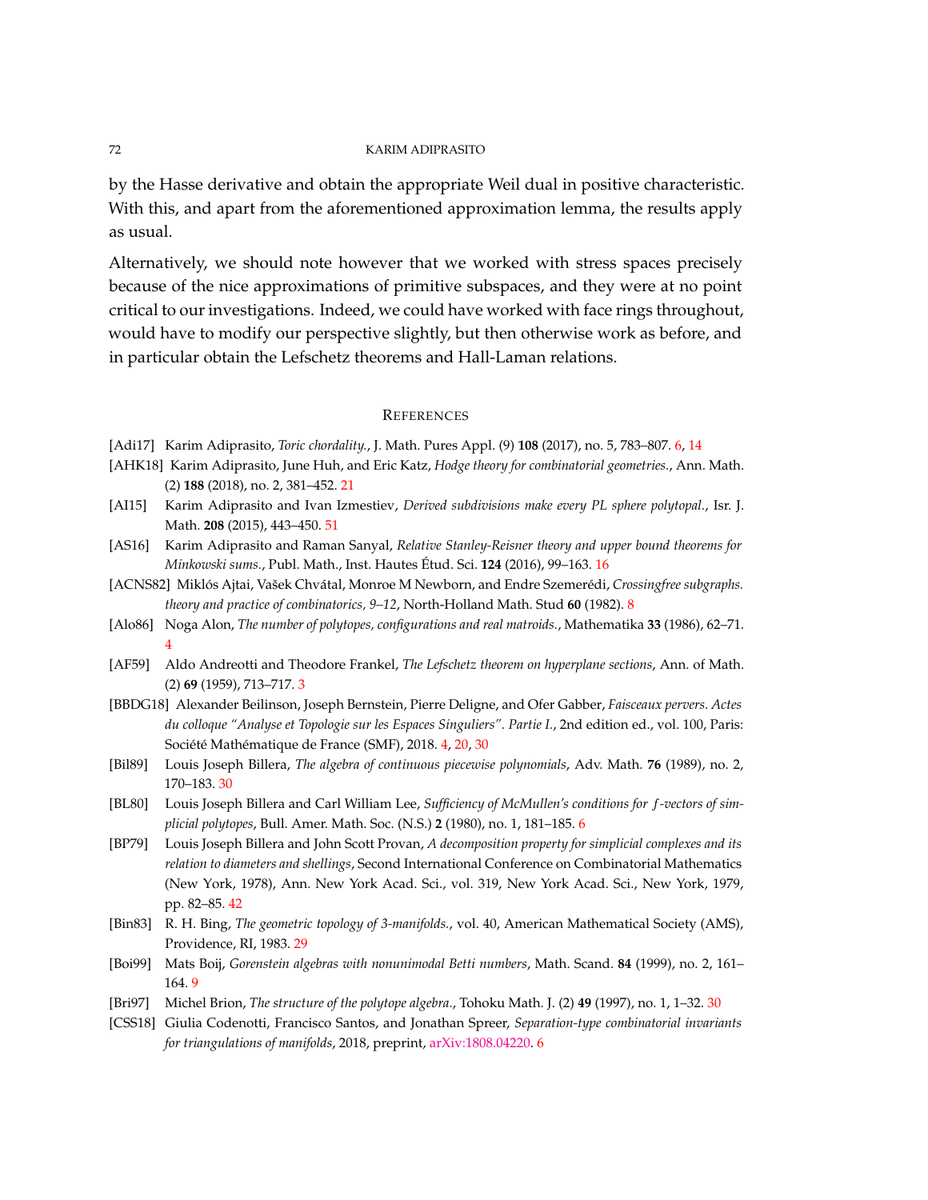by the Hasse derivative and obtain the appropriate Weil dual in positive characteristic. With this, and apart from the aforementioned approximation lemma, the results apply as usual.

Alternatively, we should note however that we worked with stress spaces precisely because of the nice approximations of primitive subspaces, and they were at no point critical to our investigations. Indeed, we could have worked with face rings throughout, would have to modify our perspective slightly, but then otherwise work as before, and in particular obtain the Lefschetz theorems and Hall-Laman relations.

## References

- [Adi17] Karim Adiprasito, *Toric chordality.*, J. Math. Pures Appl. (9) **108** (2017), no. 5, 783–807. 6, 14
- [AHK18] Karim Adiprasito, June Huh, and Eric Katz, *Hodge theory for combinatorial geometries.*, Ann. Math. (2) **188** (2018), no. 2, 381–452. 21
- [AI15] Karim Adiprasito and Ivan Izmestiev, *Derived subdivisions make every PL sphere polytopal.*, Isr. J. Math. **208** (2015), 443–450. 51
- [AS16] Karim Adiprasito and Raman Sanyal, *Relative Stanley-Reisner theory and upper bound theorems for Minkowski sums.*, Publ. Math., Inst. Hautes Étud. Sci. **124** (2016), 99–163. 16
- [ACNS82] Miklós Ajtai, Vašek Chvátal, Monroe M Newborn, and Endre Szemerédi, *Crossingfree subgraphs. theory and practice of combinatorics, 9–12*, North-Holland Math. Stud **60** (1982). 8
- [Alo86] Noga Alon, *The number of polytopes, configurations and real matroids.*, Mathematika **33** (1986), 62–71. 4
- [AF59] Aldo Andreotti and Theodore Frankel, *The Lefschetz theorem on hyperplane sections*, Ann. of Math. (2) **69** (1959), 713–717. 3
- [BBDG18] Alexander Beilinson, Joseph Bernstein, Pierre Deligne, and Ofer Gabber, *Faisceaux pervers. Actes du colloque "Analyse et Topologie sur les Espaces Singuliers". Partie I.*, 2nd edition ed., vol. 100, Paris: Société Mathématique de France (SMF), 2018. 4, 20, 30
- [Bil89] Louis Joseph Billera, *The algebra of continuous piecewise polynomials*, Adv. Math. **76** (1989), no. 2, 170–183. 30
- [BL80] Louis Joseph Billera and Carl William Lee, *Sufficiency of McMullen's conditions for $f$-vectors of simplicial polytopes*, Bull. Amer. Math. Soc. (N.S.) **2** (1980), no. 1, 181–185. 6
- [BP79] Louis Joseph Billera and John Scott Provan, *A decomposition property for simplicial complexes and its relation to diameters and shellings*, Second International Conference on Combinatorial Mathematics (New York, 1978), Ann. New York Acad. Sci., vol. 319, New York Acad. Sci., New York, 1979, pp. 82–85. 42
- [Bin83] R. H. Bing, *The geometric topology of 3-manifolds.*, vol. 40, American Mathematical Society (AMS), Providence, RI, 1983. 29
- [Boi99] Mats Boij, *Gorenstein algebras with nonunimodal Betti numbers*, Math. Scand. **84** (1999), no. 2, 161–164. 9
- [Bri97] Michel Brion, *The structure of the polytope algebra.*, Tohoku Math. J. (2) **49** (1997), no. 1, 1–32. 30
- [CSS18] Giulia Codenotti, Francisco Santos, and Jonathan Spreer, *Separation-type combinatorial invariants for triangulations of manifolds*, 2018, preprint, arXiv:1808.04220. 6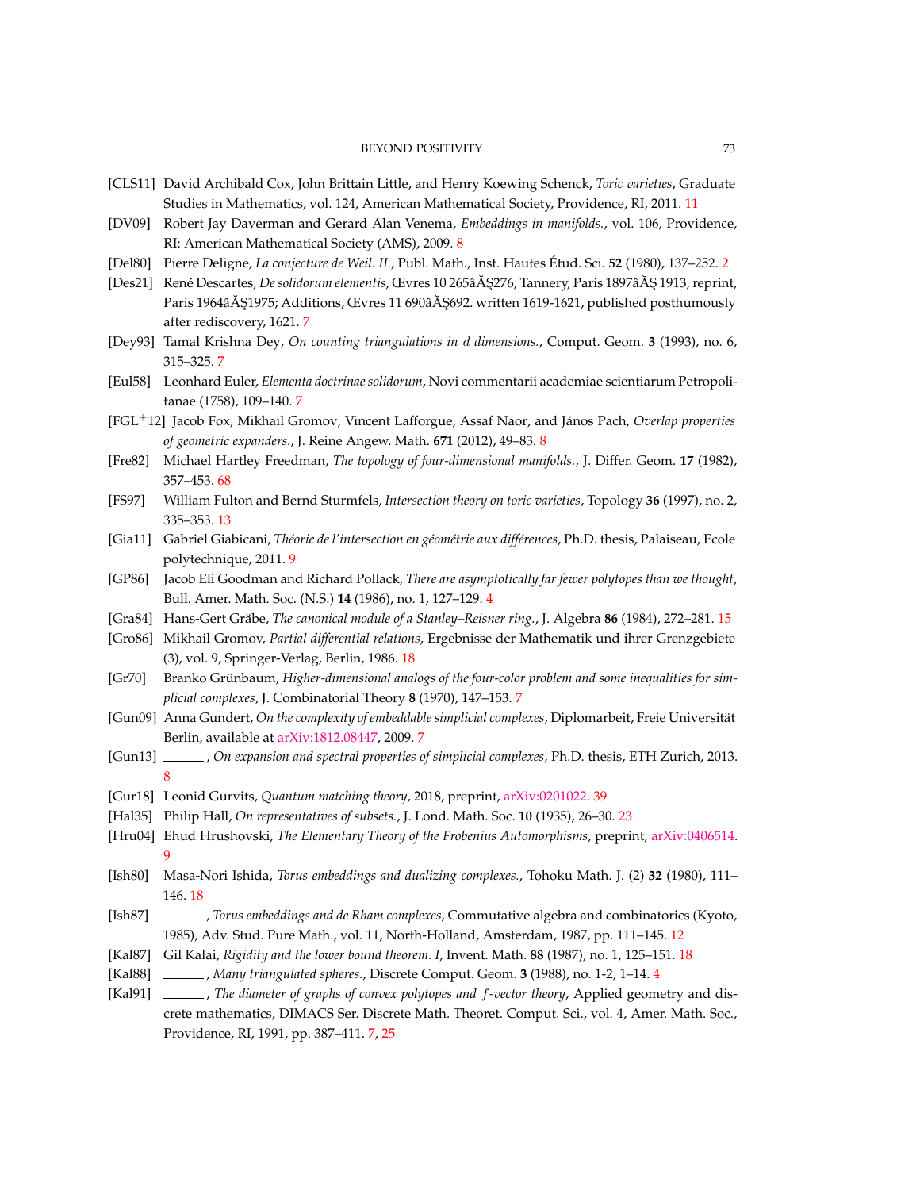[CLS11] David Archibald Cox, John Brittain Little, and Henry Koewing Schenck, *Toric varieties*, Graduate Studies in Mathematics, vol. 124, American Mathematical Society, Providence, RI, 2011. 11

[DV09] Robert Jay Daverman and Gerard Alan Venema, *Embeddings in manifolds.*, vol. 106, Providence, RI: American Mathematical Society (AMS), 2009. 8

[Del80] Pierre Deligne, *La conjecture de Weil. II.*, Publ. Math., Inst. Hautes Étud. Sci. **52** (1980), 137–252. 2

[Des21] René Descartes, *De solidorum elementis*, Œvres 10 265âĂŞ276, Tannery, Paris 1897âĂŞ 1913, reprint, Paris 1964âĂŞ1975; Additions, Œvres 11 690âĂŞ692. written 1619-1621, published posthumously after rediscovery, 1621. 7

[Dey93] Tamal Krishna Dey, *On counting triangulations in $d$ dimensions.*, Comput. Geom. **3** (1993), no. 6, 315–325. 7

[Eul58] Leonhard Euler, *Elementa doctrinae solidorum*, Novi commentarii academiae scientiarum Petropolitanae (1758), 109–140. 7

[FGL+12] Jacob Fox, Mikhail Gromov, Vincent Lafforgue, Assaf Naor, and János Pach, *Overlap properties of geometric expanders.*, J. Reine Angew. Math. **671** (2012), 49–83. 8

[Fre82] Michael Hartley Freedman, *The topology of four-dimensional manifolds.*, J. Differ. Geom. **17** (1982), 357–453. 68

[FS97] William Fulton and Bernd Sturmfels, *Intersection theory on toric varieties*, Topology **36** (1997), no. 2, 335–353. 13

[Gia11] Gabriel Giabicani, *Théorie de l'intersection en géométrie aux différences*, Ph.D. thesis, Palaiseau, Ecole polytechnique, 2011. 9

[GP86] Jacob Eli Goodman and Richard Pollack, *There are asymptotically far fewer polytopes than we thought*, Bull. Amer. Math. Soc. (N.S.) **14** (1986), no. 1, 127–129. 4

[Gra84] Hans-Gert Gräbe, *The canonical module of a Stanley–Reisner ring.*, J. Algebra **86** (1984), 272–281. 15

[Gro86] Mikhail Gromov, *Partial differential relations*, Ergebnisse der Mathematik und ihrer Grenzgebiete (3), vol. 9, Springer-Verlag, Berlin, 1986. 18

[Gr70] Branko Grünbaum, *Higher-dimensional analogs of the four-color problem and some inequalities for simplicial complexes*, J. Combinatorial Theory **8** (1970), 147–153. 7

[Gun09] Anna Gundert, *On the complexity of embeddable simplicial complexes*, Diplomarbeit, Freie Universität Berlin, available at arXiv:1812.08447, 2009. 7

[Gun13] ______ , *On expansion and spectral properties of simplicial complexes*, Ph.D. thesis, ETH Zurich, 2013. 8

[Gur18] Leonid Gurvits, *Quantum matching theory*, 2018, preprint, arXiv:0201022. 39

[Hal35] Philip Hall, *On representatives of subsets.*, J. Lond. Math. Soc. **10** (1935), 26–30. 23

[Hru04] Ehud Hrushovski, *The Elementary Theory of the Frobenius Automorphisms*, preprint, arXiv:0406514. 9

[Ish80] Masa-Nori Ishida, *Torus embeddings and dualizing complexes.*, Tohoku Math. J. (2) **32** (1980), 111–146. 18

[Ish87] ______ , *Torus embeddings and de Rham complexes*, Commutative algebra and combinatorics (Kyoto, 1985), Adv. Stud. Pure Math., vol. 11, North-Holland, Amsterdam, 1987, pp. 111–145. 12

[Kal87] Gil Kalai, *Rigidity and the lower bound theorem. I*, Invent. Math. **88** (1987), no. 1, 125–151. 18

[Kal88] ______ , *Many triangulated spheres.*, Discrete Comput. Geom. **3** (1988), no. 1-2, 1–14. 4

[Kal91] ______ , *The diameter of graphs of convex polytopes and $f$-vector theory*, Applied geometry and discrete mathematics, DIMACS Ser. Discrete Math. Theoret. Comput. Sci., vol. 4, Amer. Math. Soc., Providence, RI, 1991, pp. 387–411. 7, 25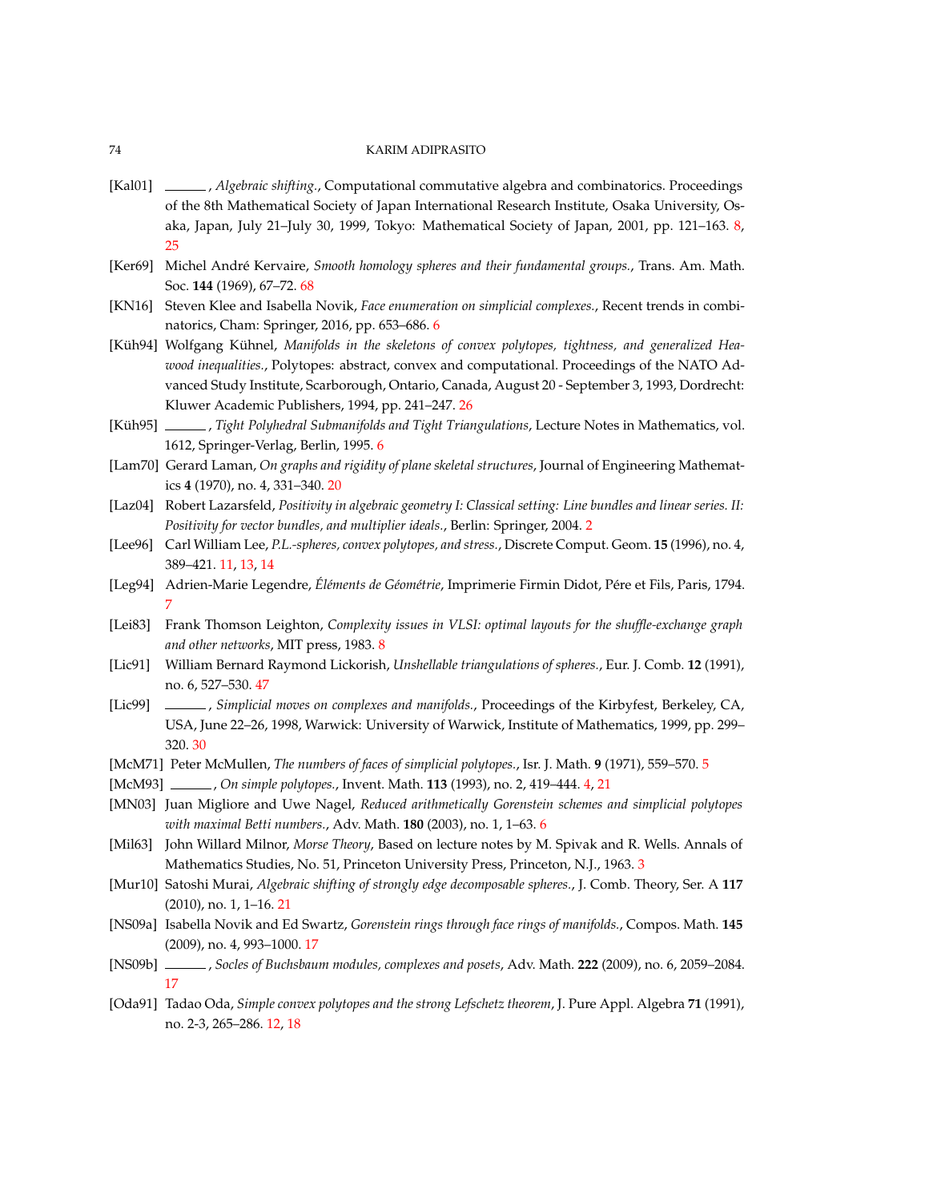[Kal01] ______ , *Algebraic shifting.*, Computational commutative algebra and combinatorics. Proceedings of the 8th Mathematical Society of Japan International Research Institute, Osaka University, Osaka, Japan, July 21–July 30, 1999, Tokyo: Mathematical Society of Japan, 2001, pp. 121–163. 8, 25

[Ker69] Michel André Kervaire, *Smooth homology spheres and their fundamental groups.*, Trans. Am. Math. Soc. **144** (1969), 67–72. 68

[KN16] Steven Klee and Isabella Novik, *Face enumeration on simplicial complexes.*, Recent trends in combinatorics, Cham: Springer, 2016, pp. 653–686. 6

[Küh94] Wolfgang Kühnel, *Manifolds in the skeletons of convex polytopes, tightness, and generalized Heawood inequalities.*, Polytopes: abstract, convex and computational. Proceedings of the NATO Advanced Study Institute, Scarborough, Ontario, Canada, August 20 - September 3, 1993, Dordrecht: Kluwer Academic Publishers, 1994, pp. 241–247. 26

[Küh95] ______ , *Tight Polyhedral Submanifolds and Tight Triangulations*, Lecture Notes in Mathematics, vol. 1612, Springer-Verlag, Berlin, 1995. 6

[Lam70] Gerard Laman, *On graphs and rigidity of plane skeletal structures*, Journal of Engineering Mathematics **4** (1970), no. 4, 331–340. 20

[Laz04] Robert Lazarsfeld, *Positivity in algebraic geometry I: Classical setting: Line bundles and linear series. II: Positivity for vector bundles, and multiplier ideals.*, Berlin: Springer, 2004. 2

[Lee96] Carl William Lee, *P.L.-spheres, convex polytopes, and stress.*, Discrete Comput. Geom. **15** (1996), no. 4, 389–421. 11, 13, 14

[Leg94] Adrien-Marie Legendre, *Éléments de Géométrie*, Imprimerie Firmin Didot, Pére et Fils, Paris, 1794. 7

[Lei83] Frank Thomson Leighton, *Complexity issues in VLSI: optimal layouts for the shuffle-exchange graph and other networks*, MIT press, 1983. 8

[Lic91] William Bernard Raymond Lickorish, *Unshellable triangulations of spheres.*, Eur. J. Comb. **12** (1991), no. 6, 527–530. 47

[Lic99] ______ , *Simplicial moves on complexes and manifolds.*, Proceedings of the Kirbyfest, Berkeley, CA, USA, June 22–26, 1998, Warwick: University of Warwick, Institute of Mathematics, 1999, pp. 299–320. 30

[McM71] Peter McMullen, *The numbers of faces of simplicial polytopes.*, Isr. J. Math. **9** (1971), 559–570. 5

[McM93] ______ , *On simple polytopes.*, Invent. Math. **113** (1993), no. 2, 419–444. 4, 21

[MN03] Juan Migliore and Uwe Nagel, *Reduced arithmetically Gorenstein schemes and simplicial polytopes with maximal Betti numbers.*, Adv. Math. **180** (2003), no. 1, 1–63. 6

[Mil63] John Willard Milnor, *Morse Theory*, Based on lecture notes by M. Spivak and R. Wells. Annals of Mathematics Studies, No. 51, Princeton University Press, Princeton, N.J., 1963. 3

[Mur10] Satoshi Murai, *Algebraic shifting of strongly edge decomposable spheres.*, J. Comb. Theory, Ser. A **117** (2010), no. 1, 1–16. 21

[NS09a] Isabella Novik and Ed Swartz, *Gorenstein rings through face rings of manifolds.*, Compos. Math. **145** (2009), no. 4, 993–1000. 17

[NS09b] ______ , *Socles of Buchsbaum modules, complexes and posets*, Adv. Math. **222** (2009), no. 6, 2059–2084. 17

[Oda91] Tadao Oda, *Simple convex polytopes and the strong Lefschetz theorem*, J. Pure Appl. Algebra **71** (1991), no. 2-3, 265–286. 12, 18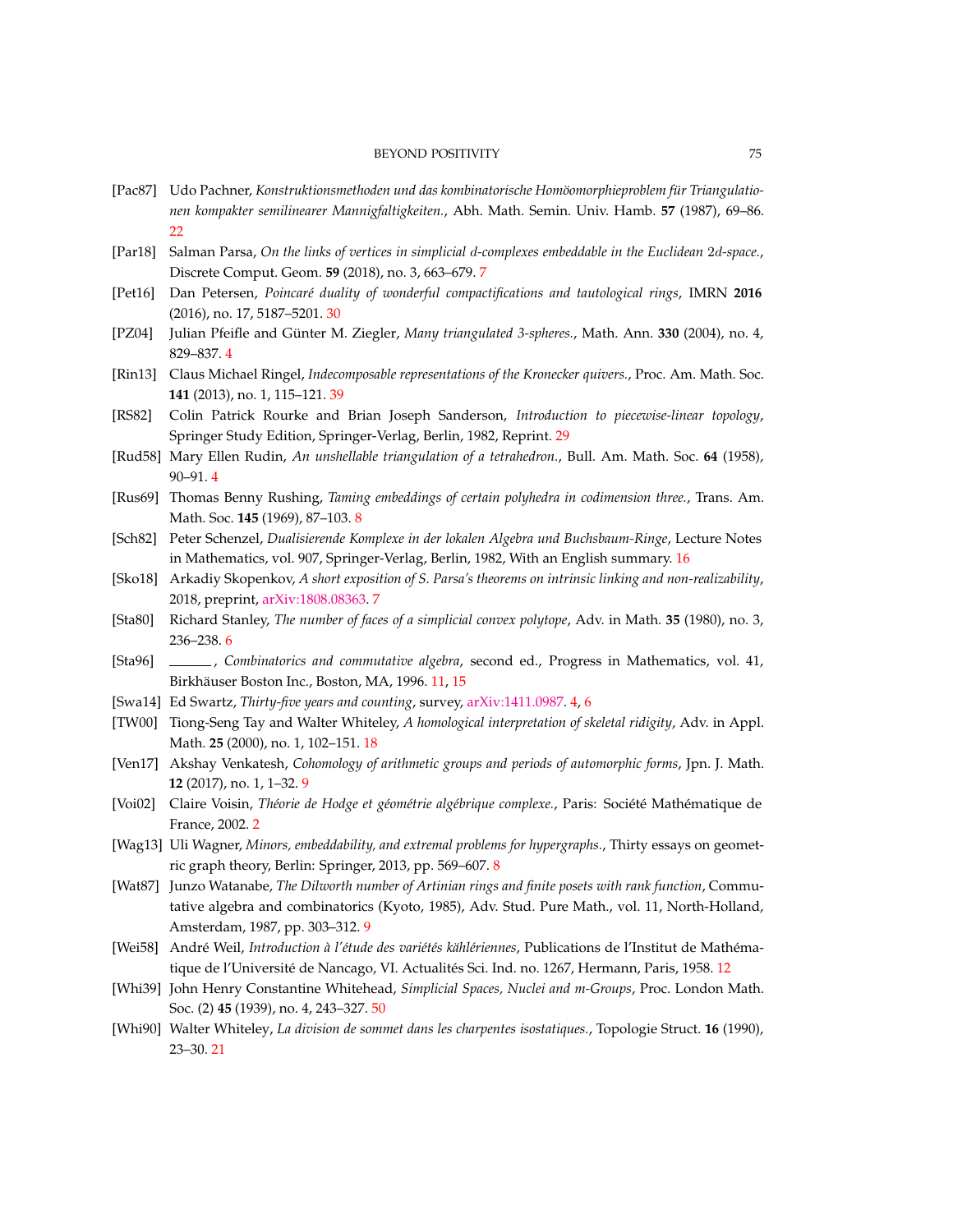[Pac87] Udo Pachner, *Konstruktionsmethoden und das kombinatorische Homöomorphieproblem für Triangulationen kompakter semilinearer Mannigfaltigkeiten.*, Abh. Math. Semin. Univ. Hamb. **57** (1987), 69–86. 22

[Par18] Salman Parsa, *On the links of vertices in simplicial d-complexes embeddable in the Euclidean 2d-space.*, Discrete Comput. Geom. **59** (2018), no. 3, 663–679. 7

[Pet16] Dan Petersen, *Poincaré duality of wonderful compactifications and tautological rings*, IMRN **2016** (2016), no. 17, 5187–5201. 30

[PZ04] Julian Pfeifle and Günter M. Ziegler, *Many triangulated 3-spheres.*, Math. Ann. **330** (2004), no. 4, 829–837. 4

[Rin13] Claus Michael Ringel, *Indecomposable representations of the Kronecker quivers.*, Proc. Am. Math. Soc. **141** (2013), no. 1, 115–121. 39

[RS82] Colin Patrick Rourke and Brian Joseph Sanderson, *Introduction to piecewise-linear topology*, Springer Study Edition, Springer-Verlag, Berlin, 1982, Reprint. 29

[Rud58] Mary Ellen Rudin, *An unshellable triangulation of a tetrahedron.*, Bull. Am. Math. Soc. **64** (1958), 90–91. 4

[Rus69] Thomas Benny Rushing, *Taming embeddings of certain polyhedra in codimension three.*, Trans. Am. Math. Soc. **145** (1969), 87–103. 8

[Sch82] Peter Schenzel, *Dualisierende Komplexe in der lokalen Algebra und Buchsbaum-Ringe*, Lecture Notes in Mathematics, vol. 907, Springer-Verlag, Berlin, 1982, With an English summary. 16

[Sko18] Arkadiy Skopenkov, *A short exposition of S. Parsa's theorems on intrinsic linking and non-realizability*, 2018, preprint, arXiv:1808.08363. 7

[Sta80] Richard Stanley, *The number of faces of a simplicial convex polytope*, Adv. in Math. **35** (1980), no. 3, 236–238. 6

[Sta96] ______, *Combinatorics and commutative algebra*, second ed., Progress in Mathematics, vol. 41, Birkhäuser Boston Inc., Boston, MA, 1996. 11, 15

[Swa14] Ed Swartz, *Thirty-five years and counting*, survey, arXiv:1411.0987. 4, 6

[TW00] Tiong-Seng Tay and Walter Whiteley, *A homological interpretation of skeletal ridigity*, Adv. in Appl. Math. **25** (2000), no. 1, 102–151. 18

[Ven17] Akshay Venkatesh, *Cohomology of arithmetic groups and periods of automorphic forms*, Jpn. J. Math. **12** (2017), no. 1, 1–32. 9

[Voi02] Claire Voisin, *Théorie de Hodge et géométrie algébrique complexe.*, Paris: Société Mathématique de France, 2002. 2

[Wag13] Uli Wagner, *Minors, embeddability, and extremal problems for hypergraphs.*, Thirty essays on geometric graph theory, Berlin: Springer, 2013, pp. 569–607. 8

[Wat87] Junzo Watanabe, *The Dilworth number of Artinian rings and finite posets with rank function*, Commutative algebra and combinatorics (Kyoto, 1985), Adv. Stud. Pure Math., vol. 11, North-Holland, Amsterdam, 1987, pp. 303–312. 9

[Wei58] André Weil, *Introduction à l'étude des variétés kählériennes*, Publications de l'Institut de Mathématique de l'Université de Nancago, VI. Actualités Sci. Ind. no. 1267, Hermann, Paris, 1958. 12

[Whi39] John Henry Constantine Whitehead, *Simplicial Spaces, Nuclei and m-Groups*, Proc. London Math. Soc. (2) **45** (1939), no. 4, 243–327. 50

[Whi90] Walter Whiteley, *La division de sommet dans les charpentes isostatiques.*, Topologie Struct. **16** (1990), 23–30. 21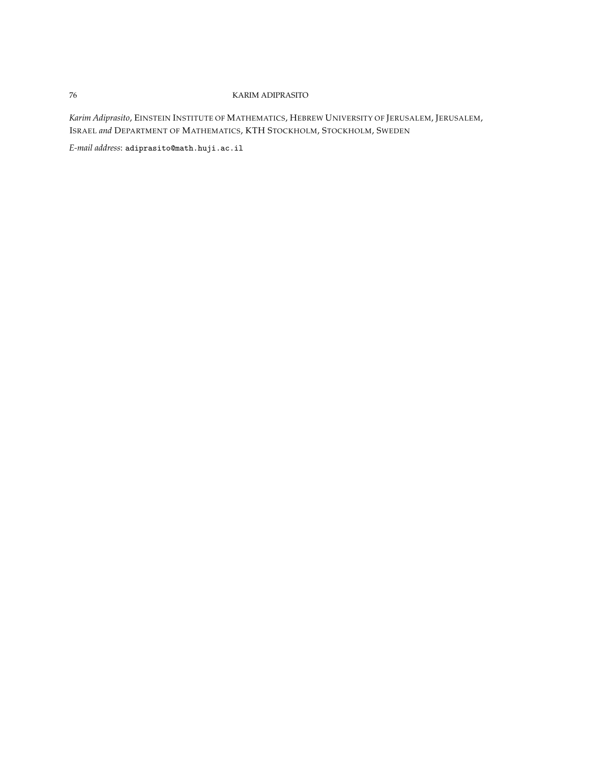*Karim Adiprasito*, Einstein Institute of Mathematics, Hebrew University of Jerusalem, Jerusalem, Israel *and* Department of Mathematics, KTH Stockholm, Stockholm, Sweden

*E-mail address*: adiprasito@math.huji.ac.il